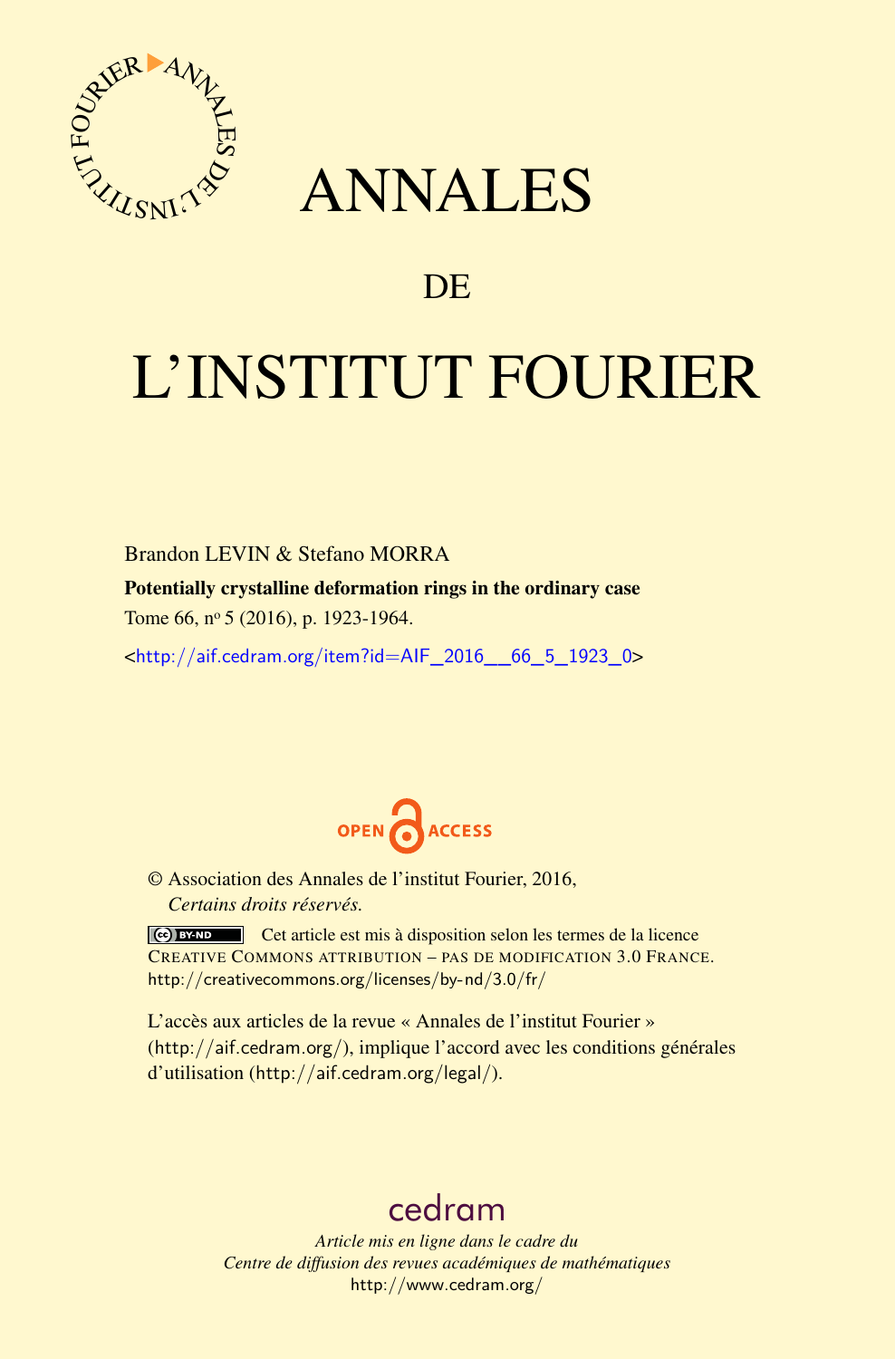# ANNALES

## DE

# L'INSTITUT FOURIER

Brandon LEVIN & Stefano MORRA

**Potentially crystalline deformation rings in the ordinary case**

Tome 66, nº 5 (2016), p. 1923-1964.

<http://aif.cedram.org/item?id=AIF_2016__66_5_1923_0>

OPEN ACCESS

© Association des Annales de l'institut Fourier, 2016,
*Certains droits réservés.*

Cet article est mis à disposition selon les termes de la licence CREATIVE COMMONS ATTRIBUTION – PAS DE MODIFICATION 3.0 FRANCE. http://creativecommons.org/licenses/by-nd/3.0/fr/

L'accès aux articles de la revue « Annales de l'institut Fourier » (http://aif.cedram.org/), implique l'accord avec les conditions générales d'utilisation (http://aif.cedram.org/legal/).

cedram

*Article mis en ligne dans le cadre du*
*Centre de diffusion des revues académiques de mathématiques*
http://www.cedram.org/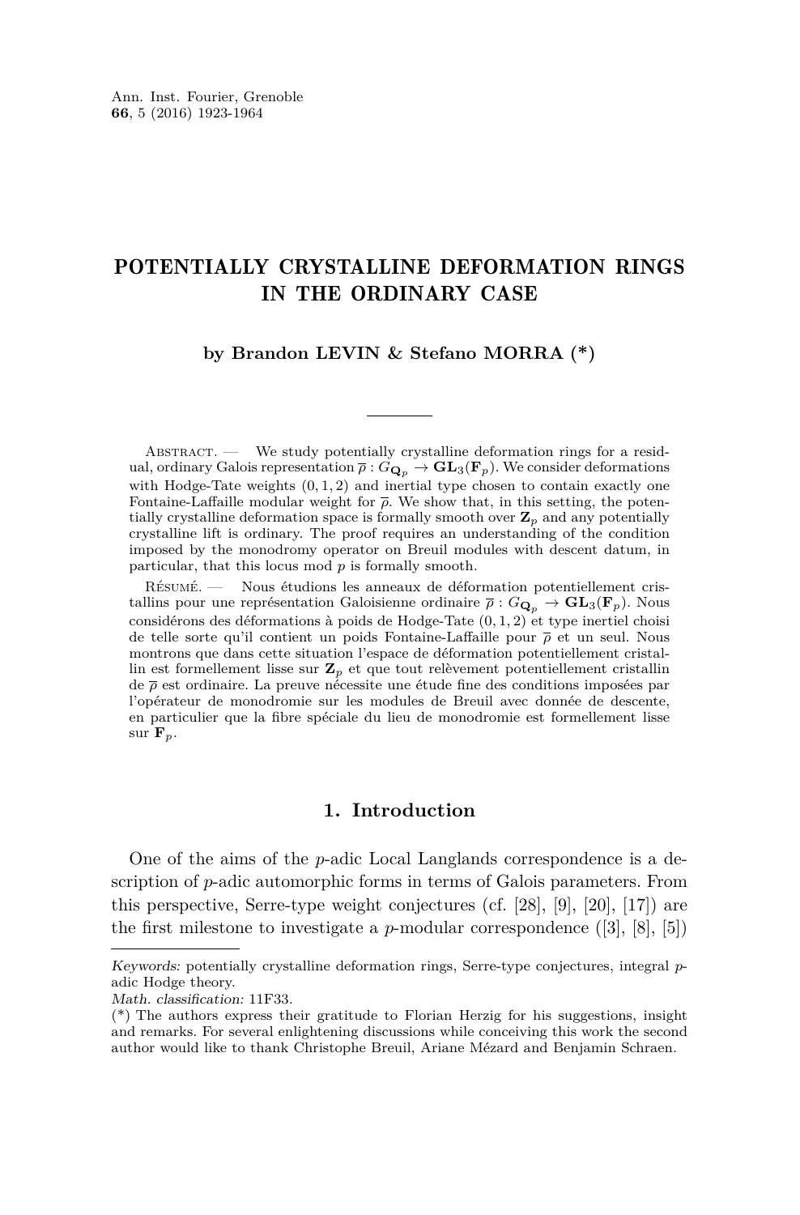Ann. Inst. Fourier, Grenoble
**66**, 5 (2016) 1923-1964

# POTENTIALLY CRYSTALLINE DEFORMATION RINGS IN THE ORDINARY CASE

**by Brandon LEVIN & Stefano MORRA (\*)**

Abstract. — We study potentially crystalline deformation rings for a residual, ordinary Galois representation $\overline{\rho} : G_{\mathbf{Q}_p} \to \mathbf{GL}_3(\mathbf{F}_p)$. We consider deformations with Hodge-Tate weights $(0,1,2)$ and inertial type chosen to contain exactly one Fontaine-Laffaille modular weight for $\overline{\rho}$. We show that, in this setting, the potentially crystalline deformation space is formally smooth over $\mathbf{Z}_p$ and any potentially crystalline lift is ordinary. The proof requires an understanding of the condition imposed by the monodromy operator on Breuil modules with descent datum, in particular, that this locus mod $p$ is formally smooth.

Résumé. — Nous étudions les anneaux de déformation potentiellement cristallins pour une représentation Galoisienne ordinaire $\overline{\rho} : G_{\mathbf{Q}_p} \to \mathbf{GL}_3(\mathbf{F}_p)$. Nous considérons des déformations à poids de Hodge-Tate $(0,1,2)$ et type inertiel choisi de telle sorte qu'il contient un poids Fontaine-Laffaille pour $\overline{\rho}$ et un seul. Nous montrons que dans cette situation l'espace de déformation potentiellement cristallin est formellement lisse sur $\mathbf{Z}_p$ et que tout relèvement potentiellement cristallin de $\overline{\rho}$ est ordinaire. La preuve nécessite une étude fine des conditions imposées par l'opérateur de monodromie sur les modules de Breuil avec donnée de descente, en particulier que la fibre spéciale du lieu de monodromie est formellement lisse sur $\mathbf{F}_p$.

## 1. Introduction

One of the aims of the $p$-adic Local Langlands correspondence is a description of $p$-adic automorphic forms in terms of Galois parameters. From this perspective, Serre-type weight conjectures (cf. [28], [9], [20], [17]) are the first milestone to investigate a $p$-modular correspondence ([3], [8], [5])

*Keywords:* potentially crystalline deformation rings, Serre-type conjectures, integral $p$-adic Hodge theory.
*Math. classification:* 11F33.
(\*) The authors express their gratitude to Florian Herzig for his suggestions, insight and remarks. For several enlightening discussions while conceiving this work the second author would like to thank Christophe Breuil, Ariane Mézard and Benjamin Schraen.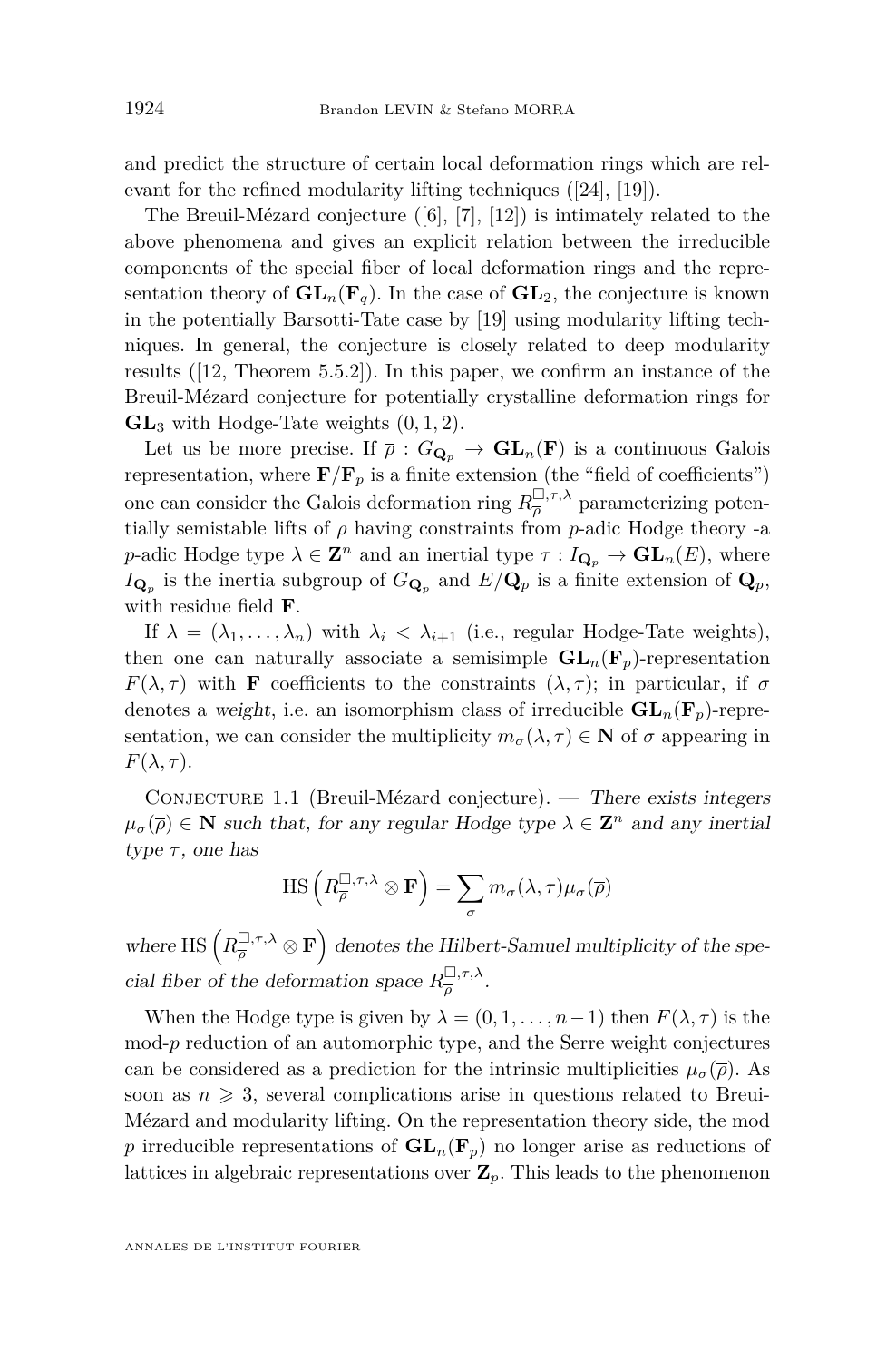and predict the structure of certain local deformation rings which are relevant for the refined modularity lifting techniques ([24], [19]).

The Breuil-Mézard conjecture ([6], [7], [12]) is intimately related to the above phenomena and gives an explicit relation between the irreducible components of the special fiber of local deformation rings and the representation theory of $\mathbf{GL}_n(\mathbf{F}_q)$. In the case of $\mathbf{GL}_2$, the conjecture is known in the potentially Barsotti-Tate case by [19] using modularity lifting techniques. In general, the conjecture is closely related to deep modularity results ([12, Theorem 5.5.2]). In this paper, we confirm an instance of the Breuil-Mézard conjecture for potentially crystalline deformation rings for $\mathbf{GL}_3$ with Hodge-Tate weights $(0, 1, 2)$.

Let us be more precise. If $\overline{\rho} : G_{\mathbf{Q}_p} \to \mathbf{GL}_n(\mathbf{F})$ is a continuous Galois representation, where $\mathbf{F}/\mathbf{F}_p$ is a finite extension (the "field of coefficients") one can consider the Galois deformation ring $R_{\overline{\rho}}^{\square,\tau,\lambda}$ parameterizing potentially semistable lifts of $\overline{\rho}$ having constraints from $p$-adic Hodge theory -a $p$-adic Hodge type $\lambda \in \mathbf{Z}^n$ and an inertial type $\tau : I_{\mathbf{Q}_p} \to \mathbf{GL}_n(E)$, where $I_{\mathbf{Q}_p}$ is the inertia subgroup of $G_{\mathbf{Q}_p}$ and $E/\mathbf{Q}_p$ is a finite extension of $\mathbf{Q}_p$, with residue field $\mathbf{F}$.

If $\lambda = (\lambda_1, \ldots, \lambda_n)$ with $\lambda_i < \lambda_{i+1}$ (i.e., regular Hodge-Tate weights), then one can naturally associate a semisimple $\mathbf{GL}_n(\mathbf{F}_p)$-representation $F(\lambda, \tau)$ with $\mathbf{F}$ coefficients to the constraints $(\lambda, \tau)$; in particular, if $\sigma$ denotes a *weight*, i.e. an isomorphism class of irreducible $\mathbf{GL}_n(\mathbf{F}_p)$-representation, we can consider the multiplicity $m_\sigma(\lambda, \tau) \in \mathbf{N}$ of $\sigma$ appearing in $F(\lambda, \tau)$.

Conjecture 1.1 (Breuil-Mézard conjecture). — *There exists integers $\mu_\sigma(\overline{\rho}) \in \mathbf{N}$ such that, for any regular Hodge type $\lambda \in \mathbf{Z}^n$ and any inertial type $\tau$, one has*

$$\mathrm{HS}\left(R_{\overline{\rho}}^{\square,\tau,\lambda} \otimes \mathbf{F}\right) = \sum_{\sigma} m_\sigma(\lambda, \tau)\mu_\sigma(\overline{\rho})$$

*where* $\mathrm{HS}\left(R_{\overline{\rho}}^{\square,\tau,\lambda} \otimes \mathbf{F}\right)$ *denotes the Hilbert-Samuel multiplicity of the special fiber of the deformation space* $R_{\overline{\rho}}^{\square,\tau,\lambda}$.

When the Hodge type is given by $\lambda = (0, 1, \ldots, n-1)$ then $F(\lambda, \tau)$ is the mod-$p$ reduction of an automorphic type, and the Serre weight conjectures can be considered as a prediction for the intrinsic multiplicities $\mu_\sigma(\overline{\rho})$. As soon as $n \geqslant 3$, several complications arise in questions related to Breui-Mézard and modularity lifting. On the representation theory side, the mod $p$ irreducible representations of $\mathbf{GL}_n(\mathbf{F}_p)$ no longer arise as reductions of lattices in algebraic representations over $\mathbf{Z}_p$. This leads to the phenomenon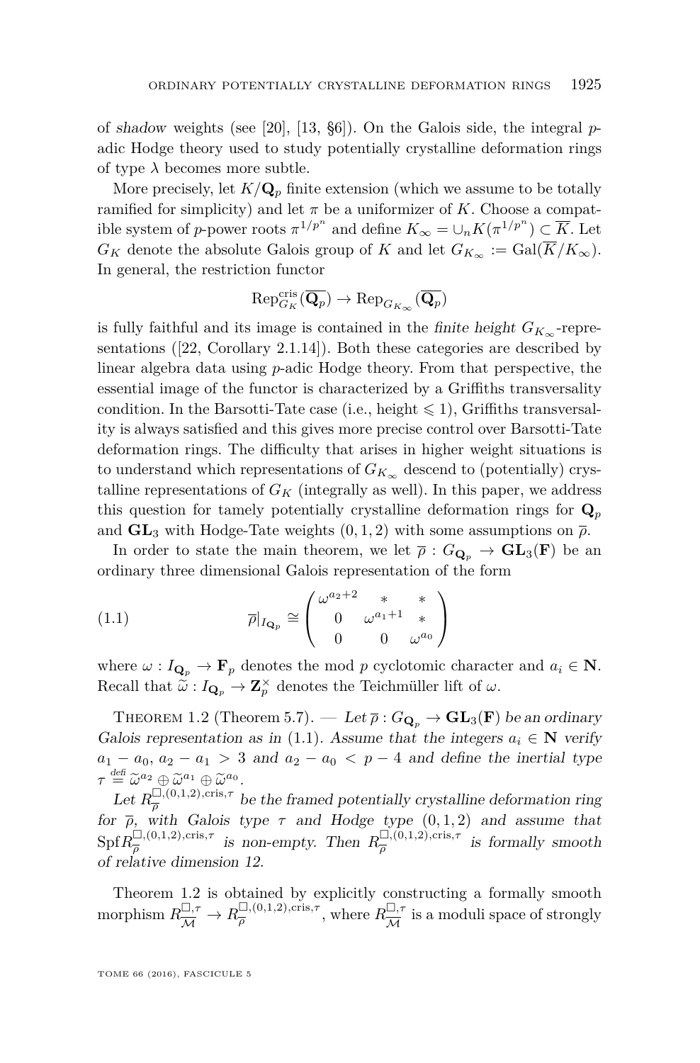of *shadow* weights (see [20], [13, §6]). On the Galois side, the integral $p$-adic Hodge theory used to study potentially crystalline deformation rings of type $\lambda$ becomes more subtle.

More precisely, let $K/\mathbf{Q}_p$ finite extension (which we assume to be totally ramified for simplicity) and let $\pi$ be a uniformizer of $K$. Choose a compatible system of $p$-power roots $\pi^{1/p^n}$ and define $K_\infty = \cup_n K(\pi^{1/p^n}) \subset \overline{K}$. Let $G_K$ denote the absolute Galois group of $K$ and let $G_{K_\infty} := \mathrm{Gal}(\overline{K}/K_\infty)$. In general, the restriction functor

$$\mathrm{Rep}^{\mathrm{cris}}_{G_K}(\overline{\mathbf{Q}_p}) \to \mathrm{Rep}_{G_{K_\infty}}(\overline{\mathbf{Q}_p})$$

is fully faithful and its image is contained in the *finite height* $G_{K_\infty}$-representations ([22, Corollary 2.1.14]). Both these categories are described by linear algebra data using $p$-adic Hodge theory. From that perspective, the essential image of the functor is characterized by a Griffiths transversality condition. In the Barsotti-Tate case (i.e., height $\leqslant 1$), Griffiths transversality is always satisfied and this gives more precise control over Barsotti-Tate deformation rings. The difficulty that arises in higher weight situations is to understand which representations of $G_{K_\infty}$ descend to (potentially) crystalline representations of $G_K$ (integrally as well). In this paper, we address this question for tamely potentially crystalline deformation rings for $\mathbf{Q}_p$ and $\mathbf{GL}_3$ with Hodge-Tate weights $(0,1,2)$ with some assumptions on $\overline{\rho}$.

In order to state the main theorem, we let $\overline{\rho} : G_{\mathbf{Q}_p} \to \mathbf{GL}_3(\mathbf{F})$ be an ordinary three dimensional Galois representation of the form

$$\overline{\rho}|_{I_{\mathbf{Q}_p}} \cong \begin{pmatrix} \omega^{a_2+2} & * & * \\ 0 & \omega^{a_1+1} & * \\ 0 & 0 & \omega^{a_0} \end{pmatrix} \tag{1.1}$$

where $\omega : I_{\mathbf{Q}_p} \to \mathbf{F}_p$ denotes the mod $p$ cyclotomic character and $a_i \in \mathbf{N}$. Recall that $\widetilde{\omega} : I_{\mathbf{Q}_p} \to \mathbf{Z}_p^\times$ denotes the Teichmüller lift of $\omega$.

Theorem 1.2 (Theorem 5.7). — *Let $\overline{\rho} : G_{\mathbf{Q}_p} \to \mathbf{GL}_3(\mathbf{F})$ be an ordinary Galois representation as in (1.1). Assume that the integers $a_i \in \mathbf{N}$ verify $a_1 - a_0,\ a_2 - a_1 > 3$ and $a_2 - a_0 < p - 4$ and define the inertial type $\tau \overset{\text{defi}}{=} \widetilde{\omega}^{a_2} \oplus \widetilde{\omega}^{a_1} \oplus \widetilde{\omega}^{a_0}$.*

*Let $R_{\overline{\rho}}^{\square,(0,1,2),\mathrm{cris},\tau}$ be the framed potentially crystalline deformation ring for $\overline{\rho}$, with Galois type $\tau$ and Hodge type $(0,1,2)$ and assume that $\mathrm{Spf} R_{\overline{\rho}}^{\square,(0,1,2),\mathrm{cris},\tau}$ is non-empty. Then $R_{\overline{\rho}}^{\square,(0,1,2),\mathrm{cris},\tau}$ is formally smooth of relative dimension 12.*

Theorem 1.2 is obtained by explicitly constructing a formally smooth morphism $R_{\overline{\mathcal{M}}}^{\square,\tau} \to R_{\overline{\rho}}^{\square,(0,1,2),\mathrm{cris},\tau}$, where $R_{\overline{\mathcal{M}}}^{\square,\tau}$ is a moduli space of strongly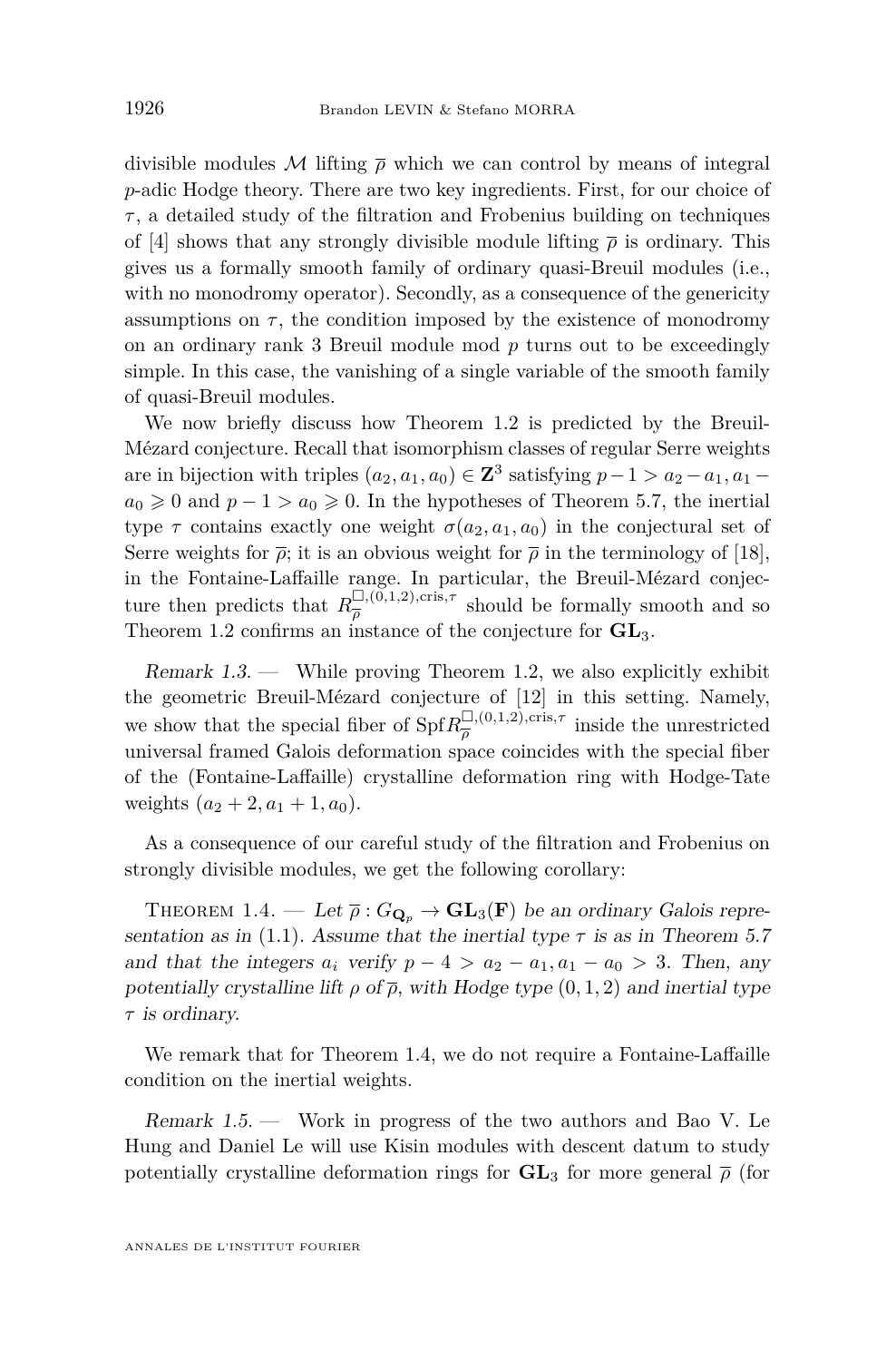divisible modules $\mathcal{M}$ lifting $\overline{\rho}$ which we can control by means of integral $p$-adic Hodge theory. There are two key ingredients. First, for our choice of $\tau$, a detailed study of the filtration and Frobenius building on techniques of [4] shows that any strongly divisible module lifting $\overline{\rho}$ is ordinary. This gives us a formally smooth family of ordinary quasi-Breuil modules (i.e., with no monodromy operator). Secondly, as a consequence of the genericity assumptions on $\tau$, the condition imposed by the existence of monodromy on an ordinary rank 3 Breuil module mod $p$ turns out to be exceedingly simple. In this case, the vanishing of a single variable of the smooth family of quasi-Breuil modules.

We now briefly discuss how Theorem 1.2 is predicted by the Breuil-Mézard conjecture. Recall that isomorphism classes of regular Serre weights are in bijection with triples $(a_2, a_1, a_0) \in \mathbf{Z}^3$ satisfying $p-1 > a_2 - a_1, a_1 - a_0 \geqslant 0$ and $p - 1 > a_0 \geqslant 0$. In the hypotheses of Theorem 5.7, the inertial type $\tau$ contains exactly one weight $\sigma(a_2, a_1, a_0)$ in the conjectural set of Serre weights for $\overline{\rho}$; it is an obvious weight for $\overline{\rho}$ in the terminology of [18], in the Fontaine-Laffaille range. In particular, the Breuil-Mézard conjecture then predicts that $R_{\overline{\rho}}^{\square,(0,1,2),\mathrm{cris},\tau}$ should be formally smooth and so Theorem 1.2 confirms an instance of the conjecture for $\mathbf{GL}_3$.

*Remark 1.3.* — While proving Theorem 1.2, we also explicitly exhibit the geometric Breuil-Mézard conjecture of [12] in this setting. Namely, we show that the special fiber of $\mathrm{Spf} R_{\overline{\rho}}^{\square,(0,1,2),\mathrm{cris},\tau}$ inside the unrestricted universal framed Galois deformation space coincides with the special fiber of the (Fontaine-Laffaille) crystalline deformation ring with Hodge-Tate weights $(a_2 + 2, a_1 + 1, a_0)$.

As a consequence of our careful study of the filtration and Frobenius on strongly divisible modules, we get the following corollary:

Theorem 1.4. — *Let $\overline{\rho} : G_{\mathbf{Q}_p} \to \mathbf{GL}_3(\mathbf{F})$ be an ordinary Galois representation as in (1.1). Assume that the inertial type $\tau$ is as in Theorem 5.7 and that the integers $a_i$ verify $p - 4 > a_2 - a_1, a_1 - a_0 > 3$. Then, any potentially crystalline lift $\rho$ of $\overline{\rho}$, with Hodge type $(0, 1, 2)$ and inertial type $\tau$ is ordinary.*

We remark that for Theorem 1.4, we do not require a Fontaine-Laffaille condition on the inertial weights.

*Remark 1.5.* — Work in progress of the two authors and Bao V. Le Hung and Daniel Le will use Kisin modules with descent datum to study potentially crystalline deformation rings for $\mathbf{GL}_3$ for more general $\overline{\rho}$ (for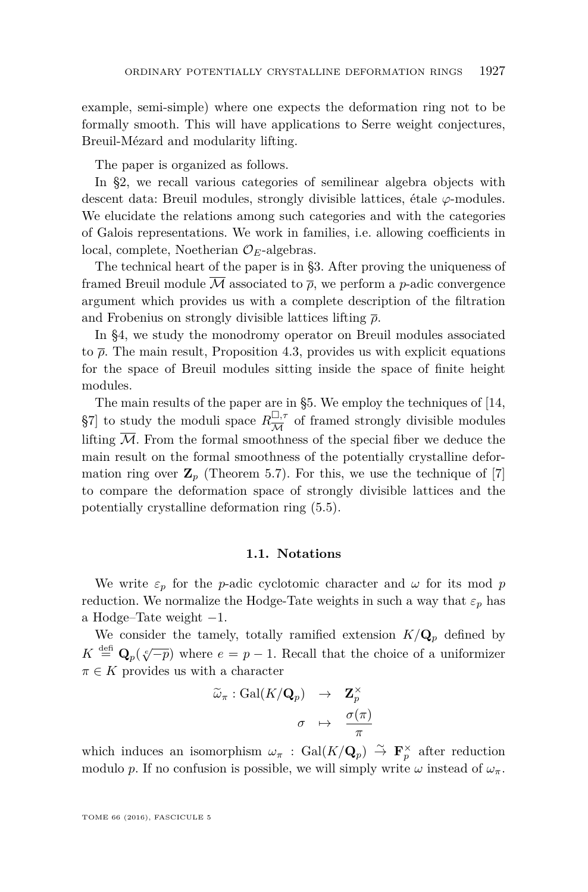example, semi-simple) where one expects the deformation ring not to be formally smooth. This will have applications to Serre weight conjectures, Breuil-Mézard and modularity lifting.

The paper is organized as follows.

In §2, we recall various categories of semilinear algebra objects with descent data: Breuil modules, strongly divisible lattices, étale $\varphi$-modules. We elucidate the relations among such categories and with the categories of Galois representations. We work in families, i.e. allowing coefficients in local, complete, Noetherian $\mathcal{O}_E$-algebras.

The technical heart of the paper is in §3. After proving the uniqueness of framed Breuil module $\overline{\mathcal{M}}$ associated to $\overline{\rho}$, we perform a $p$-adic convergence argument which provides us with a complete description of the filtration and Frobenius on strongly divisible lattices lifting $\overline{\rho}$.

In §4, we study the monodromy operator on Breuil modules associated to $\overline{\rho}$. The main result, Proposition 4.3, provides us with explicit equations for the space of Breuil modules sitting inside the space of finite height modules.

The main results of the paper are in §5. We employ the techniques of [14, §7] to study the moduli space $R^{\square,\tau}_{\overline{\mathcal{M}}}$ of framed strongly divisible modules lifting $\overline{\mathcal{M}}$. From the formal smoothness of the special fiber we deduce the main result on the formal smoothness of the potentially crystalline deformation ring over $\mathbf{Z}_p$ (Theorem 5.7). For this, we use the technique of [7] to compare the deformation space of strongly divisible lattices and the potentially crystalline deformation ring (5.5).

### 1.1. Notations

We write $\varepsilon_p$ for the $p$-adic cyclotomic character and $\omega$ for its mod $p$ reduction. We normalize the Hodge-Tate weights in such a way that $\varepsilon_p$ has a Hodge–Tate weight $-1$.

We consider the tamely, totally ramified extension $K/\mathbf{Q}_p$ defined by $K \overset{\text{defi}}{=} \mathbf{Q}_p(\sqrt[e]{-p})$ where $e = p-1$. Recall that the choice of a uniformizer $\pi \in K$ provides us with a character

$$\begin{array}{rcl} \widetilde{\omega}_\pi : \mathrm{Gal}(K/\mathbf{Q}_p) & \rightarrow & \mathbf{Z}_p^\times \\ \sigma & \mapsto & \dfrac{\sigma(\pi)}{\pi} \end{array}$$

which induces an isomorphism $\omega_\pi : \mathrm{Gal}(K/\mathbf{Q}_p) \overset{\sim}{\rightarrow} \mathbf{F}_p^\times$ after reduction modulo $p$. If no confusion is possible, we will simply write $\omega$ instead of $\omega_\pi$.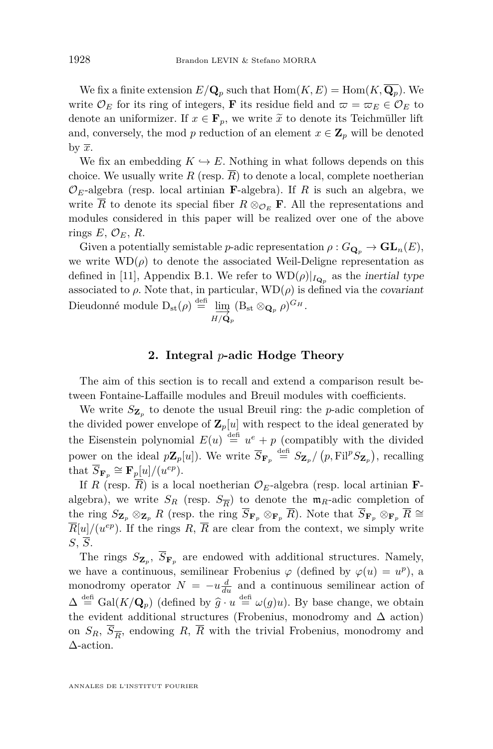We fix a finite extension $E/\mathbf{Q}_p$ such that $\mathrm{Hom}(K,E) = \mathrm{Hom}(K,\overline{\mathbf{Q}_p})$. We write $\mathcal{O}_E$ for its ring of integers, $\mathbf{F}$ its residue field and $\varpi = \varpi_E \in \mathcal{O}_E$ to denote an uniformizer. If $x \in \mathbf{F}_p$, we write $\widetilde{x}$ to denote its Teichmüller lift and, conversely, the mod $p$ reduction of an element $x \in \mathbf{Z}_p$ will be denoted by $\overline{x}$.

We fix an embedding $K \hookrightarrow E$. Nothing in what follows depends on this choice. We usually write $R$ (resp. $\overline{R}$) to denote a local, complete noetherian $\mathcal{O}_E$-algebra (resp. local artinian $\mathbf{F}$-algebra). If $R$ is such an algebra, we write $\overline{R}$ to denote its special fiber $R \otimes_{\mathcal{O}_E} \mathbf{F}$. All the representations and modules considered in this paper will be realized over one of the above rings $E$, $\mathcal{O}_E$, $R$.

Given a potentially semistable $p$-adic representation $\rho : G_{\mathbf{Q}_p} \to \mathbf{GL}_n(E)$, we write $\mathrm{WD}(\rho)$ to denote the associated Weil-Deligne representation as defined in [11], Appendix B.1. We refer to $\mathrm{WD}(\rho)|_{I_{\mathbf{Q}_p}}$ as the *inertial type* associated to $\rho$. Note that, in particular, $\mathrm{WD}(\rho)$ is defined via the *covariant* Dieudonné module $\mathrm{D}_{\mathrm{st}}(\rho) \overset{\mathrm{defi}}{=} \varinjlim_{H/\mathbf{Q}_p} (\mathrm{B}_{\mathrm{st}} \otimes_{\mathbf{Q}_p} \rho)^{G_H}$.

## 2. Integral $p$-adic Hodge Theory

The aim of this section is to recall and extend a comparison result between Fontaine-Laffaille modules and Breuil modules with coefficients.

We write $S_{\mathbf{Z}_p}$ to denote the usual Breuil ring: the $p$-adic completion of the divided power envelope of $\mathbf{Z}_p[u]$ with respect to the ideal generated by the Eisenstein polynomial $E(u) \overset{\mathrm{defi}}{=} u^e + p$ (compatibly with the divided power on the ideal $p\mathbf{Z}_p[u]$). We write $\overline{S}_{\mathbf{F}_p} \overset{\mathrm{defi}}{=} S_{\mathbf{Z}_p}/\left(p, \mathrm{Fil}^p S_{\mathbf{Z}_p}\right)$, recalling that $\overline{S}_{\mathbf{F}_p} \cong \mathbf{F}_p[u]/(u^{ep})$.

If $R$ (resp. $\overline{R}$) is a local noetherian $\mathcal{O}_E$-algebra (resp. local artinian $\mathbf{F}$-algebra), we write $S_R$ (resp. $S_{\overline{R}}$) to denote the $\mathfrak{m}_R$-adic completion of the ring $S_{\mathbf{Z}_p} \otimes_{\mathbf{Z}_p} R$ (resp. the ring $\overline{S}_{\mathbf{F}_p} \otimes_{\mathbf{F}_p} \overline{R}$). Note that $\overline{S}_{\mathbf{F}_p} \otimes_{\mathbf{F}_p} \overline{R} \cong \overline{R}[u]/(u^{ep})$. If the rings $R$, $\overline{R}$ are clear from the context, we simply write $S$, $\overline{S}$.

The rings $S_{\mathbf{Z}_p}$, $\overline{S}_{\mathbf{F}_p}$ are endowed with additional structures. Namely, we have a continuous, semilinear Frobenius $\varphi$ (defined by $\varphi(u) = u^p$), a monodromy operator $N = -u\frac{d}{du}$ and a continuous semilinear action of $\Delta \overset{\mathrm{defi}}{=} \mathrm{Gal}(K/\mathbf{Q}_p)$ (defined by $\widehat{g} \cdot u \overset{\mathrm{defi}}{=} \omega(g)u$). By base change, we obtain the evident additional structures (Frobenius, monodromy and $\Delta$ action) on $S_R$, $\overline{S}_{\overline{R}}$, endowing $R$, $\overline{R}$ with the trivial Frobenius, monodromy and $\Delta$-action.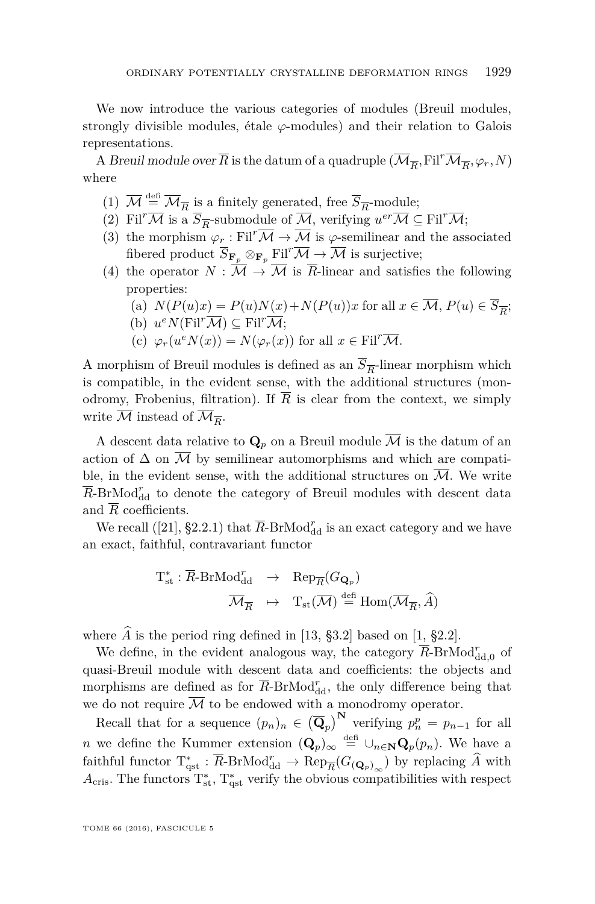We now introduce the various categories of modules (Breuil modules, strongly divisible modules, étale $\varphi$-modules) and their relation to Galois representations.

A *Breuil module over* $\overline{R}$ is the datum of a quadruple $(\overline{\mathcal{M}}_{\overline{R}}, \mathrm{Fil}^r\overline{\mathcal{M}}_{\overline{R}}, \varphi_r, N)$ where

1. $\overline{\mathcal{M}} \overset{\text{defi}}{=} \overline{\mathcal{M}}_{\overline{R}}$ is a finitely generated, free $\overline{S}_{\overline{R}}$-module;
2. $\mathrm{Fil}^r\overline{\mathcal{M}}$ is a $\overline{S}_{\overline{R}}$-submodule of $\overline{\mathcal{M}}$, verifying $u^{er}\overline{\mathcal{M}} \subseteq \mathrm{Fil}^r\overline{\mathcal{M}}$;
3. the morphism $\varphi_r : \mathrm{Fil}^r\overline{\mathcal{M}} \to \overline{\mathcal{M}}$ is $\varphi$-semilinear and the associated fibered product $\overline{S}_{\mathbf{F}_p} \otimes_{\mathbf{F}_p} \mathrm{Fil}^r\overline{\mathcal{M}} \to \overline{\mathcal{M}}$ is surjective;
4. the operator $N : \overline{\mathcal{M}} \to \overline{\mathcal{M}}$ is $\overline{R}$-linear and satisfies the following properties:
   (a) $N(P(u)x) = P(u)N(x) + N(P(u))x$ for all $x \in \overline{\mathcal{M}}$, $P(u) \in \overline{S}_{\overline{R}}$;
   (b) $u^e N(\mathrm{Fil}^r\overline{\mathcal{M}}) \subseteq \mathrm{Fil}^r\overline{\mathcal{M}}$;
   (c) $\varphi_r(u^e N(x)) = N(\varphi_r(x))$ for all $x \in \mathrm{Fil}^r\overline{\mathcal{M}}$.

A morphism of Breuil modules is defined as an $\overline{S}_{\overline{R}}$-linear morphism which is compatible, in the evident sense, with the additional structures (monodromy, Frobenius, filtration). If $\overline{R}$ is clear from the context, we simply write $\overline{\mathcal{M}}$ instead of $\overline{\mathcal{M}}_{\overline{R}}$.

A descent data relative to $\mathbf{Q}_p$ on a Breuil module $\overline{\mathcal{M}}$ is the datum of an action of $\Delta$ on $\overline{\mathcal{M}}$ by semilinear automorphisms and which are compatible, in the evident sense, with the additional structures on $\overline{\mathcal{M}}$. We write $\overline{R}$-$\mathrm{BrMod}^r_{\mathrm{dd}}$ to denote the category of Breuil modules with descent data and $\overline{R}$ coefficients.

We recall ([21], §2.2.1) that $\overline{R}$-$\mathrm{BrMod}^r_{\mathrm{dd}}$ is an exact category and we have an exact, faithful, contravariant functor

$$\begin{aligned} \mathrm{T}^*_{\mathrm{st}} : \overline{R}\text{-}\mathrm{BrMod}^r_{\mathrm{dd}} &\to \mathrm{Rep}_{\overline{R}}(G_{\mathbf{Q}_p}) \\ \overline{\mathcal{M}}_{\overline{R}} &\mapsto \mathrm{T}_{\mathrm{st}}(\overline{\mathcal{M}}) \overset{\text{defi}}{=} \mathrm{Hom}(\overline{\mathcal{M}}_{\overline{R}}, \widehat{A}) \end{aligned}$$

where $\widehat{A}$ is the period ring defined in [13, §3.2] based on [1, §2.2].

We define, in the evident analogous way, the category $\overline{R}$-$\mathrm{BrMod}^r_{\mathrm{dd},0}$ of quasi-Breuil module with descent data and coefficients: the objects and morphisms are defined as for $\overline{R}$-$\mathrm{BrMod}^r_{\mathrm{dd}}$, the only difference being that we do not require $\overline{\mathcal{M}}$ to be endowed with a monodromy operator.

Recall that for a sequence $(p_n)_n \in \left(\overline{\mathbf{Q}}_p\right)^{\mathbf{N}}$ verifying $p_n^p = p_{n-1}$ for all $n$ we define the Kummer extension $(\mathbf{Q}_p)_\infty \overset{\text{defi}}{=} \cup_{n\in\mathbf{N}} \mathbf{Q}_p(p_n)$. We have a faithful functor $\mathrm{T}^*_{\mathrm{qst}} : \overline{R}\text{-}\mathrm{BrMod}^r_{\mathrm{dd}} \to \mathrm{Rep}_{\overline{R}}(G_{(\mathbf{Q}_p)_\infty})$ by replacing $\widehat{A}$ with $A_{\mathrm{cris}}$. The functors $\mathrm{T}^*_{\mathrm{st}}$, $\mathrm{T}^*_{\mathrm{qst}}$ verify the obvious compatibilities with respect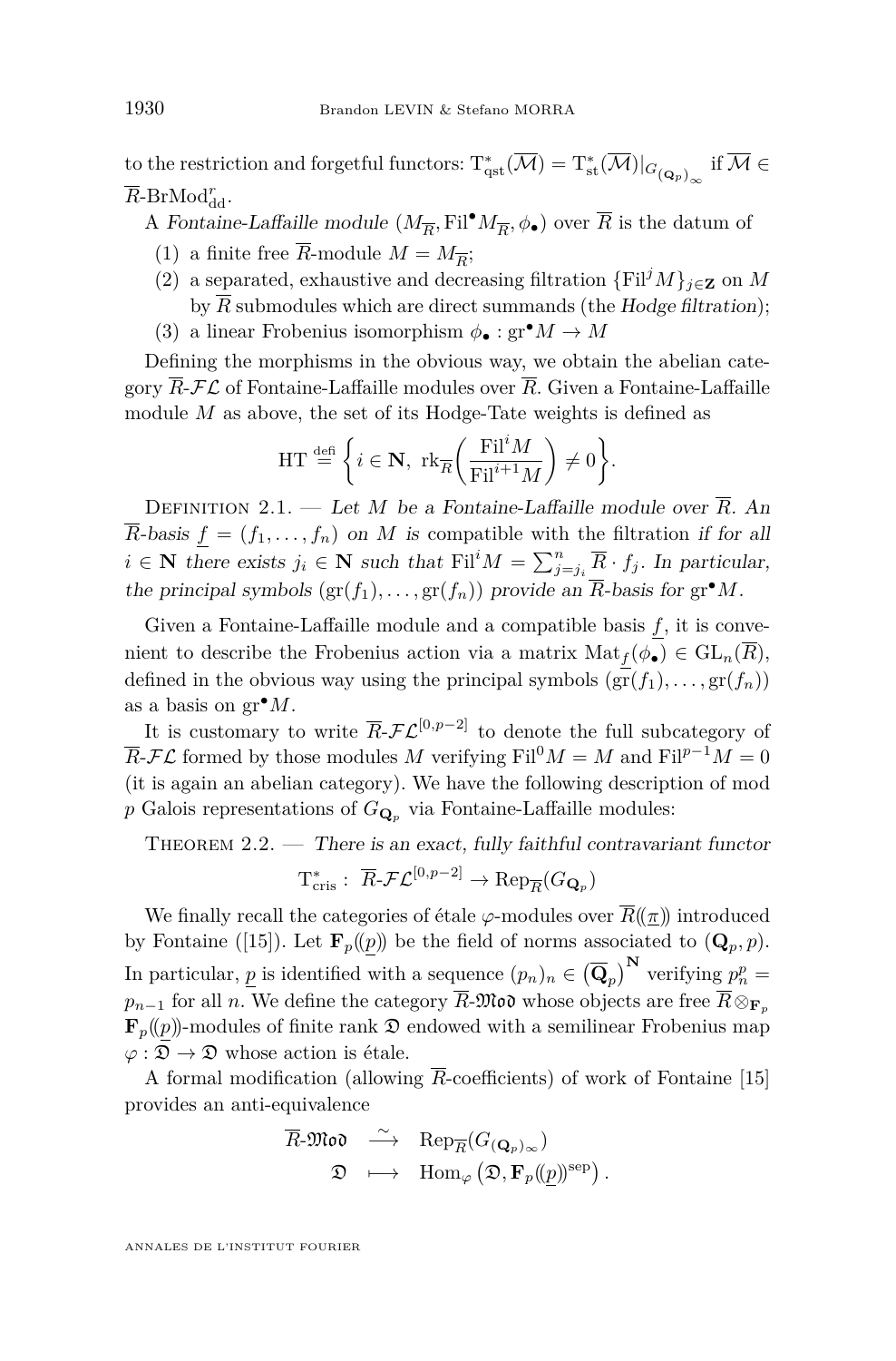to the restriction and forgetful functors: $\mathrm{T}^*_{\mathrm{qst}}(\overline{\mathcal{M}}) = \mathrm{T}^*_{\mathrm{st}}(\overline{\mathcal{M}})|_{G_{(\mathbf{Q}_p)_\infty}}$ if $\overline{\mathcal{M}} \in \overline{R}\text{-}\mathrm{BrMod}^r_{\mathrm{dd}}$.

A *Fontaine-Laffaille module* $(M_{\overline{R}}, \mathrm{Fil}^\bullet M_{\overline{R}}, \phi_\bullet)$ over $\overline{R}$ is the datum of

(1) a finite free $\overline{R}$-module $M = M_{\overline{R}}$;
(2) a separated, exhaustive and decreasing filtration $\{\mathrm{Fil}^j M\}_{j\in\mathbf{Z}}$ on $M$ by $\overline{R}$ submodules which are direct summands (the *Hodge filtration*);
(3) a linear Frobenius isomorphism $\phi_\bullet : \mathrm{gr}^\bullet M \to M$

Defining the morphisms in the obvious way, we obtain the abelian category $\overline{R}\text{-}\mathcal{FL}$ of Fontaine-Laffaille modules over $\overline{R}$. Given a Fontaine-Laffaille module $M$ as above, the set of its Hodge-Tate weights is defined as

$$\mathrm{HT} \overset{\mathrm{defi}}{=} \left\{ i \in \mathbf{N},\ \mathrm{rk}_{\overline{R}}\left(\frac{\mathrm{Fil}^i M}{\mathrm{Fil}^{i+1} M}\right) \neq 0 \right\}.$$

Definition 2.1. — *Let $M$ be a Fontaine-Laffaille module over $\overline{R}$. An $\overline{R}$-basis $\underline{f} = (f_1, \dots, f_n)$ on $M$ is* compatible with the filtration *if for all $i \in \mathbf{N}$ there exists $j_i \in \mathbf{N}$ such that $\mathrm{Fil}^i M = \sum_{j=j_i}^n \overline{R} \cdot f_j$. In particular, the principal symbols $(\mathrm{gr}(f_1), \dots, \mathrm{gr}(f_n))$ provide an $\overline{R}$-basis for $\mathrm{gr}^\bullet M$.*

Given a Fontaine-Laffaille module and a compatible basis $\underline{f}$, it is convenient to describe the Frobenius action via a matrix $\mathrm{Mat}_{\underline{f}}(\phi_\bullet) \in \mathrm{GL}_n(\overline{R})$, defined in the obvious way using the principal symbols $(\mathrm{gr}(f_1), \dots, \mathrm{gr}(f_n))$ as a basis on $\mathrm{gr}^\bullet M$.

It is customary to write $\overline{R}\text{-}\mathcal{FL}^{[0,p-2]}$ to denote the full subcategory of $\overline{R}\text{-}\mathcal{FL}$ formed by those modules $M$ verifying $\mathrm{Fil}^0 M = M$ and $\mathrm{Fil}^{p-1} M = 0$ (it is again an abelian category). We have the following description of mod $p$ Galois representations of $G_{\mathbf{Q}_p}$ via Fontaine-Laffaille modules:

Theorem 2.2. — *There is an exact, fully faithful contravariant functor*

$$\mathrm{T}^*_{\mathrm{cris}} :\ \overline{R}\text{-}\mathcal{FL}^{[0,p-2]} \to \mathrm{Rep}_{\overline{R}}(G_{\mathbf{Q}_p})$$

We finally recall the categories of étale $\varphi$-modules over $\overline{R}(\!(\underline{\pi})\!)$ introduced by Fontaine ([15]). Let $\mathbf{F}_p(\!(\underline{p})\!)$ be the field of norms associated to $(\mathbf{Q}_p, p)$. In particular, $\underline{p}$ is identified with a sequence $(p_n)_n \in \left(\overline{\mathbf{Q}}_p\right)^{\mathbf{N}}$ verifying $p_n^p = p_{n-1}$ for all $n$. We define the category $\overline{R}\text{-}\mathfrak{Mod}$ whose objects are free $\overline{R} \otimes_{\mathbf{F}_p} \mathbf{F}_p(\!(\underline{p})\!)$-modules of finite rank $\mathfrak{D}$ endowed with a semilinear Frobenius map $\varphi : \mathfrak{D} \to \mathfrak{D}$ whose action is étale.

A formal modification (allowing $\overline{R}$-coefficients) of work of Fontaine [15] provides an anti-equivalence

$$\begin{array}{ccc} \overline{R}\text{-}\mathfrak{Mod} & \xrightarrow{\sim} & \mathrm{Rep}_{\overline{R}}(G_{(\mathbf{Q}_p)_\infty}) \\ \mathfrak{D} & \longmapsto & \mathrm{Hom}_\varphi\left(\mathfrak{D}, \mathbf{F}_p(\!(\underline{p})\!)^{\mathrm{sep}}\right). \end{array}$$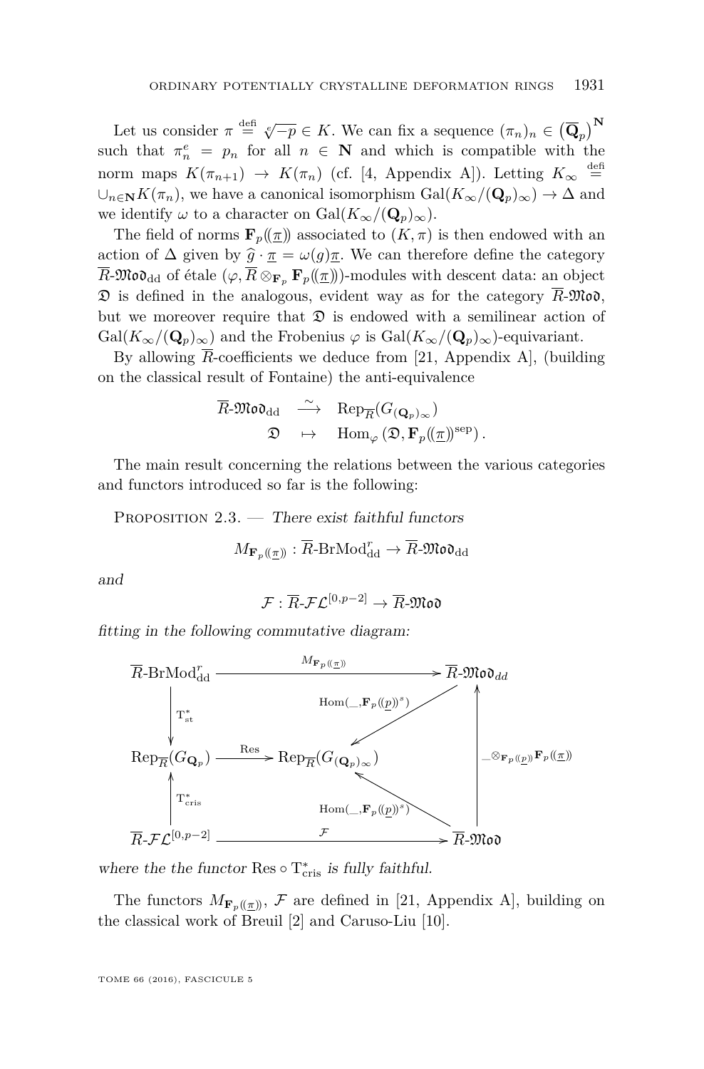Let us consider $\pi \overset{\text{defi}}{=} \sqrt[e]{-p} \in K$. We can fix a sequence $(\pi_n)_n \in \left(\overline{\mathbf{Q}}_p\right)^{\mathbf{N}}$ such that $\pi_n^e = p_n$ for all $n \in \mathbf{N}$ and which is compatible with the norm maps $K(\pi_{n+1}) \to K(\pi_n)$ (cf. [4, Appendix A]). Letting $K_\infty \overset{\text{defi}}{=} \cup_{n\in\mathbf{N}} K(\pi_n)$, we have a canonical isomorphism $\mathrm{Gal}(K_\infty/(\mathbf{Q}_p)_\infty) \to \Delta$ and we identify $\omega$ to a character on $\mathrm{Gal}(K_\infty/(\mathbf{Q}_p)_\infty)$.

The field of norms $\mathbf{F}_p(\!(\underline{\pi})\!)$ associated to $(K, \pi)$ is then endowed with an action of $\Delta$ given by $\widehat{g} \cdot \underline{\pi} = \omega(g)\underline{\pi}$. We can therefore define the category $\overline{R}\text{-}\mathfrak{Mod}_{\mathrm{dd}}$ of étale $(\varphi, \overline{R} \otimes_{\mathbf{F}_p} \mathbf{F}_p(\!(\underline{\pi})\!))$-modules with descent data: an object $\mathfrak{D}$ is defined in the analogous, evident way as for the category $\overline{R}\text{-}\mathfrak{Mod}$, but we moreover require that $\mathfrak{D}$ is endowed with a semilinear action of $\mathrm{Gal}(K_\infty/(\mathbf{Q}_p)_\infty)$ and the Frobenius $\varphi$ is $\mathrm{Gal}(K_\infty/(\mathbf{Q}_p)_\infty)$-equivariant.

By allowing $\overline{R}$-coefficients we deduce from [21, Appendix A], (building on the classical result of Fontaine) the anti-equivalence

$$\begin{array}{ccc} \overline{R}\text{-}\mathfrak{Mod}_{\mathrm{dd}} & \xrightarrow{\sim} & \mathrm{Rep}_{\overline{R}}(G_{(\mathbf{Q}_p)_\infty}) \\ \mathfrak{D} & \mapsto & \mathrm{Hom}_\varphi\left(\mathfrak{D}, \mathbf{F}_p(\!(\underline{\pi})\!)^{\mathrm{sep}}\right). \end{array}$$

The main result concerning the relations between the various categories and functors introduced so far is the following:

Proposition 2.3. — *There exist faithful functors*

$$M_{\mathbf{F}_p(\!(\underline{\pi})\!)} : \overline{R}\text{-}\mathrm{BrMod}^r_{\mathrm{dd}} \to \overline{R}\text{-}\mathfrak{Mod}_{\mathrm{dd}}$$

*and*

$$\mathcal{F} : \overline{R}\text{-}\mathcal{FL}^{[0,p-2]} \to \overline{R}\text{-}\mathfrak{Mod}$$

*fitting in the following commutative diagram:*

$$\begin{array}{ccccc}
\overline{R}\text{-}\mathrm{BrMod}^r_{\mathrm{dd}} & & \xrightarrow{\quad M_{\mathbf{F}_p(\!(\underline{\pi})\!)} \quad} & & \overline{R}\text{-}\mathfrak{Mod}_{dd} \\
\downarrow {\scriptstyle \mathrm{T}^*_{\mathrm{st}}} & & \swarrow {\scriptstyle \mathrm{Hom}(\_, \mathbf{F}_p(\!(\underline{p})\!)^s)} & & \uparrow {\scriptstyle \_\otimes_{\mathbf{F}_p(\!(\underline{p})\!)} \mathbf{F}_p(\!(\underline{\pi})\!)} \\
\mathrm{Rep}_{\overline{R}}(G_{\mathbf{Q}_p}) & \xrightarrow{\mathrm{Res}} & \mathrm{Rep}_{\overline{R}}(G_{(\mathbf{Q}_p)_\infty}) & & \\
\uparrow {\scriptstyle \mathrm{T}^*_{\mathrm{cris}}} & & \nwarrow {\scriptstyle \mathrm{Hom}(\_, \mathbf{F}_p(\!(\underline{p})\!)^s)} & & \\
\overline{R}\text{-}\mathcal{FL}^{[0,p-2]} & & \xrightarrow{\quad \mathcal{F} \quad} & & \overline{R}\text{-}\mathfrak{Mod}
\end{array}$$

*where the the functor* $\mathrm{Res} \circ \mathrm{T}^*_{\mathrm{cris}}$ *is fully faithful.*

The functors $M_{\mathbf{F}_p(\!(\underline{\pi})\!)}$, $\mathcal{F}$ are defined in [21, Appendix A], building on the classical work of Breuil [2] and Caruso-Liu [10].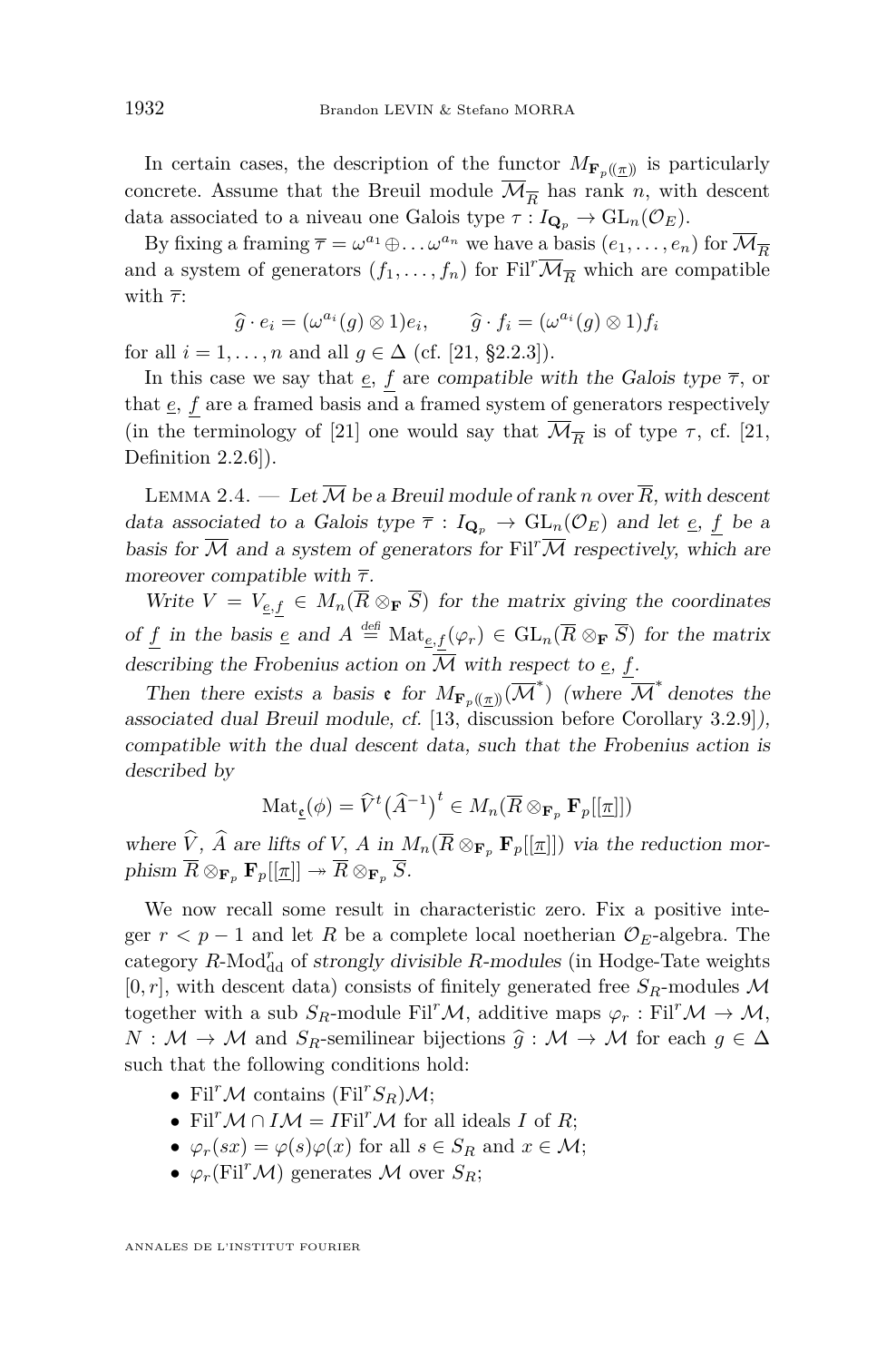In certain cases, the description of the functor $M_{\mathbf{F}_p(\!(\underline{\pi})\!)}$ is particularly concrete. Assume that the Breuil module $\overline{\mathcal{M}}_{\overline{R}}$ has rank $n$, with descent data associated to a niveau one Galois type $\tau : I_{\mathbf{Q}_p} \to \mathrm{GL}_n(\mathcal{O}_E)$.

By fixing a framing $\overline{\tau} = \omega^{a_1} \oplus \dots \omega^{a_n}$ we have a basis $(e_1, \dots, e_n)$ for $\overline{\mathcal{M}}_{\overline{R}}$ and a system of generators $(f_1, \dots, f_n)$ for $\mathrm{Fil}^r\overline{\mathcal{M}}_{\overline{R}}$ which are compatible with $\overline{\tau}$:

$$\widehat{g} \cdot e_i = (\omega^{a_i}(g) \otimes 1)e_i, \qquad \widehat{g} \cdot f_i = (\omega^{a_i}(g) \otimes 1)f_i$$

for all $i = 1, \dots, n$ and all $g \in \Delta$ (cf. [21, §2.2.3]).

In this case we say that $\underline{e}$, $\underline{f}$ are *compatible with the Galois type* $\overline{\tau}$, or that $\underline{e}$, $\underline{f}$ are a framed basis and a framed system of generators respectively (in the terminology of [21] one would say that $\overline{\mathcal{M}}_{\overline{R}}$ is of type $\tau$, cf. [21, Definition 2.2.6]).

Lemma 2.4. — *Let $\overline{\mathcal{M}}$ be a Breuil module of rank $n$ over $\overline{R}$, with descent data associated to a Galois type $\overline{\tau} : I_{\mathbf{Q}_p} \to \mathrm{GL}_n(\mathcal{O}_E)$ and let $\underline{e}$, $\underline{f}$ be a basis for $\overline{\mathcal{M}}$ and a system of generators for $\mathrm{Fil}^r\overline{\mathcal{M}}$ respectively, which are moreover compatible with $\overline{\tau}$.*

*Write $V = V_{\underline{e},\underline{f}} \in M_n(\overline{R} \otimes_{\mathbf{F}} \overline{S})$ for the matrix giving the coordinates of $\underline{f}$ in the basis $\underline{e}$ and $A \overset{\text{defi}}{=} \mathrm{Mat}_{\underline{e},\underline{f}}(\varphi_r) \in \mathrm{GL}_n(\overline{R} \otimes_{\mathbf{F}} \overline{S})$ for the matrix describing the Frobenius action on $\overline{\mathcal{M}}$ with respect to $\underline{e}$, $\underline{f}$.*

*Then there exists a basis $\mathfrak{e}$ for $M_{\mathbf{F}_p(\!(\underline{\pi})\!)}(\overline{\mathcal{M}}^*)$ (where $\overline{\mathcal{M}}^*$ denotes the associated dual Breuil module, cf. [13, discussion before Corollary 3.2.9]), compatible with the dual descent data, such that the Frobenius action is described by*

$$\mathrm{Mat}_{\underline{\mathfrak{e}}}(\phi) = \widehat{V}^t \big(\widehat{A}^{-1}\big)^t \in M_n(\overline{R} \otimes_{\mathbf{F}_p} \mathbf{F}_p[[\underline{\pi}]])$$

*where $\widehat{V}$, $\widehat{A}$ are lifts of $V$, $A$ in $M_n(\overline{R} \otimes_{\mathbf{F}_p} \mathbf{F}_p[[\underline{\pi}]])$ via the reduction morphism $\overline{R} \otimes_{\mathbf{F}_p} \mathbf{F}_p[[\underline{\pi}]] \twoheadrightarrow \overline{R} \otimes_{\mathbf{F}_p} \overline{S}$.*

We now recall some result in characteristic zero. Fix a positive integer $r < p-1$ and let $R$ be a complete local noetherian $\mathcal{O}_E$-algebra. The category $R\text{-}\mathrm{Mod}^r_{\mathrm{dd}}$ of *strongly divisible $R$-modules* (in Hodge-Tate weights $[0, r]$, with descent data) consists of finitely generated free $S_R$-modules $\mathcal{M}$ together with a sub $S_R$-module $\mathrm{Fil}^r\mathcal{M}$, additive maps $\varphi_r : \mathrm{Fil}^r\mathcal{M} \to \mathcal{M}$, $N : \mathcal{M} \to \mathcal{M}$ and $S_R$-semilinear bijections $\widehat{g} : \mathcal{M} \to \mathcal{M}$ for each $g \in \Delta$ such that the following conditions hold:

- $\mathrm{Fil}^r\mathcal{M}$ contains $(\mathrm{Fil}^r S_R)\mathcal{M}$;
- $\mathrm{Fil}^r\mathcal{M} \cap I\mathcal{M} = I\mathrm{Fil}^r\mathcal{M}$ for all ideals $I$ of $R$;
- $\varphi_r(sx) = \varphi(s)\varphi(x)$ for all $s \in S_R$ and $x \in \mathcal{M}$;
- $\varphi_r(\mathrm{Fil}^r\mathcal{M})$ generates $\mathcal{M}$ over $S_R$;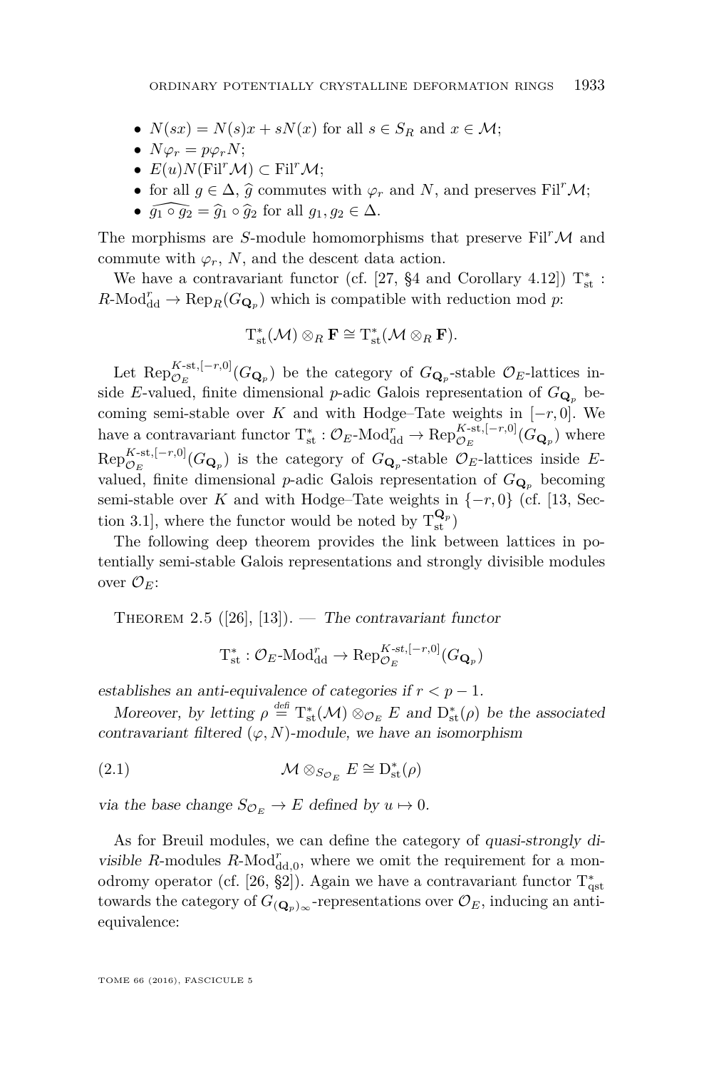- $N(sx) = N(s)x + sN(x)$ for all $s \in S_R$ and $x \in \mathcal{M}$;
- $N\varphi_r = p\varphi_r N$;
- $E(u)N(\mathrm{Fil}^r\mathcal{M}) \subset \mathrm{Fil}^r\mathcal{M}$;
- for all $g \in \Delta$, $\widehat{g}$ commutes with $\varphi_r$ and $N$, and preserves $\mathrm{Fil}^r\mathcal{M}$;
- $\widehat{g_1 \circ g_2} = \widehat{g}_1 \circ \widehat{g}_2$ for all $g_1, g_2 \in \Delta$.

The morphisms are $S$-module homomorphisms that preserve $\mathrm{Fil}^r\mathcal{M}$ and commute with $\varphi_r$, $N$, and the descent data action.

We have a contravariant functor (cf. [27, §4 and Corollary 4.12]) $\mathrm{T}^*_{\mathrm{st}} : R\text{-}\mathrm{Mod}^r_{\mathrm{dd}} \to \mathrm{Rep}_R(G_{\mathbf{Q}_p})$ which is compatible with reduction mod $p$:

$$\mathrm{T}^*_{\mathrm{st}}(\mathcal{M}) \otimes_R \mathbf{F} \cong \mathrm{T}^*_{\mathrm{st}}(\mathcal{M} \otimes_R \mathbf{F}).$$

Let $\mathrm{Rep}^{K\text{-st},[-r,0]}_{\mathcal{O}_E}(G_{\mathbf{Q}_p})$ be the category of $G_{\mathbf{Q}_p}$-stable $\mathcal{O}_E$-lattices inside $E$-valued, finite dimensional $p$-adic Galois representation of $G_{\mathbf{Q}_p}$ becoming semi-stable over $K$ and with Hodge–Tate weights in $[-r, 0]$. We have a contravariant functor $\mathrm{T}^*_{\mathrm{st}} : \mathcal{O}_E\text{-}\mathrm{Mod}^r_{\mathrm{dd}} \to \mathrm{Rep}^{K\text{-st},[-r,0]}_{\mathcal{O}_E}(G_{\mathbf{Q}_p})$ where $\mathrm{Rep}^{K\text{-st},[-r,0]}_{\mathcal{O}_E}(G_{\mathbf{Q}_p})$ is the category of $G_{\mathbf{Q}_p}$-stable $\mathcal{O}_E$-lattices inside $E$-valued, finite dimensional $p$-adic Galois representation of $G_{\mathbf{Q}_p}$ becoming semi-stable over $K$ and with Hodge–Tate weights in $\{-r, 0\}$ (cf. [13, Section 3.1], where the functor would be noted by $\mathrm{T}^{\mathbf{Q}_p}_{\mathrm{st}}$)

The following deep theorem provides the link between lattices in potentially semi-stable Galois representations and strongly divisible modules over $\mathcal{O}_E$:

Theorem 2.5 ([26], [13]). — *The contravariant functor*

$$\mathrm{T}^*_{\mathrm{st}} : \mathcal{O}_E\text{-}\mathrm{Mod}^r_{\mathrm{dd}} \to \mathrm{Rep}^{K\text{-st},[-r,0]}_{\mathcal{O}_E}(G_{\mathbf{Q}_p})$$

*establishes an anti-equivalence of categories if $r < p - 1$.*

*Moreover, by letting $\rho \overset{\text{defi}}{=} \mathrm{T}^*_{\mathrm{st}}(\mathcal{M}) \otimes_{\mathcal{O}_E} E$ and $\mathrm{D}^*_{\mathrm{st}}(\rho)$ be the associated contravariant filtered $(\varphi, N)$-module, we have an isomorphism*

$$\mathcal{M} \otimes_{S_{\mathcal{O}_E}} E \cong \mathrm{D}^*_{\mathrm{st}}(\rho) \tag{2.1}$$

*via the base change $S_{\mathcal{O}_E} \to E$ defined by $u \mapsto 0$.*

As for Breuil modules, we can define the category of *quasi-strongly divisible $R$-modules* $R\text{-}\mathrm{Mod}^r_{\mathrm{dd},0}$, where we omit the requirement for a monodromy operator (cf. [26, §2]). Again we have a contravariant functor $\mathrm{T}^*_{\mathrm{qst}}$ towards the category of $G_{(\mathbf{Q}_p)_\infty}$-representations over $\mathcal{O}_E$, inducing an anti-equivalence: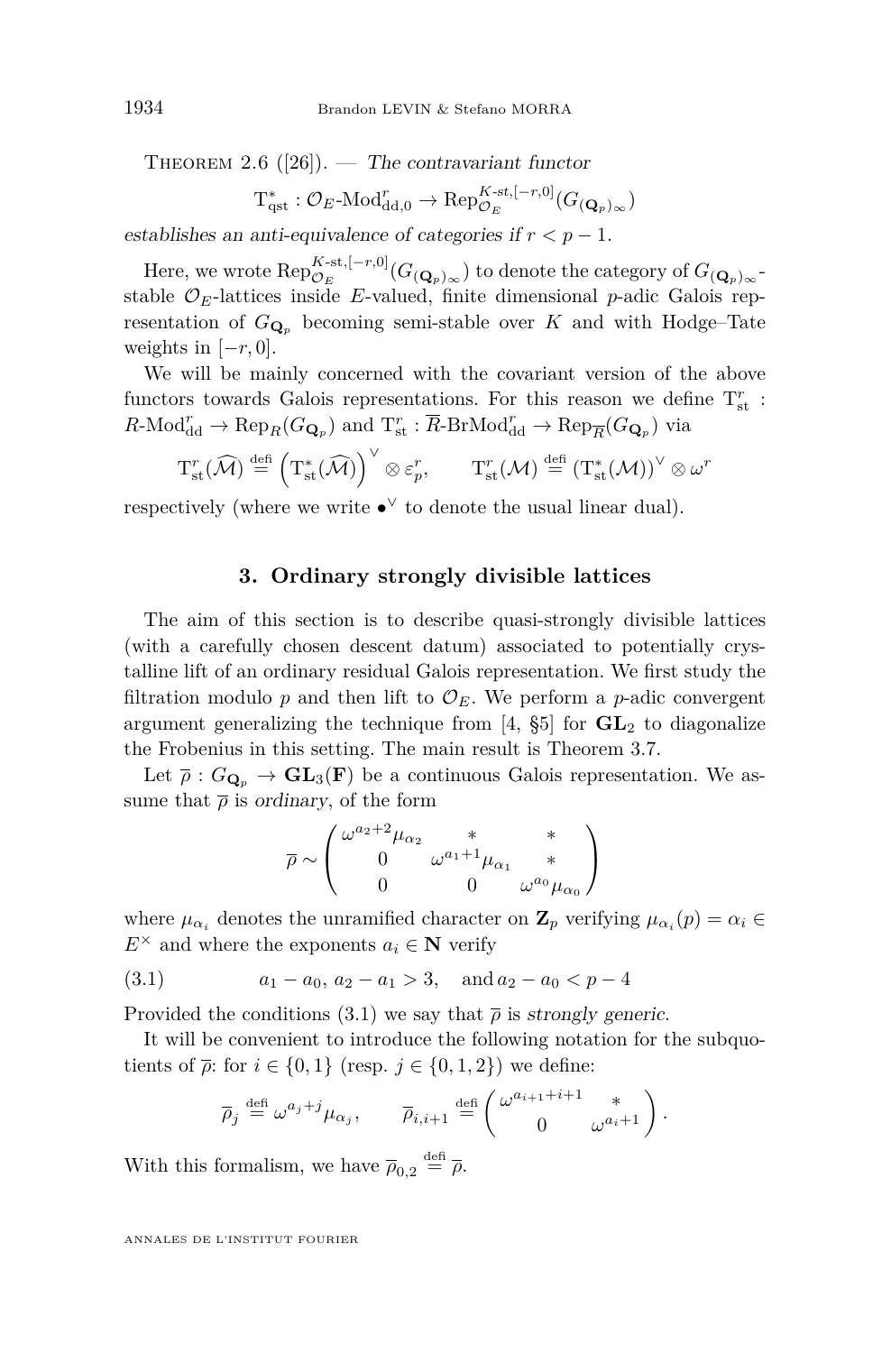Theorem 2.6 ([26]). — *The contravariant functor*

$$\mathrm{T}^*_{\mathrm{qst}} : \mathcal{O}_E\text{-}\mathrm{Mod}^r_{\mathrm{dd},0} \to \mathrm{Rep}^{K\text{-st},[-r,0]}_{\mathcal{O}_E}(G_{(\mathbf{Q}_p)_\infty})$$

*establishes an anti-equivalence of categories if $r < p-1$.*

Here, we wrote $\mathrm{Rep}^{K\text{-st},[-r,0]}_{\mathcal{O}_E}(G_{(\mathbf{Q}_p)_\infty})$ to denote the category of $G_{(\mathbf{Q}_p)_\infty}$-stable $\mathcal{O}_E$-lattices inside $E$-valued, finite dimensional $p$-adic Galois representation of $G_{\mathbf{Q}_p}$ becoming semi-stable over $K$ and with Hodge–Tate weights in $[-r, 0]$.

We will be mainly concerned with the covariant version of the above functors towards Galois representations. For this reason we define $\mathrm{T}^r_{\mathrm{st}}$ : $R\text{-}\mathrm{Mod}^r_{\mathrm{dd}} \to \mathrm{Rep}_R(G_{\mathbf{Q}_p})$ and $\mathrm{T}^r_{\mathrm{st}} : \overline{R}\text{-}\mathrm{BrMod}^r_{\mathrm{dd}} \to \mathrm{Rep}_{\overline{R}}(G_{\mathbf{Q}_p})$ via

$$\mathrm{T}^r_{\mathrm{st}}(\widehat{\mathcal{M}}) \overset{\mathrm{defi}}{=} \left(\mathrm{T}^*_{\mathrm{st}}(\widehat{\mathcal{M}})\right)^\vee \otimes \varepsilon^r_p, \qquad \mathrm{T}^r_{\mathrm{st}}(\mathcal{M}) \overset{\mathrm{defi}}{=} (\mathrm{T}^*_{\mathrm{st}}(\mathcal{M}))^\vee \otimes \omega^r$$

respectively (where we write $\bullet^\vee$ to denote the usual linear dual).

## 3. Ordinary strongly divisible lattices

The aim of this section is to describe quasi-strongly divisible lattices (with a carefully chosen descent datum) associated to potentially crystalline lift of an ordinary residual Galois representation. We first study the filtration modulo $p$ and then lift to $\mathcal{O}_E$. We perform a $p$-adic convergent argument generalizing the technique from [4, §5] for $\mathbf{GL}_2$ to diagonalize the Frobenius in this setting. The main result is Theorem 3.7.

Let $\overline{\rho} : G_{\mathbf{Q}_p} \to \mathbf{GL}_3(\mathbf{F})$ be a continuous Galois representation. We assume that $\overline{\rho}$ is *ordinary*, of the form

$$\overline{\rho} \sim \begin{pmatrix} \omega^{a_2+2}\mu_{\alpha_2} & * & * \\ 0 & \omega^{a_1+1}\mu_{\alpha_1} & * \\ 0 & 0 & \omega^{a_0}\mu_{\alpha_0} \end{pmatrix}$$

where $\mu_{\alpha_i}$ denotes the unramified character on $\mathbf{Z}_p$ verifying $\mu_{\alpha_i}(p) = \alpha_i \in E^\times$ and where the exponents $a_i \in \mathbf{N}$ verify

$$a_1 - a_0,\, a_2 - a_1 > 3, \quad \text{and}\, a_2 - a_0 < p - 4 \tag{3.1}$$

Provided the conditions (3.1) we say that $\overline{\rho}$ is *strongly generic*.

It will be convenient to introduce the following notation for the subquotients of $\overline{\rho}$: for $i \in \{0, 1\}$ (resp. $j \in \{0, 1, 2\}$) we define:

$$\overline{\rho}_j \overset{\mathrm{defi}}{=} \omega^{a_j+j}\mu_{\alpha_j}, \qquad \overline{\rho}_{i,i+1} \overset{\mathrm{defi}}{=} \begin{pmatrix} \omega^{a_{i+1}+i+1} & * \\ 0 & \omega^{a_i+1} \end{pmatrix}.$$

With this formalism, we have $\overline{\rho}_{0,2} \overset{\mathrm{defi}}{=} \overline{\rho}$.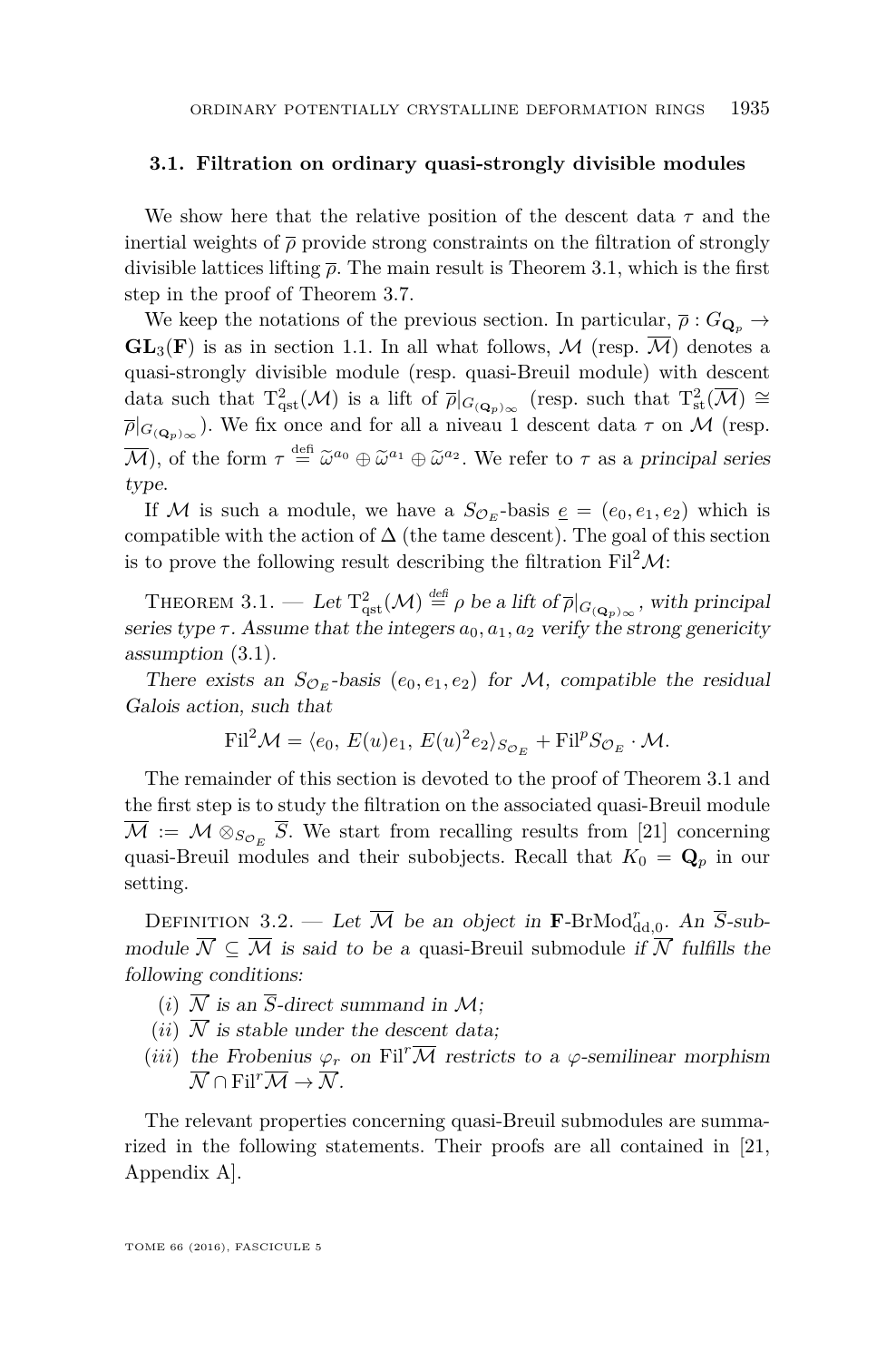### 3.1. Filtration on ordinary quasi-strongly divisible modules

We show here that the relative position of the descent data $\tau$ and the inertial weights of $\overline{\rho}$ provide strong constraints on the filtration of strongly divisible lattices lifting $\overline{\rho}$. The main result is Theorem 3.1, which is the first step in the proof of Theorem 3.7.

We keep the notations of the previous section. In particular, $\overline{\rho} : G_{\mathbf{Q}_p} \to \mathbf{GL}_3(\mathbf{F})$ is as in section 1.1. In all what follows, $\mathcal{M}$ (resp. $\overline{\mathcal{M}}$) denotes a quasi-strongly divisible module (resp. quasi-Breuil module) with descent data such that $\mathrm{T}^2_{\mathrm{qst}}(\mathcal{M})$ is a lift of $\overline{\rho}|_{G_{(\mathbf{Q}_p)_\infty}}$ (resp. such that $\mathrm{T}^2_{\mathrm{st}}(\overline{\mathcal{M}}) \cong \overline{\rho}|_{G_{(\mathbf{Q}_p)_\infty}}$). We fix once and for all a niveau 1 descent data $\tau$ on $\mathcal{M}$ (resp. $\overline{\mathcal{M}}$), of the form $\tau \overset{\text{defi}}{=} \widetilde{\omega}^{a_0} \oplus \widetilde{\omega}^{a_1} \oplus \widetilde{\omega}^{a_2}$. We refer to $\tau$ as a *principal series type*.

If $\mathcal{M}$ is such a module, we have a $S_{\mathcal{O}_E}$-basis $\underline{e} = (e_0, e_1, e_2)$ which is compatible with the action of $\Delta$ (the tame descent). The goal of this section is to prove the following result describing the filtration $\mathrm{Fil}^2\mathcal{M}$:

Theorem 3.1. — *Let $\mathrm{T}^2_{\mathrm{qst}}(\mathcal{M}) \overset{\text{defi}}{=} \rho$ be a lift of $\overline{\rho}|_{G_{(\mathbf{Q}_p)_\infty}}$, with principal series type $\tau$. Assume that the integers $a_0, a_1, a_2$ verify the strong genericity assumption* (3.1).

*There exists an $S_{\mathcal{O}_E}$-basis $(e_0, e_1, e_2)$ for $\mathcal{M}$, compatible the residual Galois action, such that*

$$\mathrm{Fil}^2\mathcal{M} = \langle e_0,\, E(u)e_1,\, E(u)^2 e_2\rangle_{S_{\mathcal{O}_E}} + \mathrm{Fil}^p S_{\mathcal{O}_E} \cdot \mathcal{M}.$$

The remainder of this section is devoted to the proof of Theorem 3.1 and the first step is to study the filtration on the associated quasi-Breuil module $\overline{\mathcal{M}} := \mathcal{M} \otimes_{S_{\mathcal{O}_E}} \overline{S}$. We start from recalling results from [21] concerning quasi-Breuil modules and their subobjects. Recall that $K_0 = \mathbf{Q}_p$ in our setting.

Definition 3.2. — *Let $\overline{\mathcal{M}}$ be an object in $\mathbf{F}\text{-}\mathrm{BrMod}^r_{\mathrm{dd},0}$. An $\overline{S}$-submodule $\overline{\mathcal{N}} \subseteq \overline{\mathcal{M}}$ is said to be a* quasi-Breuil submodule *if $\overline{\mathcal{N}}$ fulfills the following conditions:*

(*i*) *$\overline{\mathcal{N}}$ is an $\overline{S}$-direct summand in $\mathcal{M}$;*

(*ii*) *$\overline{\mathcal{N}}$ is stable under the descent data;*

(*iii*) *the Frobenius $\varphi_r$ on $\mathrm{Fil}^r\overline{\mathcal{M}}$ restricts to a $\varphi$-semilinear morphism $\overline{\mathcal{N}} \cap \mathrm{Fil}^r\overline{\mathcal{M}} \to \overline{\mathcal{N}}$.*

The relevant properties concerning quasi-Breuil submodules are summarized in the following statements. Their proofs are all contained in [21, Appendix A].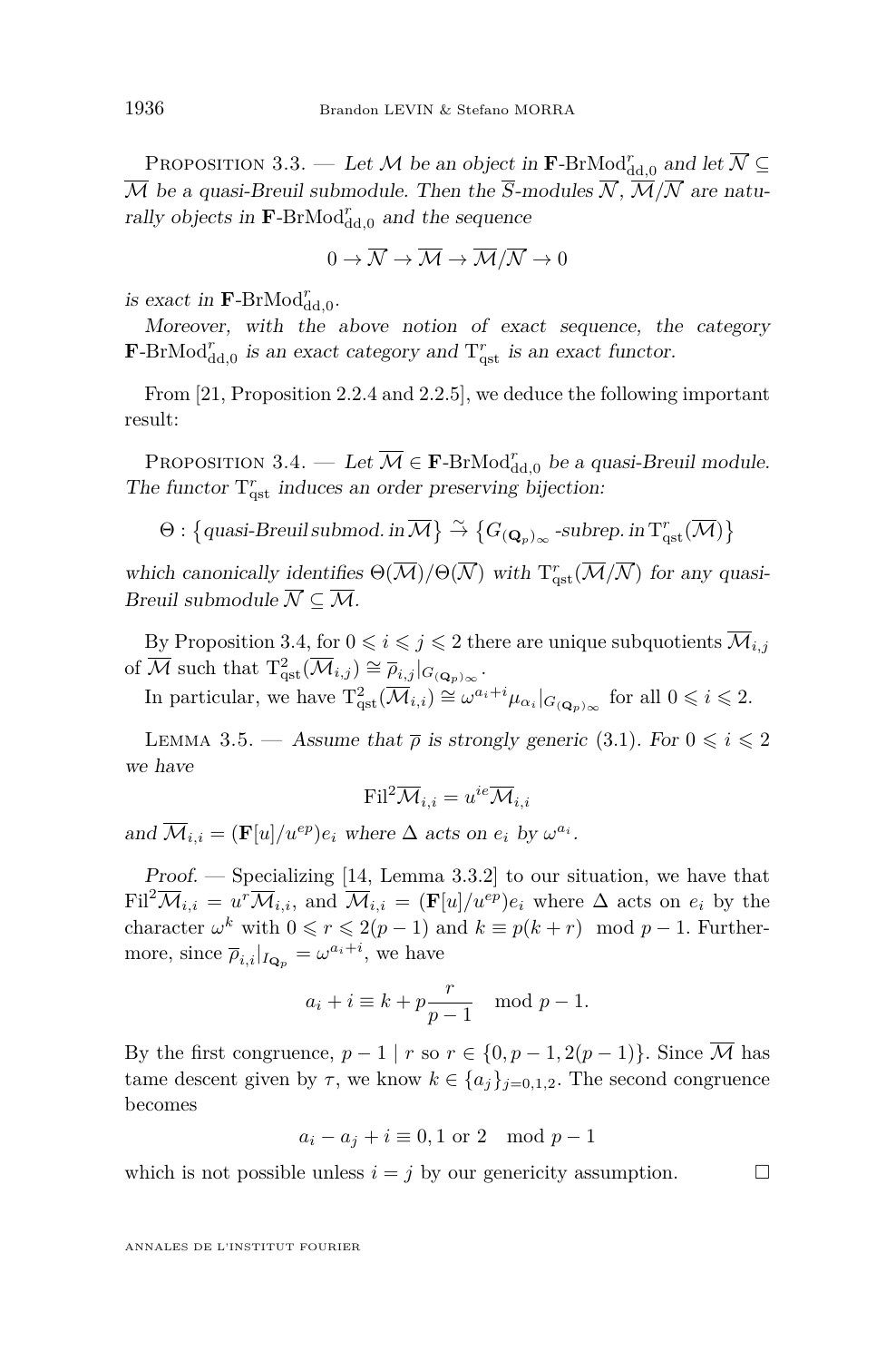Proposition 3.3. — *Let $\mathcal{M}$ be an object in $\mathbf{F}\text{-BrMod}^r_{\text{dd},0}$ and let $\overline{\mathcal{N}} \subseteq \overline{\mathcal{M}}$ be a quasi-Breuil submodule. Then the $\overline{S}$-modules $\overline{\mathcal{N}}$, $\overline{\mathcal{M}}/\overline{\mathcal{N}}$ are naturally objects in $\mathbf{F}\text{-BrMod}^r_{\text{dd},0}$ and the sequence*

$$0 \to \overline{\mathcal{N}} \to \overline{\mathcal{M}} \to \overline{\mathcal{M}}/\overline{\mathcal{N}} \to 0$$

*is exact in $\mathbf{F}\text{-BrMod}^r_{\text{dd},0}$.*

*Moreover, with the above notion of exact sequence, the category $\mathbf{F}\text{-BrMod}^r_{\text{dd},0}$ is an exact category and $\mathrm{T}^r_{\text{qst}}$ is an exact functor.*

From [21, Proposition 2.2.4 and 2.2.5], we deduce the following important result:

Proposition 3.4. — *Let $\overline{\mathcal{M}} \in \mathbf{F}\text{-BrMod}^r_{\text{dd},0}$ be a quasi-Breuil module. The functor $\mathrm{T}^r_{\text{qst}}$ induces an order preserving bijection:*

$$\Theta : \{\text{quasi-Breuil submod. in } \overline{\mathcal{M}}\} \xrightarrow{\sim} \{G_{(\mathbf{Q}_p)_\infty}\text{-subrep. in } \mathrm{T}^r_{\text{qst}}(\overline{\mathcal{M}})\}$$

*which canonically identifies $\Theta(\overline{\mathcal{M}})/\Theta(\overline{\mathcal{N}})$ with $\mathrm{T}^r_{\text{qst}}(\overline{\mathcal{M}}/\overline{\mathcal{N}})$ for any quasi-Breuil submodule $\overline{\mathcal{N}} \subseteq \overline{\mathcal{M}}$.*

By Proposition 3.4, for $0 \leqslant i \leqslant j \leqslant 2$ there are unique subquotients $\overline{\mathcal{M}}_{i,j}$ of $\overline{\mathcal{M}}$ such that $\mathrm{T}^2_{\text{qst}}(\overline{\mathcal{M}}_{i,j}) \cong \overline{\rho}_{i,j}|_{G_{(\mathbf{Q}_p)_\infty}}$.

In particular, we have $\mathrm{T}^2_{\text{qst}}(\overline{\mathcal{M}}_{i,i}) \cong \omega^{a_i+i}\mu_{\alpha_i}|_{G_{(\mathbf{Q}_p)_\infty}}$ for all $0 \leqslant i \leqslant 2$.

Lemma 3.5. — *Assume that $\overline{\rho}$ is strongly generic (3.1). For $0 \leqslant i \leqslant 2$ we have*

$$\mathrm{Fil}^2\overline{\mathcal{M}}_{i,i} = u^{ie}\overline{\mathcal{M}}_{i,i}$$

*and $\overline{\mathcal{M}}_{i,i} = (\mathbf{F}[u]/u^{ep})e_i$ where $\Delta$ acts on $e_i$ by $\omega^{a_i}$.*

*Proof.* — Specializing [14, Lemma 3.3.2] to our situation, we have that $\mathrm{Fil}^2\overline{\mathcal{M}}_{i,i} = u^r\overline{\mathcal{M}}_{i,i}$, and $\overline{\mathcal{M}}_{i,i} = (\mathbf{F}[u]/u^{ep})e_i$ where $\Delta$ acts on $e_i$ by the character $\omega^k$ with $0 \leqslant r \leqslant 2(p-1)$ and $k \equiv p(k+r) \mod p-1$. Furthermore, since $\overline{\rho}_{i,i}|_{I_{\mathbf{Q}_p}} = \omega^{a_i+i}$, we have

$$a_i + i \equiv k + p\frac{r}{p-1} \mod p-1.$$

By the first congruence, $p-1 \mid r$ so $r \in \{0, p-1, 2(p-1)\}$. Since $\overline{\mathcal{M}}$ has tame descent given by $\tau$, we know $k \in \{a_j\}_{j=0,1,2}$. The second congruence becomes

$$a_i - a_j + i \equiv 0, 1 \text{ or } 2 \mod p-1$$

which is not possible unless $i = j$ by our genericity assumption. $\square$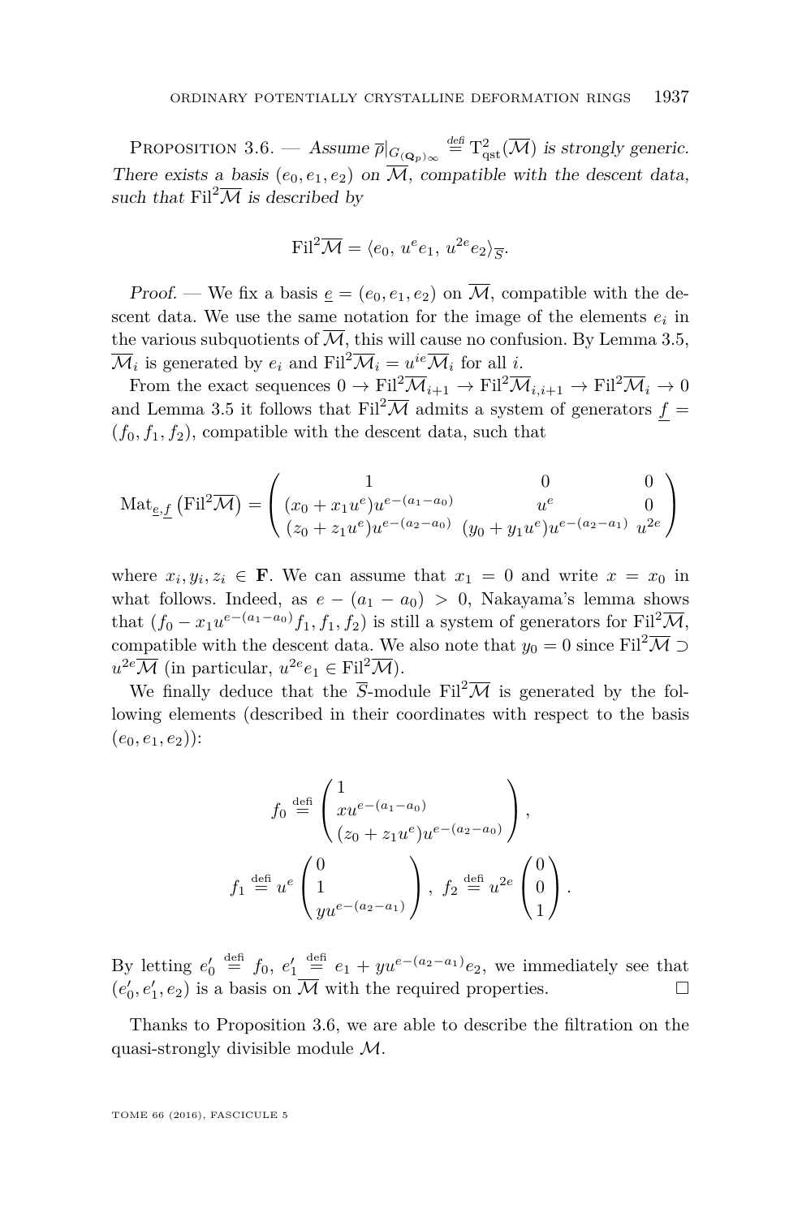Proposition 3.6. — *Assume $\overline{\rho}|_{G_{(\mathbf{Q}_p)_\infty}} \overset{\text{defi}}{=} \mathrm{T}^2_{\mathrm{qst}}(\overline{\mathcal{M}})$ is strongly generic. There exists a basis $(e_0, e_1, e_2)$ on $\overline{\mathcal{M}}$, compatible with the descent data, such that $\mathrm{Fil}^2\overline{\mathcal{M}}$ is described by*

$$\mathrm{Fil}^2\overline{\mathcal{M}} = \langle e_0,\, u^e e_1,\, u^{2e} e_2\rangle_{\overline{S}}.$$

*Proof.* — We fix a basis $\underline{e} = (e_0, e_1, e_2)$ on $\overline{\mathcal{M}}$, compatible with the descent data. We use the same notation for the image of the elements $e_i$ in the various subquotients of $\overline{\mathcal{M}}$, this will cause no confusion. By Lemma 3.5, $\overline{\mathcal{M}}_i$ is generated by $e_i$ and $\mathrm{Fil}^2\overline{\mathcal{M}}_i = u^{ie}\overline{\mathcal{M}}_i$ for all $i$.

From the exact sequences $0 \to \mathrm{Fil}^2\overline{\mathcal{M}}_{i+1} \to \mathrm{Fil}^2\overline{\mathcal{M}}_{i,i+1} \to \mathrm{Fil}^2\overline{\mathcal{M}}_i \to 0$ and Lemma 3.5 it follows that $\mathrm{Fil}^2\overline{\mathcal{M}}$ admits a system of generators $\underline{f} = (f_0, f_1, f_2)$, compatible with the descent data, such that

$$\mathrm{Mat}_{\underline{e},\underline{f}}\left(\mathrm{Fil}^2\overline{\mathcal{M}}\right) = \begin{pmatrix} 1 & 0 & 0 \\ (x_0 + x_1u^e)u^{e-(a_1-a_0)} & u^e & 0 \\ (z_0 + z_1u^e)u^{e-(a_2-a_0)} & (y_0 + y_1u^e)u^{e-(a_2-a_1)} & u^{2e} \end{pmatrix}$$

where $x_i, y_i, z_i \in \mathbf{F}$. We can assume that $x_1 = 0$ and write $x = x_0$ in what follows. Indeed, as $e - (a_1 - a_0) > 0$, Nakayama's lemma shows that $(f_0 - x_1u^{e-(a_1-a_0)}f_1, f_1, f_2)$ is still a system of generators for $\mathrm{Fil}^2\overline{\mathcal{M}}$, compatible with the descent data. We also note that $y_0 = 0$ since $\mathrm{Fil}^2\overline{\mathcal{M}} \supset u^{2e}\overline{\mathcal{M}}$ (in particular, $u^{2e}e_1 \in \mathrm{Fil}^2\overline{\mathcal{M}}$).

We finally deduce that the $\overline{S}$-module $\mathrm{Fil}^2\overline{\mathcal{M}}$ is generated by the following elements (described in their coordinates with respect to the basis $(e_0, e_1, e_2)$):

$$f_0 \overset{\text{defi}}{=} \begin{pmatrix} 1 \\ xu^{e-(a_1-a_0)} \\ (z_0 + z_1u^e)u^{e-(a_2-a_0)} \end{pmatrix},$$

$$f_1 \overset{\text{defi}}{=} u^e \begin{pmatrix} 0 \\ 1 \\ yu^{e-(a_2-a_1)} \end{pmatrix},\ f_2 \overset{\text{defi}}{=} u^{2e}\begin{pmatrix} 0 \\ 0 \\ 1 \end{pmatrix}.$$

By letting $e_0' \overset{\text{defi}}{=} f_0$, $e_1' \overset{\text{defi}}{=} e_1 + yu^{e-(a_2-a_1)}e_2$, we immediately see that $(e_0', e_1', e_2)$ is a basis on $\overline{\mathcal{M}}$ with the required properties. □

Thanks to Proposition 3.6, we are able to describe the filtration on the quasi-strongly divisible module $\mathcal{M}$.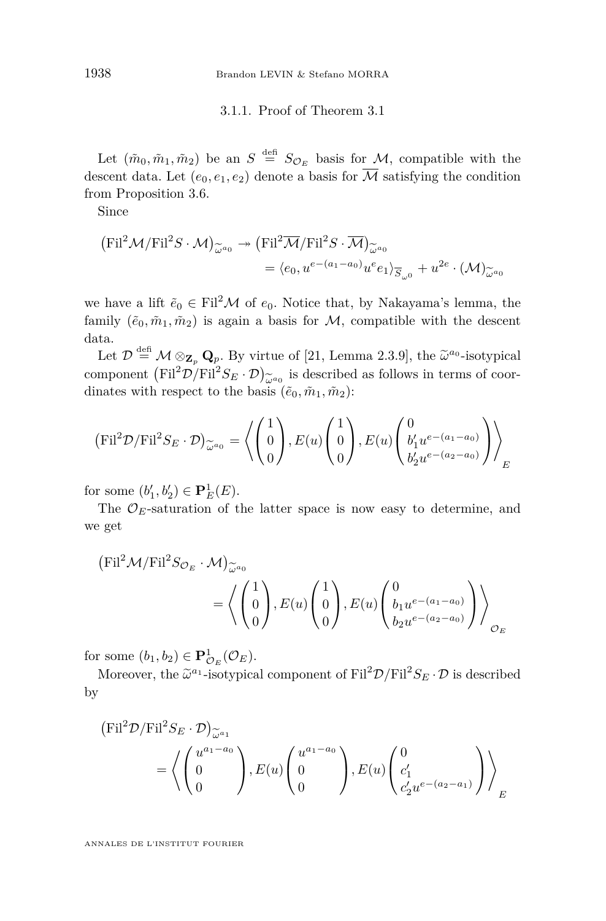#### 3.1.1. Proof of Theorem 3.1

Let $(\tilde{m}_0, \tilde{m}_1, \tilde{m}_2)$ be an $S \overset{\text{defi}}{=} S_{\mathcal{O}_E}$ basis for $\mathcal{M}$, compatible with the descent data. Let $(e_0, e_1, e_2)$ denote a basis for $\overline{\mathcal{M}}$ satisfying the condition from Proposition 3.6.

Since

$$\left(\mathrm{Fil}^2\mathcal{M}/\mathrm{Fil}^2 S \cdot \mathcal{M}\right)_{\widetilde{\omega}^{a_0}} \twoheadrightarrow \left(\mathrm{Fil}^2\overline{\mathcal{M}}/\mathrm{Fil}^2 S \cdot \overline{\mathcal{M}}\right)_{\widetilde{\omega}^{a_0}} \\ = \langle e_0, u^{e-(a_1-a_0)} u^e e_1 \rangle_{\overline{S}_{\omega^0}} + u^{2e} \cdot (\mathcal{M})_{\widetilde{\omega}^{a_0}}$$

we have a lift $\tilde{e}_0 \in \mathrm{Fil}^2\mathcal{M}$ of $e_0$. Notice that, by Nakayama's lemma, the family $(\tilde{e}_0, \tilde{m}_1, \tilde{m}_2)$ is again a basis for $\mathcal{M}$, compatible with the descent data.

Let $\mathcal{D} \overset{\text{defi}}{=} \mathcal{M} \otimes_{\mathbf{Z}_p} \mathbf{Q}_p$. By virtue of [21, Lemma 2.3.9], the $\widetilde{\omega}^{a_0}$-isotypical component $\left(\mathrm{Fil}^2\mathcal{D}/\mathrm{Fil}^2 S_E \cdot \mathcal{D}\right)_{\widetilde{\omega}^{a_0}}$ is described as follows in terms of coordinates with respect to the basis $(\tilde{e}_0, \tilde{m}_1, \tilde{m}_2)$:

$$\left(\mathrm{Fil}^2\mathcal{D}/\mathrm{Fil}^2 S_E \cdot \mathcal{D}\right)_{\widetilde{\omega}^{a_0}} = \left\langle \begin{pmatrix} 1 \\ 0 \\ 0 \end{pmatrix}, E(u) \begin{pmatrix} 1 \\ 0 \\ 0 \end{pmatrix}, E(u) \begin{pmatrix} 0 \\ b'_1 u^{e-(a_1-a_0)} \\ b'_2 u^{e-(a_2-a_0)} \end{pmatrix} \right\rangle_E$$

for some $(b'_1, b'_2) \in \mathbf{P}^1_E(E)$.

The $\mathcal{O}_E$-saturation of the latter space is now easy to determine, and we get

$$\left(\mathrm{Fil}^2\mathcal{M}/\mathrm{Fil}^2 S_{\mathcal{O}_E} \cdot \mathcal{M}\right)_{\widetilde{\omega}^{a_0}} \\ = \left\langle \begin{pmatrix} 1 \\ 0 \\ 0 \end{pmatrix}, E(u) \begin{pmatrix} 1 \\ 0 \\ 0 \end{pmatrix}, E(u) \begin{pmatrix} 0 \\ b_1 u^{e-(a_1-a_0)} \\ b_2 u^{e-(a_2-a_0)} \end{pmatrix} \right\rangle_{\mathcal{O}_E}$$

for some $(b_1, b_2) \in \mathbf{P}^1_{\mathcal{O}_E}(\mathcal{O}_E)$.

Moreover, the $\widetilde{\omega}^{a_1}$-isotypical component of $\mathrm{Fil}^2\mathcal{D}/\mathrm{Fil}^2 S_E \cdot \mathcal{D}$ is described by

$$\left(\mathrm{Fil}^2\mathcal{D}/\mathrm{Fil}^2 S_E \cdot \mathcal{D}\right)_{\widetilde{\omega}^{a_1}} \\ = \left\langle \begin{pmatrix} u^{a_1-a_0} \\ 0 \\ 0 \end{pmatrix}, E(u) \begin{pmatrix} u^{a_1-a_0} \\ 0 \\ 0 \end{pmatrix}, E(u) \begin{pmatrix} 0 \\ c'_1 \\ c'_2 u^{e-(a_2-a_1)} \end{pmatrix} \right\rangle_E$$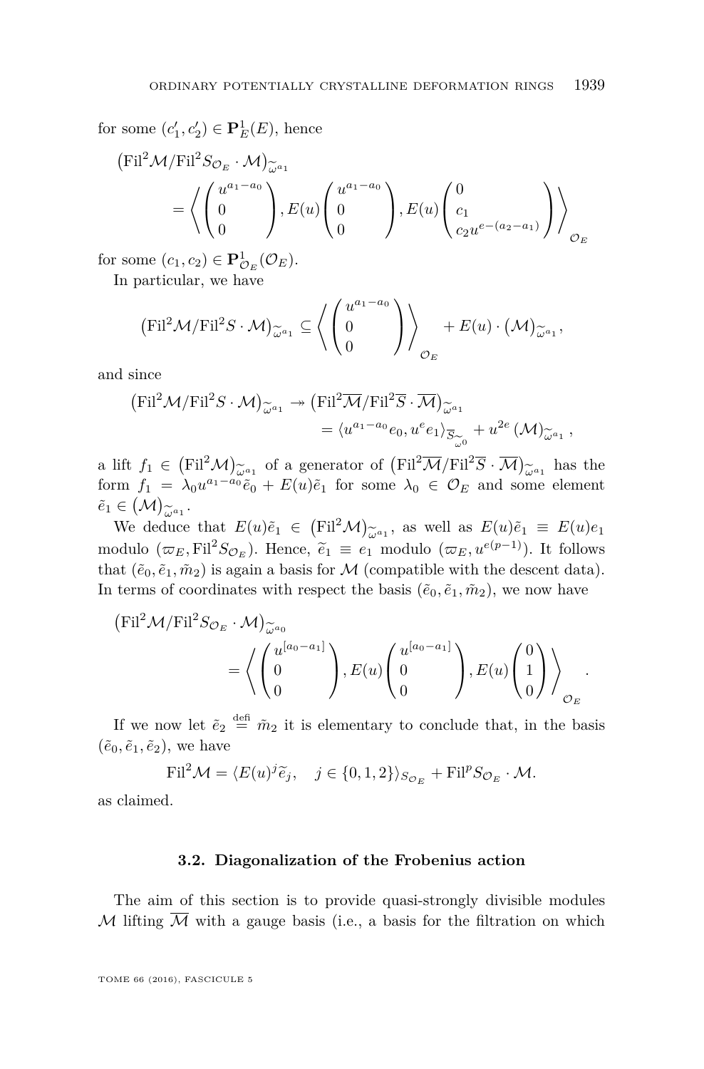for some $(c_1', c_2') \in \mathbf{P}^1_E(E)$, hence

$$\left(\mathrm{Fil}^2\mathcal{M}/\mathrm{Fil}^2 S_{\mathcal{O}_E}\cdot\mathcal{M}\right)_{\widetilde{\omega}^{a_1}} = \left\langle \begin{pmatrix} u^{a_1-a_0} \\ 0 \\ 0 \end{pmatrix}, E(u)\begin{pmatrix} u^{a_1-a_0} \\ 0 \\ 0 \end{pmatrix}, E(u)\begin{pmatrix} 0 \\ c_1 \\ c_2 u^{e-(a_2-a_1)} \end{pmatrix} \right\rangle_{\mathcal{O}_E}$$

for some $(c_1, c_2) \in \mathbf{P}^1_{\mathcal{O}_E}(\mathcal{O}_E)$.

In particular, we have

$$\left(\mathrm{Fil}^2\mathcal{M}/\mathrm{Fil}^2 S\cdot\mathcal{M}\right)_{\widetilde{\omega}^{a_1}} \subseteq \left\langle \begin{pmatrix} u^{a_1-a_0} \\ 0 \\ 0 \end{pmatrix} \right\rangle_{\mathcal{O}_E} + E(u)\cdot\left(\mathcal{M}\right)_{\widetilde{\omega}^{a_1}},$$

and since

$$\begin{aligned}\left(\mathrm{Fil}^2\mathcal{M}/\mathrm{Fil}^2 S\cdot\mathcal{M}\right)_{\widetilde{\omega}^{a_1}} &\twoheadrightarrow \left(\mathrm{Fil}^2\overline{\mathcal{M}}/\mathrm{Fil}^2\overline{S}\cdot\overline{\mathcal{M}}\right)_{\widetilde{\omega}^{a_1}} \\ &= \langle u^{a_1-a_0}e_0, u^e e_1\rangle_{\overline{S}_{\widetilde{\omega}^0}} + u^{2e}\left(\mathcal{M}\right)_{\widetilde{\omega}^{a_1}},\end{aligned}$$

a lift $f_1 \in \left(\mathrm{Fil}^2\mathcal{M}\right)_{\widetilde{\omega}^{a_1}}$ of a generator of $\left(\mathrm{Fil}^2\overline{\mathcal{M}}/\mathrm{Fil}^2\overline{S}\cdot\overline{\mathcal{M}}\right)_{\widetilde{\omega}^{a_1}}$ has the form $f_1 = \lambda_0 u^{a_1-a_0}\tilde{e}_0 + E(u)\tilde{e}_1$ for some $\lambda_0 \in \mathcal{O}_E$ and some element $\tilde{e}_1 \in \left(\mathcal{M}\right)_{\widetilde{\omega}^{a_1}}$.

We deduce that $E(u)\tilde{e}_1 \in \left(\mathrm{Fil}^2\mathcal{M}\right)_{\widetilde{\omega}^{a_1}}$, as well as $E(u)\tilde{e}_1 \equiv E(u)e_1$ modulo $(\varpi_E, \mathrm{Fil}^2 S_{\mathcal{O}_E})$. Hence, $\widetilde{e}_1 \equiv e_1$ modulo $(\varpi_E, u^{e(p-1)})$. It follows that $(\tilde{e}_0, \tilde{e}_1, \tilde{m}_2)$ is again a basis for $\mathcal{M}$ (compatible with the descent data). In terms of coordinates with respect the basis $(\tilde{e}_0, \tilde{e}_1, \tilde{m}_2)$, we now have

$$\left(\mathrm{Fil}^2\mathcal{M}/\mathrm{Fil}^2 S_{\mathcal{O}_E}\cdot\mathcal{M}\right)_{\widetilde{\omega}^{a_0}} = \left\langle \begin{pmatrix} u^{[a_0-a_1]} \\ 0 \\ 0 \end{pmatrix}, E(u)\begin{pmatrix} u^{[a_0-a_1]} \\ 0 \\ 0 \end{pmatrix}, E(u)\begin{pmatrix} 0 \\ 1 \\ 0 \end{pmatrix} \right\rangle_{\mathcal{O}_E}.$$

If we now let $\tilde{e}_2 \overset{\mathrm{defi}}{=} \tilde{m}_2$ it is elementary to conclude that, in the basis $(\tilde{e}_0, \tilde{e}_1, \tilde{e}_2)$, we have

$$\mathrm{Fil}^2\mathcal{M} = \langle E(u)^j\widetilde{e}_j, \quad j \in \{0,1,2\}\rangle_{S_{\mathcal{O}_E}} + \mathrm{Fil}^p S_{\mathcal{O}_E}\cdot\mathcal{M}.$$

as claimed.

### 3.2. Diagonalization of the Frobenius action

The aim of this section is to provide quasi-strongly divisible modules $\mathcal{M}$ lifting $\overline{\mathcal{M}}$ with a gauge basis (i.e., a basis for the filtration on which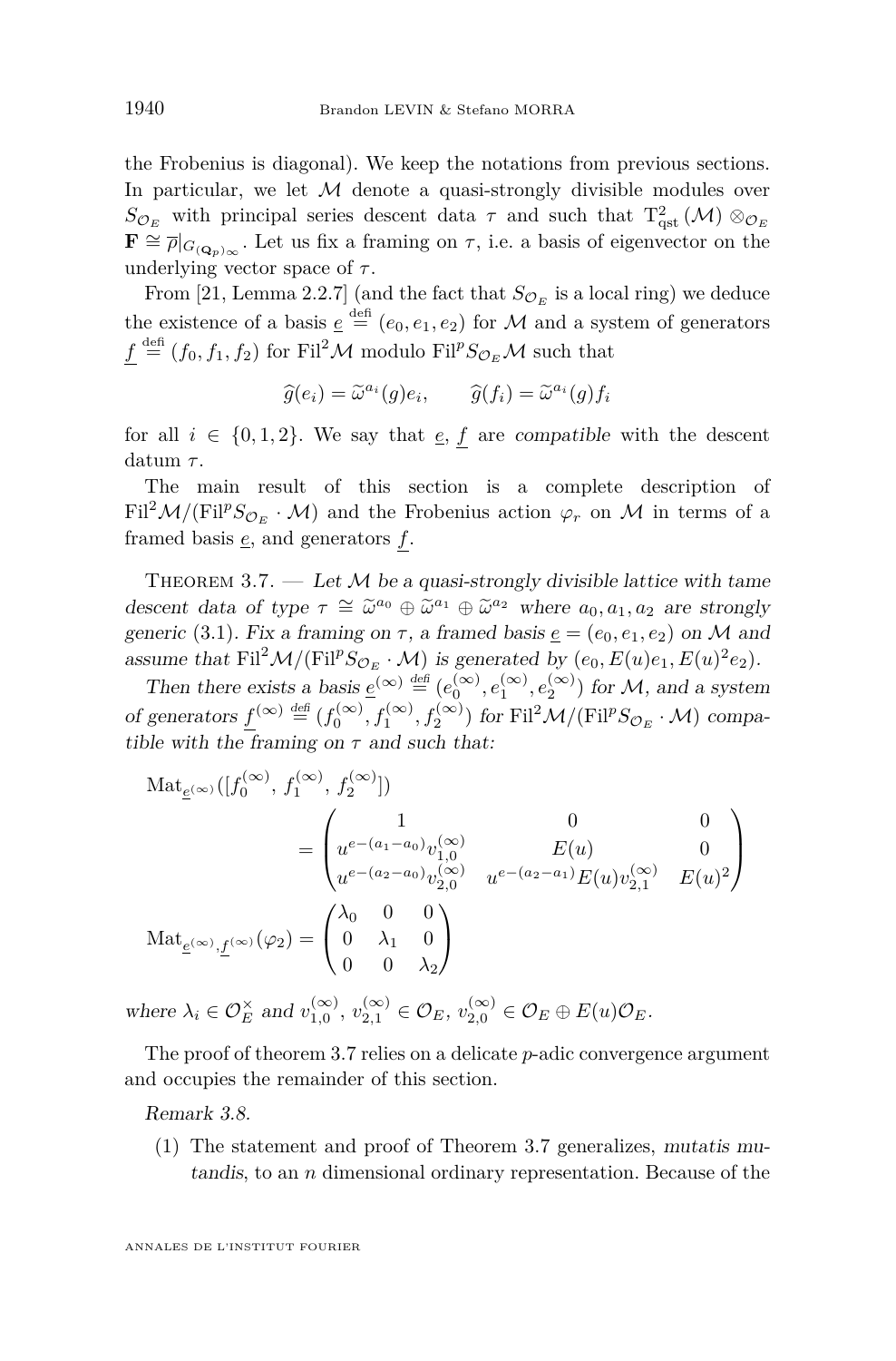the Frobenius is diagonal). We keep the notations from previous sections. In particular, we let $\mathcal{M}$ denote a quasi-strongly divisible modules over $S_{\mathcal{O}_E}$ with principal series descent data $\tau$ and such that $\mathrm{T}^2_{\mathrm{qst}}(\mathcal{M}) \otimes_{\mathcal{O}_E} \mathbf{F} \cong \overline{\rho}|_{G_{(\mathbf{Q}_p)_\infty}}$. Let us fix a framing on $\tau$, i.e. a basis of eigenvector on the underlying vector space of $\tau$.

From [21, Lemma 2.2.7] (and the fact that $S_{\mathcal{O}_E}$ is a local ring) we deduce the existence of a basis $\underline{e} \overset{\text{défi}}{=} (e_0, e_1, e_2)$ for $\mathcal{M}$ and a system of generators $\underline{f} \overset{\text{défi}}{=} (f_0, f_1, f_2)$ for $\mathrm{Fil}^2\mathcal{M}$ modulo $\mathrm{Fil}^p S_{\mathcal{O}_E}\mathcal{M}$ such that

$$\widehat{g}(e_i) = \widetilde{\omega}^{a_i}(g) e_i, \qquad \widehat{g}(f_i) = \widetilde{\omega}^{a_i}(g) f_i$$

for all $i \in \{0,1,2\}$. We say that $\underline{e}$, $\underline{f}$ are *compatible* with the descent datum $\tau$.

The main result of this section is a complete description of $\mathrm{Fil}^2\mathcal{M}/(\mathrm{Fil}^p S_{\mathcal{O}_E} \cdot \mathcal{M})$ and the Frobenius action $\varphi_r$ on $\mathcal{M}$ in terms of a framed basis $\underline{e}$, and generators $\underline{f}$.

Theorem 3.7. — *Let $\mathcal{M}$ be a quasi-strongly divisible lattice with tame descent data of type $\tau \cong \widetilde{\omega}^{a_0} \oplus \widetilde{\omega}^{a_1} \oplus \widetilde{\omega}^{a_2}$ where $a_0, a_1, a_2$ are strongly generic* (3.1). *Fix a framing on $\tau$, a framed basis $\underline{e} = (e_0, e_1, e_2)$ on $\mathcal{M}$ and assume that $\mathrm{Fil}^2\mathcal{M}/(\mathrm{Fil}^p S_{\mathcal{O}_E} \cdot \mathcal{M})$ is generated by $(e_0, E(u)e_1, E(u)^2 e_2)$.*

*Then there exists a basis $\underline{e}^{(\infty)} \overset{\text{défi}}{=} (e_0^{(\infty)}, e_1^{(\infty)}, e_2^{(\infty)})$ for $\mathcal{M}$, and a system of generators $\underline{f}^{(\infty)} \overset{\text{défi}}{=} (f_0^{(\infty)}, f_1^{(\infty)}, f_2^{(\infty)})$ for $\mathrm{Fil}^2\mathcal{M}/(\mathrm{Fil}^p S_{\mathcal{O}_E} \cdot \mathcal{M})$ compatible with the framing on $\tau$ and such that:*

$$\mathrm{Mat}_{\underline{e}^{(\infty)}}([f_0^{(\infty)}, f_1^{(\infty)}, f_2^{(\infty)}]) = \begin{pmatrix} 1 & 0 & 0 \\ u^{e-(a_1-a_0)} v_{1,0}^{(\infty)} & E(u) & 0 \\ u^{e-(a_2-a_0)} v_{2,0}^{(\infty)} & u^{e-(a_2-a_1)} E(u) v_{2,1}^{(\infty)} & E(u)^2 \end{pmatrix}$$

$$\mathrm{Mat}_{\underline{e}^{(\infty)}, \underline{f}^{(\infty)}}(\varphi_2) = \begin{pmatrix} \lambda_0 & 0 & 0 \\ 0 & \lambda_1 & 0 \\ 0 & 0 & \lambda_2 \end{pmatrix}$$

*where $\lambda_i \in \mathcal{O}_E^\times$ and $v_{1,0}^{(\infty)}, v_{2,1}^{(\infty)} \in \mathcal{O}_E$, $v_{2,0}^{(\infty)} \in \mathcal{O}_E \oplus E(u)\mathcal{O}_E$.*

The proof of theorem 3.7 relies on a delicate $p$-adic convergence argument and occupies the remainder of this section.

*Remark 3.8.*

(1) The statement and proof of Theorem 3.7 generalizes, *mutatis mutandis*, to an $n$ dimensional ordinary representation. Because of the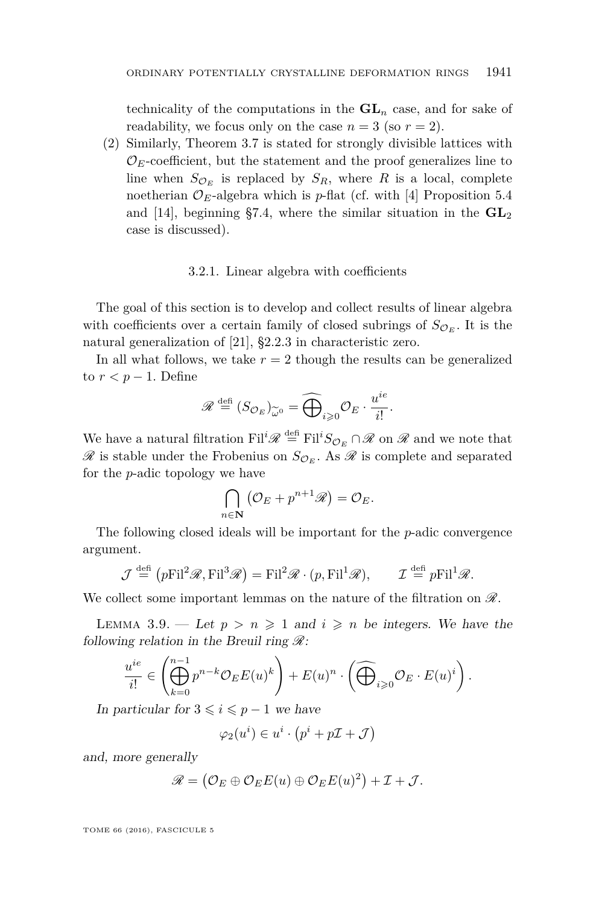technicality of the computations in the $\mathbf{GL}_n$ case, and for sake of readability, we focus only on the case $n = 3$ (so $r = 2$).

(2) Similarly, Theorem 3.7 is stated for strongly divisible lattices with $\mathcal{O}_E$-coefficient, but the statement and the proof generalizes line to line when $S_{\mathcal{O}_E}$ is replaced by $S_R$, where $R$ is a local, complete noetherian $\mathcal{O}_E$-algebra which is $p$-flat (cf. with [4] Proposition 5.4 and [14], beginning §7.4, where the similar situation in the $\mathbf{GL}_2$ case is discussed).

### 3.2.1. Linear algebra with coefficients

The goal of this section is to develop and collect results of linear algebra with coefficients over a certain family of closed subrings of $S_{\mathcal{O}_E}$. It is the natural generalization of [21], §2.2.3 in characteristic zero.

In all what follows, we take $r = 2$ though the results can be generalized to $r < p - 1$. Define

$$\mathscr{R} \stackrel{\text{defi}}{=} (S_{\mathcal{O}_E})_{\widetilde{\omega}^0} = \widehat{\bigoplus}_{i \geqslant 0} \mathcal{O}_E \cdot \frac{u^{ie}}{i!}.$$

We have a natural filtration $\mathrm{Fil}^i \mathscr{R} \stackrel{\text{defi}}{=} \mathrm{Fil}^i S_{\mathcal{O}_E} \cap \mathscr{R}$ on $\mathscr{R}$ and we note that $\mathscr{R}$ is stable under the Frobenius on $S_{\mathcal{O}_E}$. As $\mathscr{R}$ is complete and separated for the $p$-adic topology we have

$$\bigcap_{n \in \mathbf{N}} \left(\mathcal{O}_E + p^{n+1}\mathscr{R}\right) = \mathcal{O}_E.$$

The following closed ideals will be important for the $p$-adic convergence argument.

$$\mathcal{J} \stackrel{\text{defi}}{=} \left(p\mathrm{Fil}^2\mathscr{R}, \mathrm{Fil}^3\mathscr{R}\right) = \mathrm{Fil}^2\mathscr{R} \cdot (p, \mathrm{Fil}^1\mathscr{R}), \qquad \mathcal{I} \stackrel{\text{defi}}{=} p\mathrm{Fil}^1\mathscr{R}.$$

We collect some important lemmas on the nature of the filtration on $\mathscr{R}$.

Lemma 3.9. — *Let $p > n \geqslant 1$ and $i \geqslant n$ be integers. We have the following relation in the Breuil ring $\mathscr{R}$:*

$$\frac{u^{ie}}{i!} \in \left(\bigoplus_{k=0}^{n-1} p^{n-k}\mathcal{O}_E E(u)^k\right) + E(u)^n \cdot \left(\widehat{\bigoplus}_{i \geqslant 0} \mathcal{O}_E \cdot E(u)^i\right).$$

*In particular for $3 \leqslant i \leqslant p - 1$ we have*

$$\varphi_2(u^i) \in u^i \cdot \left(p^i + p\mathcal{I} + \mathcal{J}\right)$$

*and, more generally*

$$\mathscr{R} = \left(\mathcal{O}_E \oplus \mathcal{O}_E E(u) \oplus \mathcal{O}_E E(u)^2\right) + \mathcal{I} + \mathcal{J}.$$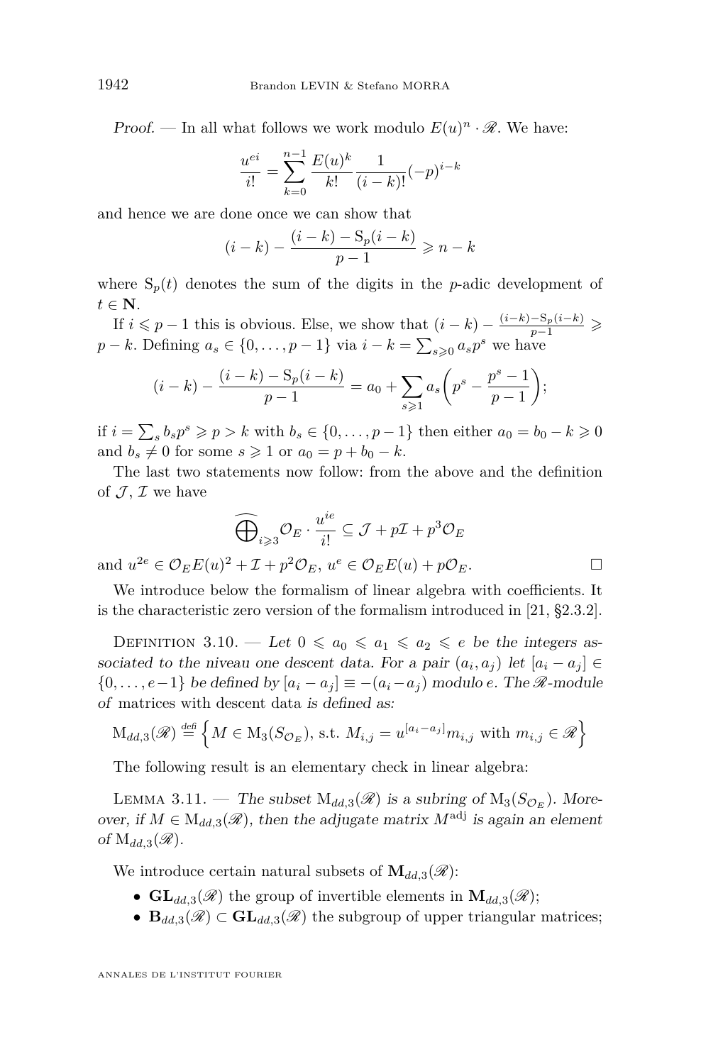*Proof.* — In all what follows we work modulo $E(u)^n \cdot \mathscr{R}$. We have:

$$\frac{u^{ei}}{i!} = \sum_{k=0}^{n-1} \frac{E(u)^k}{k!} \frac{1}{(i-k)!}(-p)^{i-k}$$

and hence we are done once we can show that

$$(i-k) - \frac{(i-k) - \mathrm{S}_p(i-k)}{p-1} \geqslant n-k$$

where $\mathrm{S}_p(t)$ denotes the sum of the digits in the $p$-adic development of $t \in \mathbf{N}$.

If $i \leqslant p-1$ this is obvious. Else, we show that $(i-k) - \frac{(i-k)-\mathrm{S}_p(i-k)}{p-1} \geqslant p-k$. Defining $a_s \in \{0, \ldots, p-1\}$ via $i-k = \sum_{s\geqslant 0} a_s p^s$ we have

$$(i-k) - \frac{(i-k) - \mathrm{S}_p(i-k)}{p-1} = a_0 + \sum_{s \geqslant 1} a_s \left( p^s - \frac{p^s - 1}{p-1} \right);$$

if $i = \sum_s b_s p^s \geqslant p > k$ with $b_s \in \{0, \ldots, p-1\}$ then either $a_0 = b_0 - k \geqslant 0$ and $b_s \neq 0$ for some $s \geqslant 1$ or $a_0 = p + b_0 - k$.

The last two statements now follow: from the above and the definition of $\mathcal{J}$, $\mathcal{I}$ we have

$$\widehat{\bigoplus}_{i\geqslant 3} \mathcal{O}_E \cdot \frac{u^{ie}}{i!} \subseteq \mathcal{J} + p\mathcal{I} + p^3 \mathcal{O}_E$$

and $u^{2e} \in \mathcal{O}_E E(u)^2 + \mathcal{I} + p^2 \mathcal{O}_E$, $u^e \in \mathcal{O}_E E(u) + p\mathcal{O}_E$. □

We introduce below the formalism of linear algebra with coefficients. It is the characteristic zero version of the formalism introduced in [21, §2.3.2].

Definition 3.10. — *Let $0 \leqslant a_0 \leqslant a_1 \leqslant a_2 \leqslant e$ be the integers associated to the niveau one descent data. For a pair $(a_i, a_j)$ let $[a_i - a_j] \in \{0, \ldots, e-1\}$ be defined by $[a_i - a_j] \equiv -(a_i - a_j)$ modulo $e$. The $\mathscr{R}$-module of* matrices with descent data *is defined as:*

$$\mathrm{M}_{dd,3}(\mathscr{R}) \overset{\text{défi}}{=} \left\{ M \in \mathrm{M}_3(S_{\mathcal{O}_E}), \text{ s.t. } M_{i,j} = u^{[a_i - a_j]} m_{i,j} \text{ with } m_{i,j} \in \mathscr{R} \right\}$$

The following result is an elementary check in linear algebra:

Lemma 3.11. — *The subset $\mathrm{M}_{dd,3}(\mathscr{R})$ is a subring of $\mathrm{M}_3(S_{\mathcal{O}_E})$. Moreover, if $M \in \mathrm{M}_{dd,3}(\mathscr{R})$, then the adjugate matrix $M^{\mathrm{adj}}$ is again an element of $\mathrm{M}_{dd,3}(\mathscr{R})$.*

We introduce certain natural subsets of $\mathbf{M}_{dd,3}(\mathscr{R})$:

- $\mathbf{GL}_{dd,3}(\mathscr{R})$ the group of invertible elements in $\mathbf{M}_{dd,3}(\mathscr{R})$;
- $\mathbf{B}_{dd,3}(\mathscr{R}) \subset \mathbf{GL}_{dd,3}(\mathscr{R})$ the subgroup of upper triangular matrices;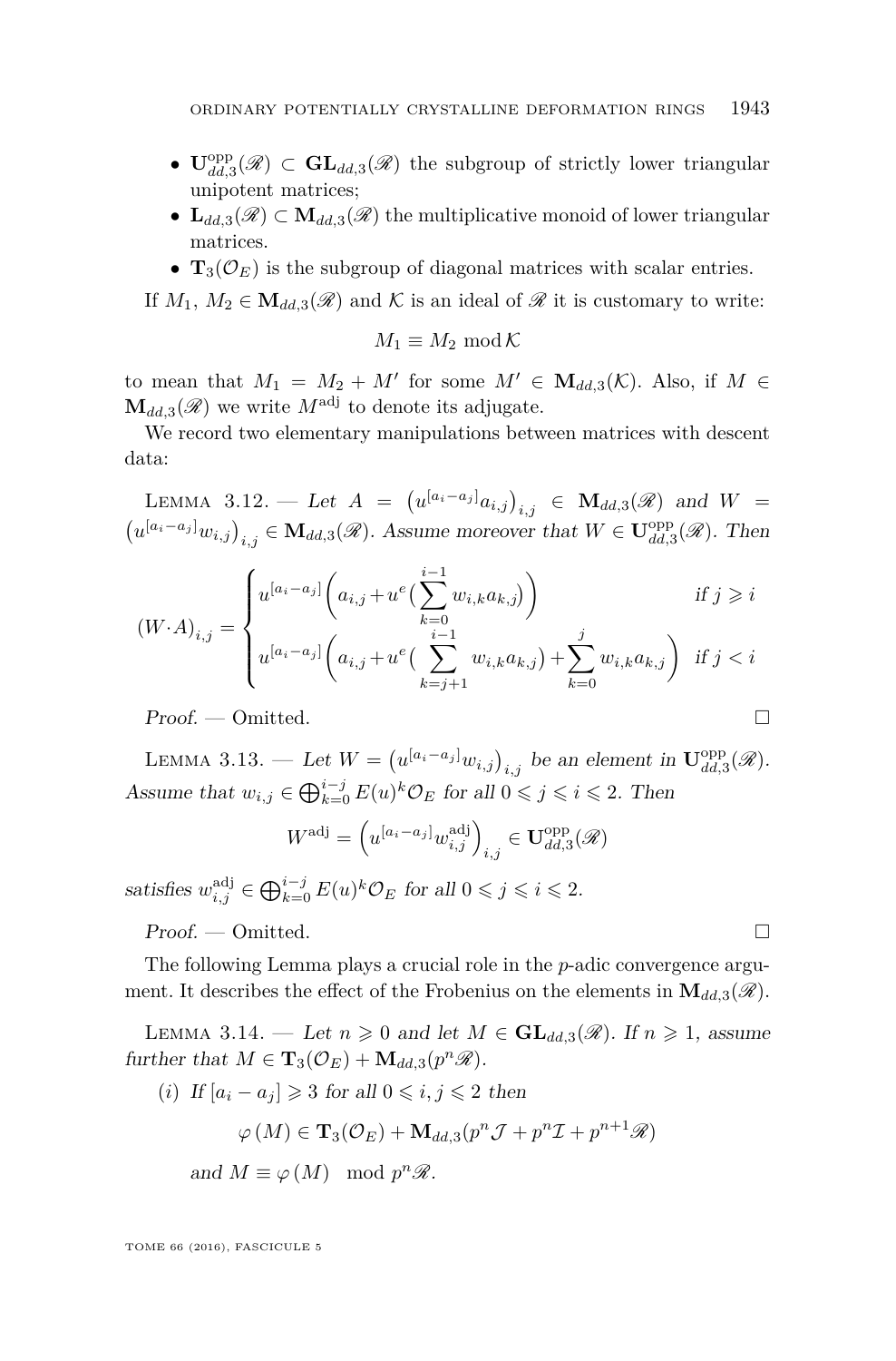- $\mathbf{U}^{\mathrm{opp}}_{dd,3}(\mathscr{R}) \subset \mathbf{GL}_{dd,3}(\mathscr{R})$ the subgroup of strictly lower triangular unipotent matrices;
- $\mathbf{L}_{dd,3}(\mathscr{R}) \subset \mathbf{M}_{dd,3}(\mathscr{R})$ the multiplicative monoid of lower triangular matrices.
- $\mathbf{T}_3(\mathcal{O}_E)$ is the subgroup of diagonal matrices with scalar entries.

If $M_1$, $M_2 \in \mathbf{M}_{dd,3}(\mathscr{R})$ and $\mathcal{K}$ is an ideal of $\mathscr{R}$ it is customary to write:

$$M_1 \equiv M_2 \bmod \mathcal{K}$$

to mean that $M_1 = M_2 + M'$ for some $M' \in \mathbf{M}_{dd,3}(\mathcal{K})$. Also, if $M \in \mathbf{M}_{dd,3}(\mathscr{R})$ we write $M^{\mathrm{adj}}$ to denote its adjugate.

We record two elementary manipulations between matrices with descent data:

Lemma 3.12. — *Let $A = \left(u^{[a_i-a_j]}a_{i,j}\right)_{i,j} \in \mathbf{M}_{dd,3}(\mathscr{R})$ and $W = \left(u^{[a_i-a_j]}w_{i,j}\right)_{i,j} \in \mathbf{M}_{dd,3}(\mathscr{R})$. Assume moreover that $W \in \mathbf{U}^{\mathrm{opp}}_{dd,3}(\mathscr{R})$. Then*

$$(W\cdot A)_{i,j} = \begin{cases} u^{[a_i-a_j]}\left(a_{i,j} + u^e\big(\displaystyle\sum_{k=0}^{i-1} w_{i,k}a_{k,j}\big)\right) & \text{if } j \geqslant i \\ u^{[a_i-a_j]}\left(a_{i,j} + u^e\big(\displaystyle\sum_{k=j+1}^{i-1} w_{i,k}a_{k,j}\big) + \displaystyle\sum_{k=0}^{j} w_{i,k}a_{k,j}\right) & \text{if } j < i \end{cases}$$

*Proof.* — Omitted. □

Lemma 3.13. — *Let $W = \left(u^{[a_i-a_j]}w_{i,j}\right)_{i,j}$ be an element in $\mathbf{U}^{\mathrm{opp}}_{dd,3}(\mathscr{R})$. Assume that $w_{i,j} \in \bigoplus_{k=0}^{i-j} E(u)^k\mathcal{O}_E$ for all $0 \leqslant j \leqslant i \leqslant 2$. Then*

$$W^{\mathrm{adj}} = \left(u^{[a_i-a_j]}w^{\mathrm{adj}}_{i,j}\right)_{i,j} \in \mathbf{U}^{\mathrm{opp}}_{dd,3}(\mathscr{R})$$

*satisfies $w^{\mathrm{adj}}_{i,j} \in \bigoplus_{k=0}^{i-j} E(u)^k\mathcal{O}_E$ for all $0 \leqslant j \leqslant i \leqslant 2$.*

*Proof.* — Omitted. □

The following Lemma plays a crucial role in the $p$-adic convergence argument. It describes the effect of the Frobenius on the elements in $\mathbf{M}_{dd,3}(\mathscr{R})$.

Lemma 3.14. — *Let $n \geqslant 0$ and let $M \in \mathbf{GL}_{dd,3}(\mathscr{R})$. If $n \geqslant 1$, assume further that $M \in \mathbf{T}_3(\mathcal{O}_E) + \mathbf{M}_{dd,3}(p^n\mathscr{R})$.*

(i) *If $[a_i - a_j] \geqslant 3$ for all $0 \leqslant i, j \leqslant 2$ then*

$$\varphi(M) \in \mathbf{T}_3(\mathcal{O}_E) + \mathbf{M}_{dd,3}(p^n\mathcal{J} + p^n\mathcal{I} + p^{n+1}\mathscr{R})$$

*and $M \equiv \varphi(M) \mod p^n\mathscr{R}$.*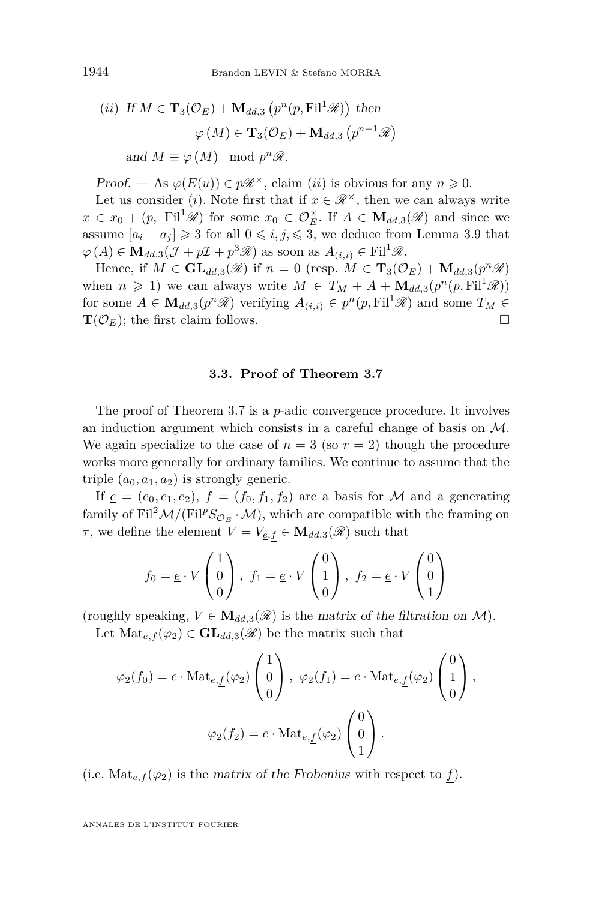*(ii)* If $M \in \mathbf{T}_3(\mathcal{O}_E) + \mathbf{M}_{dd,3}\left(p^n(p, \mathrm{Fil}^1\mathscr{R})\right)$ then

$$\varphi(M) \in \mathbf{T}_3(\mathcal{O}_E) + \mathbf{M}_{dd,3}\left(p^{n+1}\mathscr{R}\right)$$

and $M \equiv \varphi(M) \mod p^n\mathscr{R}$.

*Proof.* — As $\varphi(E(u)) \in p\mathscr{R}^\times$, claim *(ii)* is obvious for any $n \geqslant 0$.

Let us consider *(i)*. Note first that if $x \in \mathscr{R}^\times$, then we can always write $x \in x_0 + (p, \mathrm{Fil}^1\mathscr{R})$ for some $x_0 \in \mathcal{O}_E^\times$. If $A \in \mathbf{M}_{dd,3}(\mathscr{R})$ and since we assume $[a_i - a_j] \geqslant 3$ for all $0 \leqslant i, j, \leqslant 3$, we deduce from Lemma 3.9 that $\varphi(A) \in \mathbf{M}_{dd,3}(\mathcal{J} + p\mathcal{I} + p^3\mathscr{R})$ as soon as $A_{(i,i)} \in \mathrm{Fil}^1\mathscr{R}$.

Hence, if $M \in \mathbf{GL}_{dd,3}(\mathscr{R})$ if $n = 0$ (resp. $M \in \mathbf{T}_3(\mathcal{O}_E) + \mathbf{M}_{dd,3}(p^n\mathscr{R})$ when $n \geqslant 1$) we can always write $M \in T_M + A + \mathbf{M}_{dd,3}(p^n(p, \mathrm{Fil}^1\mathscr{R}))$ for some $A \in \mathbf{M}_{dd,3}(p^n\mathscr{R})$ verifying $A_{(i,i)} \in p^n(p, \mathrm{Fil}^1\mathscr{R})$ and some $T_M \in \mathbf{T}(\mathcal{O}_E)$; the first claim follows. □

### 3.3. Proof of Theorem 3.7

The proof of Theorem 3.7 is a $p$-adic convergence procedure. It involves an induction argument which consists in a careful change of basis on $\mathcal{M}$. We again specialize to the case of $n = 3$ (so $r = 2$) though the procedure works more generally for ordinary families. We continue to assume that the triple $(a_0, a_1, a_2)$ is strongly generic.

If $\underline{e} = (e_0, e_1, e_2)$, $\underline{f} = (f_0, f_1, f_2)$ are a basis for $\mathcal{M}$ and a generating family of $\mathrm{Fil}^2\mathcal{M}/(\mathrm{Fil}^p S_{\mathcal{O}_E} \cdot \mathcal{M})$, which are compatible with the framing on $\tau$, we define the element $V = V_{\underline{e},\underline{f}} \in \mathbf{M}_{dd,3}(\mathscr{R})$ such that

$$f_0 = \underline{e} \cdot V \begin{pmatrix} 1 \\ 0 \\ 0 \end{pmatrix},\ f_1 = \underline{e} \cdot V \begin{pmatrix} 0 \\ 1 \\ 0 \end{pmatrix},\ f_2 = \underline{e} \cdot V \begin{pmatrix} 0 \\ 0 \\ 1 \end{pmatrix}$$

(roughly speaking, $V \in \mathbf{M}_{dd,3}(\mathscr{R})$ is the *matrix of the filtration on* $\mathcal{M}$).

Let $\mathrm{Mat}_{\underline{e},\underline{f}}(\varphi_2) \in \mathbf{GL}_{dd,3}(\mathscr{R})$ be the matrix such that

$$\varphi_2(f_0) = \underline{e} \cdot \mathrm{Mat}_{\underline{e},\underline{f}}(\varphi_2) \begin{pmatrix} 1 \\ 0 \\ 0 \end{pmatrix},\ \varphi_2(f_1) = \underline{e} \cdot \mathrm{Mat}_{\underline{e},\underline{f}}(\varphi_2) \begin{pmatrix} 0 \\ 1 \\ 0 \end{pmatrix},$$

$$\varphi_2(f_2) = \underline{e} \cdot \mathrm{Mat}_{\underline{e},\underline{f}}(\varphi_2) \begin{pmatrix} 0 \\ 0 \\ 1 \end{pmatrix}.$$

(i.e. $\mathrm{Mat}_{\underline{e},\underline{f}}(\varphi_2)$ is the *matrix of the Frobenius* with respect to $\underline{f}$).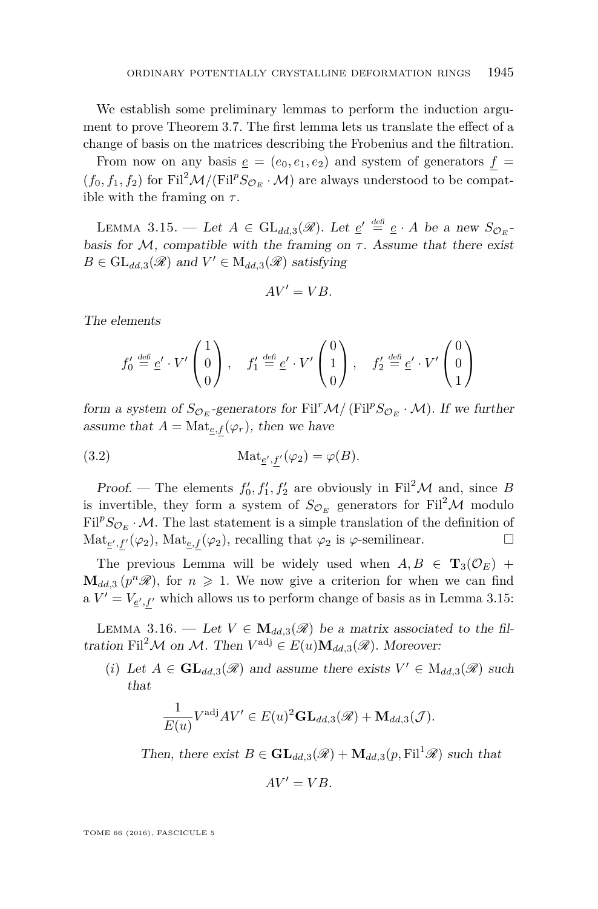We establish some preliminary lemmas to perform the induction argument to prove Theorem 3.7. The first lemma lets us translate the effect of a change of basis on the matrices describing the Frobenius and the filtration.

From now on any basis $\underline{e} = (e_0, e_1, e_2)$ and system of generators $\underline{f} = (f_0, f_1, f_2)$ for $\mathrm{Fil}^2\mathcal{M}/(\mathrm{Fil}^p S_{\mathcal{O}_E} \cdot \mathcal{M})$ are always understood to be compatible with the framing on $\tau$.

Lemma 3.15. — *Let $A \in \mathrm{GL}_{dd,3}(\mathscr{R})$. Let $\underline{e}' \overset{\text{defi}}{=} \underline{e} \cdot A$ be a new $S_{\mathcal{O}_E}$-basis for $\mathcal{M}$, compatible with the framing on $\tau$. Assume that there exist $B \in \mathrm{GL}_{dd,3}(\mathscr{R})$ and $V' \in \mathrm{M}_{dd,3}(\mathscr{R})$ satisfying*

$$AV' = VB.$$

*The elements*

$$f_0' \overset{\text{defi}}{=} \underline{e}' \cdot V' \begin{pmatrix} 1 \\ 0 \\ 0 \end{pmatrix}, \quad f_1' \overset{\text{defi}}{=} \underline{e}' \cdot V' \begin{pmatrix} 0 \\ 1 \\ 0 \end{pmatrix}, \quad f_2' \overset{\text{defi}}{=} \underline{e}' \cdot V' \begin{pmatrix} 0 \\ 0 \\ 1 \end{pmatrix}$$

*form a system of $S_{\mathcal{O}_E}$-generators for $\mathrm{Fil}^r\mathcal{M}/(\mathrm{Fil}^p S_{\mathcal{O}_E} \cdot \mathcal{M})$. If we further assume that $A = \mathrm{Mat}_{\underline{e},\underline{f}}(\varphi_r)$, then we have*

$$\mathrm{Mat}_{\underline{e}',\underline{f}'}(\varphi_2) = \varphi(B). \tag{3.2}$$

*Proof.* — The elements $f_0', f_1', f_2'$ are obviously in $\mathrm{Fil}^2\mathcal{M}$ and, since $B$ is invertible, they form a system of $S_{\mathcal{O}_E}$ generators for $\mathrm{Fil}^2\mathcal{M}$ modulo $\mathrm{Fil}^p S_{\mathcal{O}_E} \cdot \mathcal{M}$. The last statement is a simple translation of the definition of $\mathrm{Mat}_{\underline{e}',\underline{f}'}(\varphi_2)$, $\mathrm{Mat}_{\underline{e},\underline{f}}(\varphi_2)$, recalling that $\varphi_2$ is $\varphi$-semilinear. □

The previous Lemma will be widely used when $A, B \in \mathbf{T}_3(\mathcal{O}_E) + \mathbf{M}_{dd,3}(p^n\mathscr{R})$, for $n \geqslant 1$. We now give a criterion for when we can find a $V' = V_{\underline{e}',\underline{f}'}$ which allows us to perform change of basis as in Lemma 3.15:

Lemma 3.16. — *Let $V \in \mathbf{M}_{dd,3}(\mathscr{R})$ be a matrix associated to the filtration $\mathrm{Fil}^2\mathcal{M}$ on $\mathcal{M}$. Then $V^{\mathrm{adj}} \in E(u)\mathbf{M}_{dd,3}(\mathscr{R})$. Moreover:*

(*i*) *Let $A \in \mathbf{GL}_{dd,3}(\mathscr{R})$ and assume there exists $V' \in \mathrm{M}_{dd,3}(\mathscr{R})$ such that*

$$\frac{1}{E(u)}V^{\mathrm{adj}}AV' \in E(u)^2\mathbf{GL}_{dd,3}(\mathscr{R}) + \mathbf{M}_{dd,3}(\mathcal{J}).$$

*Then, there exist $B \in \mathbf{GL}_{dd,3}(\mathscr{R}) + \mathbf{M}_{dd,3}(p, \mathrm{Fil}^1\mathscr{R})$ such that*

$$AV' = VB.$$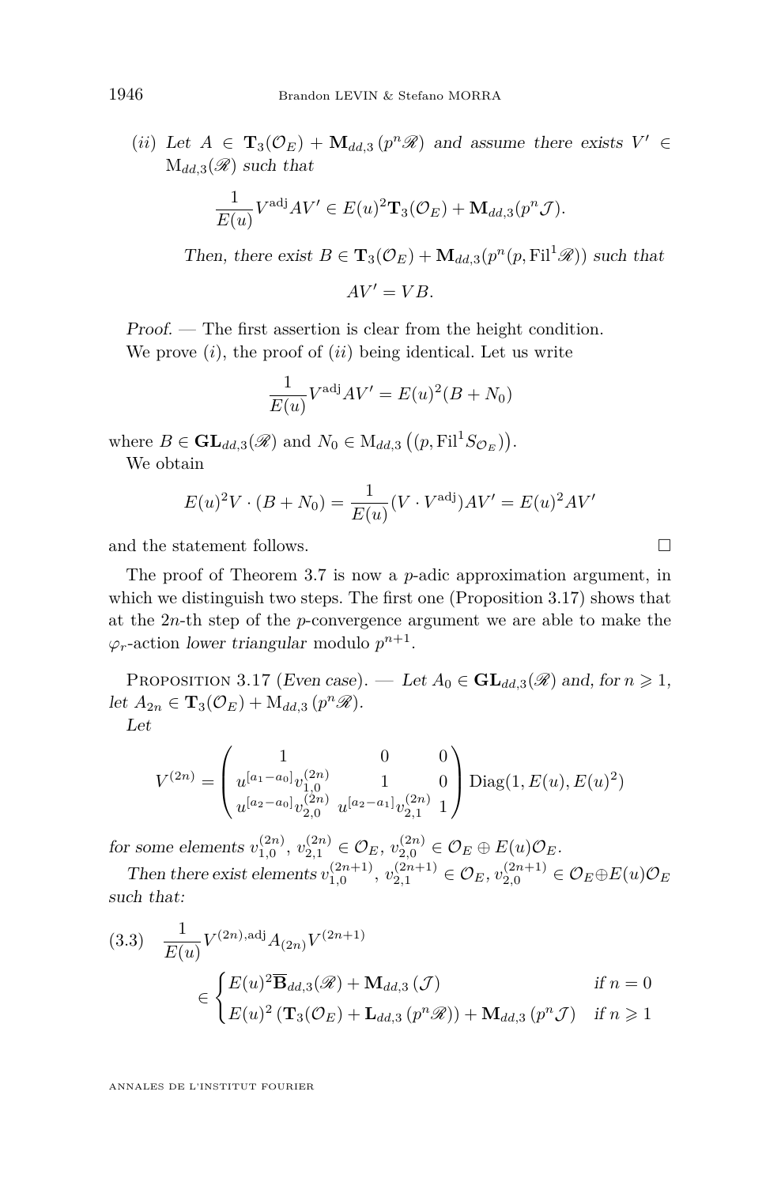(*ii*) *Let* $A \in \mathbf{T}_3(\mathcal{O}_E) + \mathbf{M}_{dd,3}(p^n\mathscr{R})$ *and assume there exists* $V' \in \mathrm{M}_{dd,3}(\mathscr{R})$ *such that*

$$\frac{1}{E(u)} V^{\mathrm{adj}} A V' \in E(u)^2 \mathbf{T}_3(\mathcal{O}_E) + \mathbf{M}_{dd,3}(p^n \mathcal{J}).$$

*Then, there exist* $B \in \mathbf{T}_3(\mathcal{O}_E) + \mathbf{M}_{dd,3}(p^n(p, \mathrm{Fil}^1\mathscr{R}))$ *such that*

$$AV' = VB.$$

*Proof.* — The first assertion is clear from the height condition.

We prove $(i)$, the proof of $(ii)$ being identical. Let us write

$$\frac{1}{E(u)} V^{\mathrm{adj}} A V' = E(u)^2 (B + N_0)$$

where $B \in \mathbf{GL}_{dd,3}(\mathscr{R})$ and $N_0 \in \mathrm{M}_{dd,3}\left((p, \mathrm{Fil}^1 S_{\mathcal{O}_E})\right)$.

We obtain

$$E(u)^2 V \cdot (B + N_0) = \frac{1}{E(u)} (V \cdot V^{\mathrm{adj}}) A V' = E(u)^2 A V'$$

and the statement follows. □

The proof of Theorem 3.7 is now a $p$-adic approximation argument, in which we distinguish two steps. The first one (Proposition 3.17) shows that at the $2n$-th step of the $p$-convergence argument we are able to make the $\varphi_r$-action *lower triangular* modulo $p^{n+1}$.

Proposition 3.17 (*Even case*). — *Let* $A_0 \in \mathbf{GL}_{dd,3}(\mathscr{R})$ *and, for* $n \geqslant 1$, *let* $A_{2n} \in \mathbf{T}_3(\mathcal{O}_E) + \mathrm{M}_{dd,3}(p^n\mathscr{R})$.

*Let*

$$V^{(2n)} = \begin{pmatrix} 1 & 0 & 0 \\ u^{[a_1 - a_0]} v_{1,0}^{(2n)} & 1 & 0 \\ u^{[a_2 - a_0]} v_{2,0}^{(2n)} & u^{[a_2 - a_1]} v_{2,1}^{(2n)} & 1 \end{pmatrix} \mathrm{Diag}(1, E(u), E(u)^2)$$

*for some elements* $v_{1,0}^{(2n)}, v_{2,1}^{(2n)} \in \mathcal{O}_E$, $v_{2,0}^{(2n)} \in \mathcal{O}_E \oplus E(u)\mathcal{O}_E$.

*Then there exist elements* $v_{1,0}^{(2n+1)}, v_{2,1}^{(2n+1)} \in \mathcal{O}_E$, $v_{2,0}^{(2n+1)} \in \mathcal{O}_E \oplus E(u)\mathcal{O}_E$ *such that:*

$$\frac{1}{E(u)} V^{(2n),\mathrm{adj}} A_{(2n)} V^{(2n+1)} \in \begin{cases} E(u)^2 \overline{\mathbf{B}}_{dd,3}(\mathscr{R}) + \mathbf{M}_{dd,3}(\mathcal{J}) & \text{if } n = 0 \\ E(u)^2 \left(\mathbf{T}_3(\mathcal{O}_E) + \mathbf{L}_{dd,3}(p^n\mathscr{R})\right) + \mathbf{M}_{dd,3}(p^n\mathcal{J}) & \text{if } n \geqslant 1 \end{cases} \tag{3.3}$$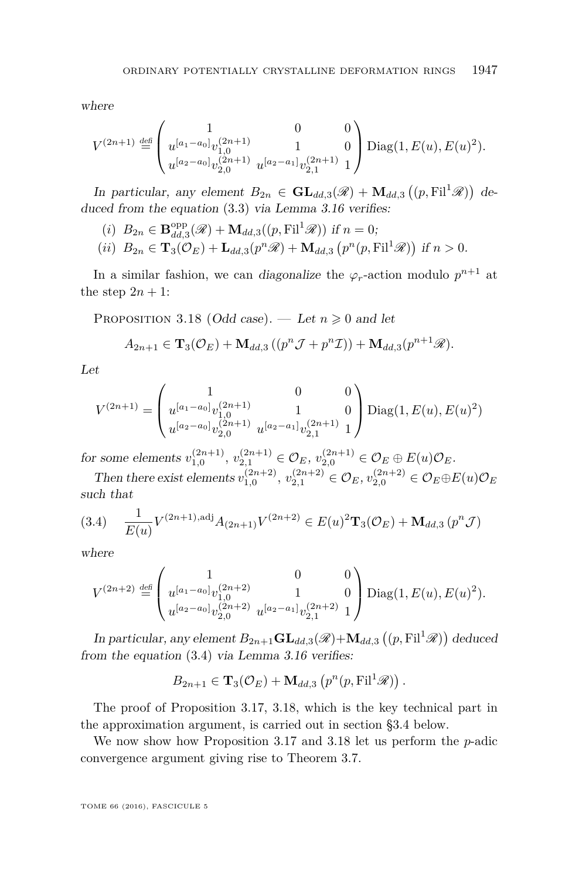*where*

$$V^{(2n+1)} \overset{\text{defi}}{=} \begin{pmatrix} 1 & 0 & 0 \\ u^{[a_1-a_0]}v_{1,0}^{(2n+1)} & 1 & 0 \\ u^{[a_2-a_0]}v_{2,0}^{(2n+1)} & u^{[a_2-a_1]}v_{2,1}^{(2n+1)} & 1 \end{pmatrix} \mathrm{Diag}(1, E(u), E(u)^2).$$

*In particular, any element* $B_{2n} \in \mathbf{GL}_{dd,3}(\mathscr{R}) + \mathbf{M}_{dd,3}\left((p, \mathrm{Fil}^1\mathscr{R})\right)$ *deduced from the equation* (3.3) *via Lemma 3.16 verifies:*

(i) $B_{2n} \in \mathbf{B}^{\mathrm{opp}}_{dd,3}(\mathscr{R}) + \mathbf{M}_{dd,3}((p, \mathrm{Fil}^1\mathscr{R}))$ *if* $n = 0$*;*

(ii) $B_{2n} \in \mathbf{T}_3(\mathcal{O}_E) + \mathbf{L}_{dd,3}(p^n\mathscr{R}) + \mathbf{M}_{dd,3}\left(p^n(p, \mathrm{Fil}^1\mathscr{R})\right)$ *if* $n > 0$*.*

In a similar fashion, we can *diagonalize* the $\varphi_r$-action modulo $p^{n+1}$ at the step $2n+1$:

Proposition 3.18 (*Odd case*). — *Let* $n \geqslant 0$ *and let*

$$A_{2n+1} \in \mathbf{T}_3(\mathcal{O}_E) + \mathbf{M}_{dd,3}\left((p^n\mathcal{J} + p^n\mathcal{I})\right) + \mathbf{M}_{dd,3}(p^{n+1}\mathscr{R}).$$

*Let*

$$V^{(2n+1)} = \begin{pmatrix} 1 & 0 & 0 \\ u^{[a_1-a_0]}v_{1,0}^{(2n+1)} & 1 & 0 \\ u^{[a_2-a_0]}v_{2,0}^{(2n+1)} & u^{[a_2-a_1]}v_{2,1}^{(2n+1)} & 1 \end{pmatrix} \mathrm{Diag}(1, E(u), E(u)^2)$$

*for some elements* $v_{1,0}^{(2n+1)}$, $v_{2,1}^{(2n+1)} \in \mathcal{O}_E$, $v_{2,0}^{(2n+1)} \in \mathcal{O}_E \oplus E(u)\mathcal{O}_E$.

*Then there exist elements* $v_{1,0}^{(2n+2)}$, $v_{2,1}^{(2n+2)} \in \mathcal{O}_E$, $v_{2,0}^{(2n+2)} \in \mathcal{O}_E \oplus E(u)\mathcal{O}_E$ *such that*

$$\frac{1}{E(u)} V^{(2n+1),\mathrm{adj}} A_{(2n+1)} V^{(2n+2)} \in E(u)^2\mathbf{T}_3(\mathcal{O}_E) + \mathbf{M}_{dd,3}\left(p^n\mathcal{J}\right) \tag{3.4}$$

*where*

$$V^{(2n+2)} \overset{\text{defi}}{=} \begin{pmatrix} 1 & 0 & 0 \\ u^{[a_1-a_0]}v_{1,0}^{(2n+2)} & 1 & 0 \\ u^{[a_2-a_0]}v_{2,0}^{(2n+2)} & u^{[a_2-a_1]}v_{2,1}^{(2n+2)} & 1 \end{pmatrix} \mathrm{Diag}(1, E(u), E(u)^2).$$

*In particular, any element* $B_{2n+1}\mathbf{GL}_{dd,3}(\mathscr{R}) + \mathbf{M}_{dd,3}\left((p, \mathrm{Fil}^1\mathscr{R})\right)$ *deduced from the equation* (3.4) *via Lemma 3.16 verifies:*

$$B_{2n+1} \in \mathbf{T}_3(\mathcal{O}_E) + \mathbf{M}_{dd,3}\left(p^n(p, \mathrm{Fil}^1\mathscr{R})\right).$$

The proof of Proposition 3.17, 3.18, which is the key technical part in the approximation argument, is carried out in section §3.4 below.

We now show how Proposition 3.17 and 3.18 let us perform the $p$-adic convergence argument giving rise to Theorem 3.7.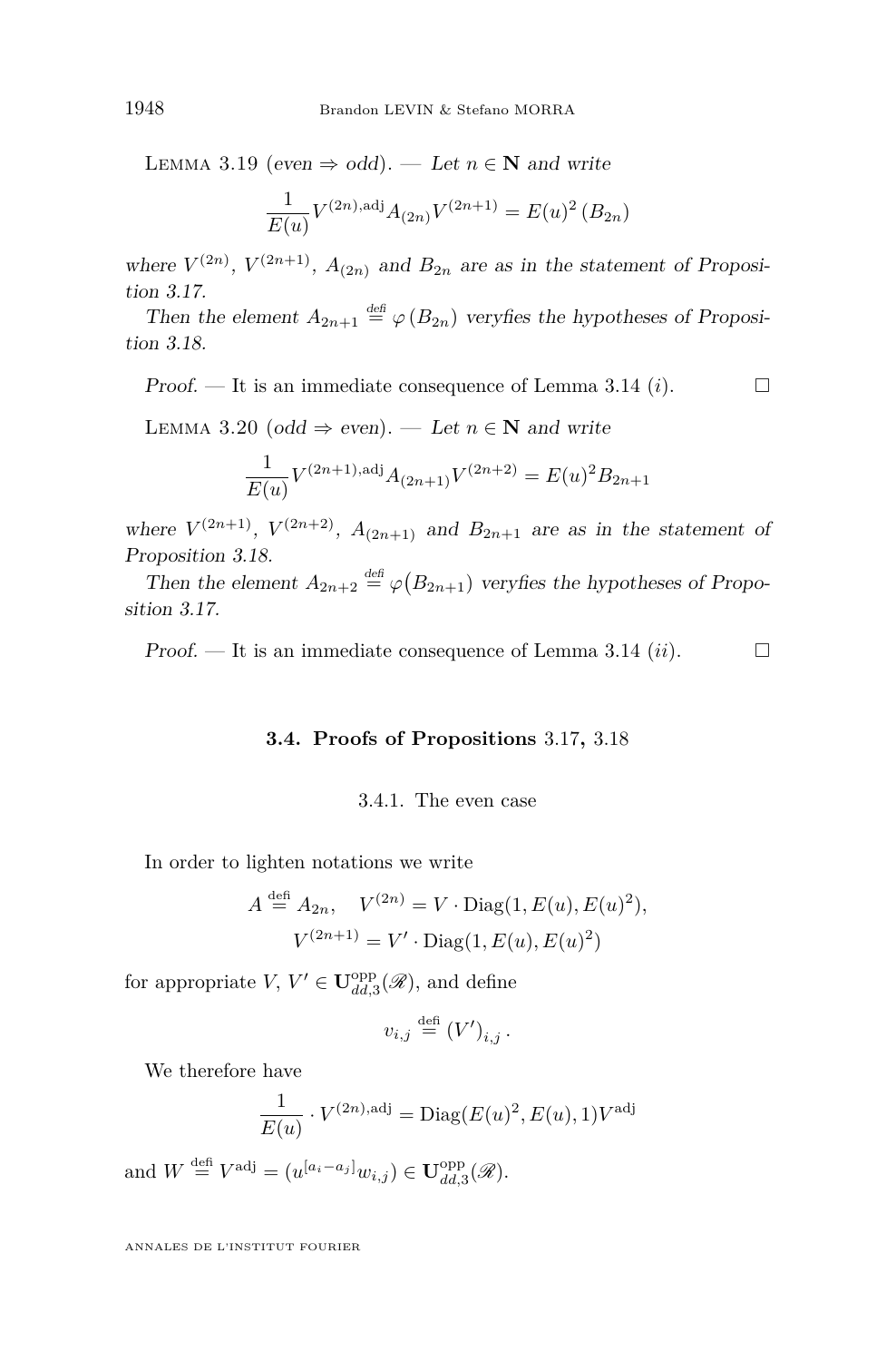Lemma 3.19 (*even ⇒ odd*). — *Let $n \in \mathbf{N}$ and write*

$$\frac{1}{E(u)} V^{(2n),\mathrm{adj}} A_{(2n)} V^{(2n+1)} = E(u)^2 \left(B_{2n}\right)$$

*where $V^{(2n)}$, $V^{(2n+1)}$, $A_{(2n)}$ and $B_{2n}$ are as in the statement of Proposition 3.17.*

*Then the element $A_{2n+1} \overset{\text{defi}}{=} \varphi\left(B_{2n}\right)$ veryfies the hypotheses of Proposition 3.18.*

*Proof.* — It is an immediate consequence of Lemma 3.14 $(i)$. □

Lemma 3.20 (*odd ⇒ even*). — *Let $n \in \mathbf{N}$ and write*

$$\frac{1}{E(u)} V^{(2n+1),\mathrm{adj}} A_{(2n+1)} V^{(2n+2)} = E(u)^2 B_{2n+1}$$

*where $V^{(2n+1)}$, $V^{(2n+2)}$, $A_{(2n+1)}$ and $B_{2n+1}$ are as in the statement of Proposition 3.18.*

*Then the element $A_{2n+2} \overset{\text{defi}}{=} \varphi\big(B_{2n+1}\big)$ veryfies the hypotheses of Proposition 3.17.*

*Proof.* — It is an immediate consequence of Lemma 3.14 $(ii)$. □

### 3.4. Proofs of Propositions 3.17, 3.18

#### 3.4.1. The even case

In order to lighten notations we write

$$A \overset{\text{defi}}{=} A_{2n}, \quad V^{(2n)} = V \cdot \mathrm{Diag}(1, E(u), E(u)^2),$$
$$V^{(2n+1)} = V' \cdot \mathrm{Diag}(1, E(u), E(u)^2)$$

for appropriate $V$, $V' \in \mathbf{U}^{\mathrm{opp}}_{dd,3}(\mathscr{R})$, and define

$$v_{i,j} \overset{\text{defi}}{=} (V')_{i,j}\,.$$

We therefore have

$$\frac{1}{E(u)} \cdot V^{(2n),\mathrm{adj}} = \mathrm{Diag}(E(u)^2, E(u), 1) V^{\mathrm{adj}}$$

and $W \overset{\text{defi}}{=} V^{\mathrm{adj}} = (u^{[a_i - a_j]} w_{i,j}) \in \mathbf{U}^{\mathrm{opp}}_{dd,3}(\mathscr{R})$.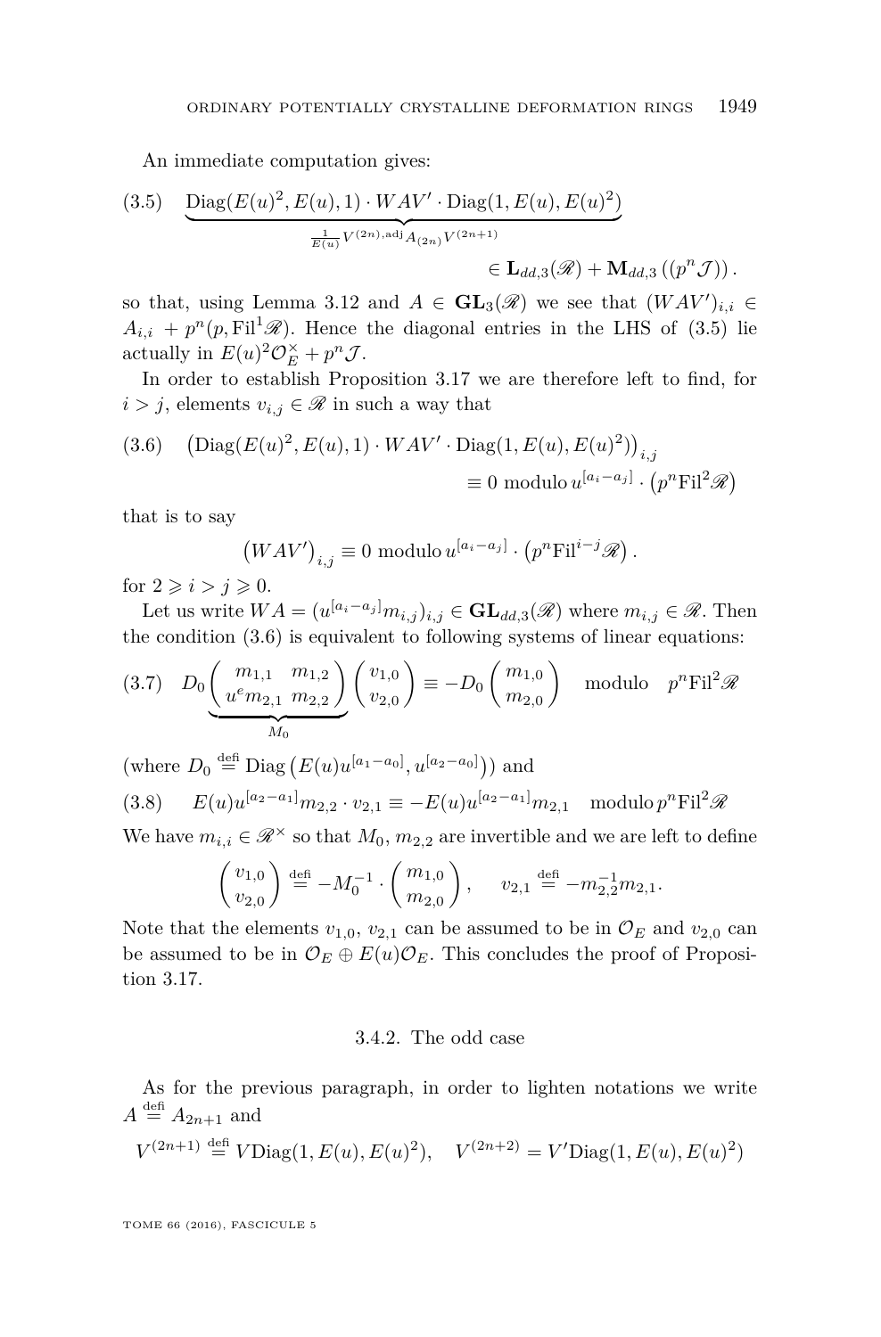An immediate computation gives:

$$\underbrace{\mathrm{Diag}(E(u)^2, E(u), 1) \cdot WAV' \cdot \mathrm{Diag}(1, E(u), E(u)^2)}_{\frac{1}{E(u)}V^{(2n),\mathrm{adj}}A_{(2n)}V^{(2n+1)}} \in \mathbf{L}_{dd,3}(\mathscr{R}) + \mathbf{M}_{dd,3}\left((p^n\mathcal{J})\right). \tag{3.5}$$

so that, using Lemma 3.12 and $A \in \mathbf{GL}_3(\mathscr{R})$ we see that $(WAV')_{i,i} \in A_{i,i} + p^n(p, \mathrm{Fil}^1\mathscr{R})$. Hence the diagonal entries in the LHS of (3.5) lie actually in $E(u)^2\mathcal{O}_E^\times + p^n\mathcal{J}$.

In order to establish Proposition 3.17 we are therefore left to find, for $i > j$, elements $v_{i,j} \in \mathscr{R}$ in such a way that

$$\left(\mathrm{Diag}(E(u)^2, E(u), 1) \cdot WAV' \cdot \mathrm{Diag}(1, E(u), E(u)^2)\right)_{i,j} \equiv 0 \text{ modulo } u^{[a_i - a_j]} \cdot \left(p^n\mathrm{Fil}^2\mathscr{R}\right) \tag{3.6}$$

that is to say

$$\left(WAV'\right)_{i,j} \equiv 0 \text{ modulo } u^{[a_i - a_j]} \cdot \left(p^n\mathrm{Fil}^{i-j}\mathscr{R}\right).$$

for $2 \geqslant i > j \geqslant 0$.

Let us write $WA = (u^{[a_i - a_j]}m_{i,j})_{i,j} \in \mathbf{GL}_{dd,3}(\mathscr{R})$ where $m_{i,j} \in \mathscr{R}$. Then the condition (3.6) is equivalent to following systems of linear equations:

$$D_0 \underbrace{\begin{pmatrix} m_{1,1} & m_{1,2} \\ u^e m_{2,1} & m_{2,2} \end{pmatrix}}_{M_0} \begin{pmatrix} v_{1,0} \\ v_{2,0} \end{pmatrix} \equiv -D_0 \begin{pmatrix} m_{1,0} \\ m_{2,0} \end{pmatrix} \quad \text{modulo} \quad p^n\mathrm{Fil}^2\mathscr{R} \tag{3.7}$$

(where $D_0 \stackrel{\text{defi}}{=} \mathrm{Diag}\left(E(u)u^{[a_1 - a_0]}, u^{[a_2 - a_0]}\right)$) and

$$E(u)u^{[a_2 - a_1]}m_{2,2} \cdot v_{2,1} \equiv -E(u)u^{[a_2 - a_1]}m_{2,1} \quad \text{modulo}\, p^n\mathrm{Fil}^2\mathscr{R} \tag{3.8}$$

We have $m_{i,i} \in \mathscr{R}^\times$ so that $M_0$, $m_{2,2}$ are invertible and we are left to define

$$\begin{pmatrix} v_{1,0} \\ v_{2,0} \end{pmatrix} \stackrel{\text{defi}}{=} -M_0^{-1} \cdot \begin{pmatrix} m_{1,0} \\ m_{2,0} \end{pmatrix}, \qquad v_{2,1} \stackrel{\text{defi}}{=} -m_{2,2}^{-1}m_{2,1}.$$

Note that the elements $v_{1,0}$, $v_{2,1}$ can be assumed to be in $\mathcal{O}_E$ and $v_{2,0}$ can be assumed to be in $\mathcal{O}_E \oplus E(u)\mathcal{O}_E$. This concludes the proof of Proposition 3.17.

### 3.4.2. The odd case

As for the previous paragraph, in order to lighten notations we write $A \stackrel{\text{defi}}{=} A_{2n+1}$ and

$$V^{(2n+1)} \stackrel{\text{defi}}{=} V\mathrm{Diag}(1, E(u), E(u)^2), \quad V^{(2n+2)} = V'\mathrm{Diag}(1, E(u), E(u)^2)$$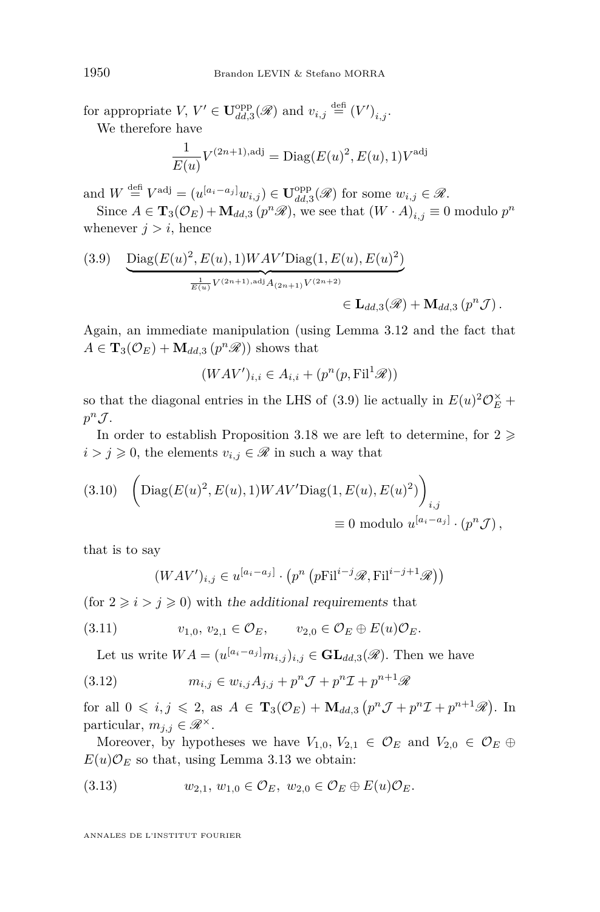for appropriate $V$, $V' \in \mathbf{U}^{\mathrm{opp}}_{dd,3}(\mathscr{R})$ and $v_{i,j} \overset{\text{défi}}{=} (V')_{i,j}$.

We therefore have

$$\frac{1}{E(u)} V^{(2n+1),\mathrm{adj}} = \mathrm{Diag}(E(u)^2, E(u), 1) V^{\mathrm{adj}}$$

and $W \overset{\text{défi}}{=} V^{\mathrm{adj}} = (u^{[a_i - a_j]} w_{i,j}) \in \mathbf{U}^{\mathrm{opp}}_{dd,3}(\mathscr{R})$ for some $w_{i,j} \in \mathscr{R}$.

Since $A \in \mathbf{T}_3(\mathcal{O}_E) + \mathbf{M}_{dd,3}(p^n \mathscr{R})$, we see that $(W \cdot A)_{i,j} \equiv 0$ modulo $p^n$ whenever $j > i$, hence

$$\text{(3.9)}\quad \underbrace{\mathrm{Diag}(E(u)^2, E(u), 1) W A V' \mathrm{Diag}(1, E(u), E(u)^2)}_{\frac{1}{E(u)} V^{(2n+1),\mathrm{adj}} A_{(2n+1)} V^{(2n+2)}} \in \mathbf{L}_{dd,3}(\mathscr{R}) + \mathbf{M}_{dd,3}(p^n \mathcal{J}).$$

Again, an immediate manipulation (using Lemma 3.12 and the fact that $A \in \mathbf{T}_3(\mathcal{O}_E) + \mathbf{M}_{dd,3}(p^n \mathscr{R})$) shows that

$$(WAV')_{i,i} \in A_{i,i} + (p^n(p, \mathrm{Fil}^1 \mathscr{R}))$$

so that the diagonal entries in the LHS of (3.9) lie actually in $E(u)^2 \mathcal{O}_E^{\times} + p^n \mathcal{J}$.

In order to establish Proposition 3.18 we are left to determine, for $2 \geqslant i > j \geqslant 0$, the elements $v_{i,j} \in \mathscr{R}$ in such a way that

$$\text{(3.10)}\quad \left(\mathrm{Diag}(E(u)^2, E(u), 1) W A V' \mathrm{Diag}(1, E(u), E(u)^2)\right)_{i,j} \equiv 0 \text{ modulo } u^{[a_i - a_j]} \cdot (p^n \mathcal{J}),$$

that is to say

$$(WAV')_{i,j} \in u^{[a_i - a_j]} \cdot \left(p^n \left(p \mathrm{Fil}^{i-j} \mathscr{R}, \mathrm{Fil}^{i-j+1} \mathscr{R}\right)\right)$$

(for $2 \geqslant i > j \geqslant 0$) with *the additional requirements* that

$$\text{(3.11)}\qquad v_{1,0},\, v_{2,1} \in \mathcal{O}_E, \qquad v_{2,0} \in \mathcal{O}_E \oplus E(u) \mathcal{O}_E.$$

Let us write $WA = (u^{[a_i - a_j]} m_{i,j})_{i,j} \in \mathbf{GL}_{dd,3}(\mathscr{R})$. Then we have

$$\text{(3.12)}\qquad m_{i,j} \in w_{i,j} A_{j,j} + p^n \mathcal{J} + p^n \mathcal{I} + p^{n+1} \mathscr{R}$$

for all $0 \leqslant i, j \leqslant 2$, as $A \in \mathbf{T}_3(\mathcal{O}_E) + \mathbf{M}_{dd,3}\left(p^n \mathcal{J} + p^n \mathcal{I} + p^{n+1} \mathscr{R}\right)$. In particular, $m_{j,j} \in \mathscr{R}^{\times}$.

Moreover, by hypotheses we have $V_{1,0}, V_{2,1} \in \mathcal{O}_E$ and $V_{2,0} \in \mathcal{O}_E \oplus E(u) \mathcal{O}_E$ so that, using Lemma 3.13 we obtain:

$$\text{(3.13)}\qquad w_{2,1},\, w_{1,0} \in \mathcal{O}_E,\ w_{2,0} \in \mathcal{O}_E \oplus E(u) \mathcal{O}_E.$$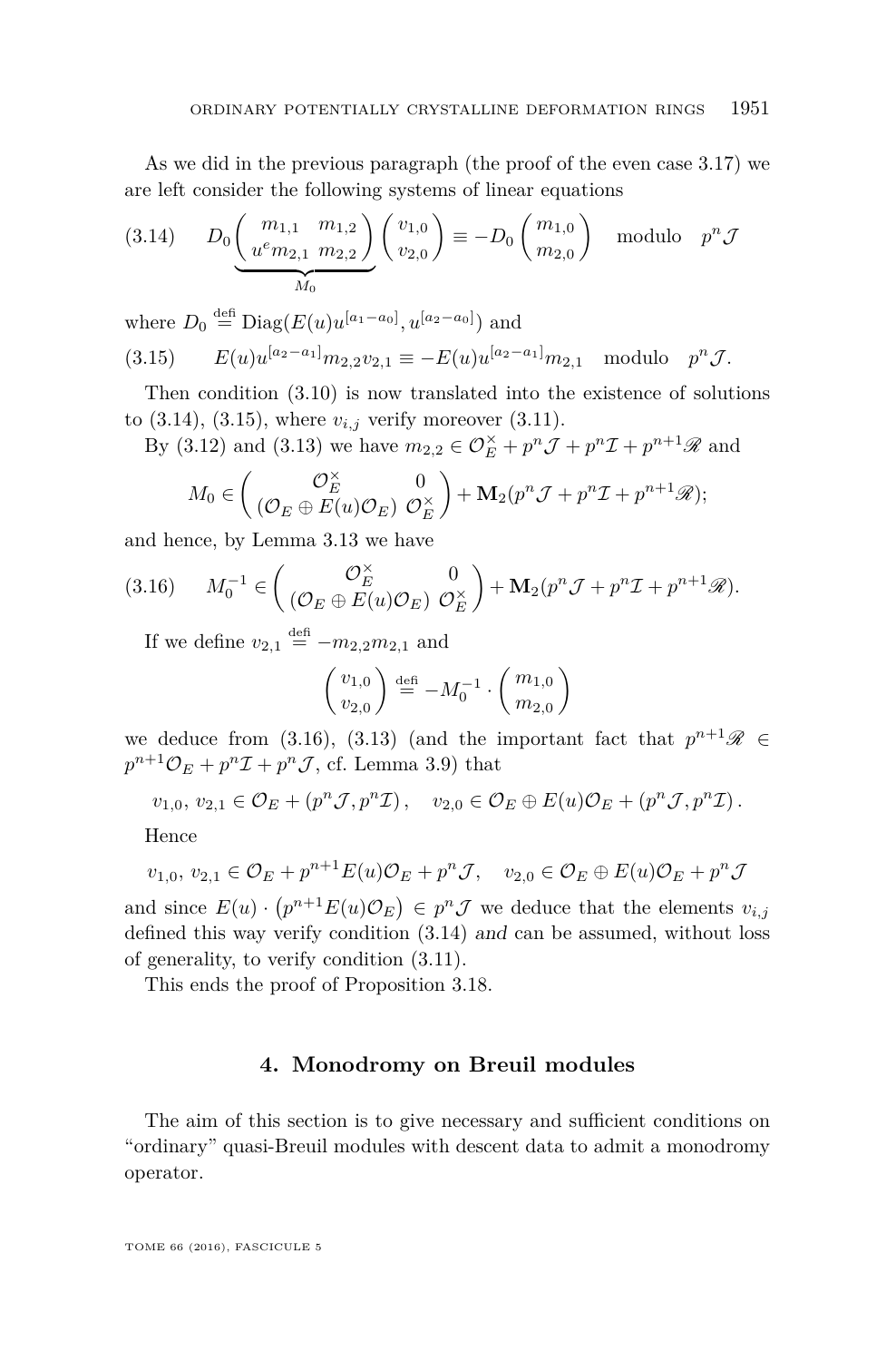As we did in the previous paragraph (the proof of the even case 3.17) we are left consider the following systems of linear equations

$$D_0 \underbrace{\begin{pmatrix} m_{1,1} & m_{1,2} \\ u^e m_{2,1} & m_{2,2} \end{pmatrix}}_{M_0} \begin{pmatrix} v_{1,0} \\ v_{2,0} \end{pmatrix} \equiv -D_0 \begin{pmatrix} m_{1,0} \\ m_{2,0} \end{pmatrix} \quad \text{modulo} \quad p^n \mathcal{J} \tag{3.14}$$

where $D_0 \overset{\text{defi}}{=} \mathrm{Diag}(E(u)u^{[a_1-a_0]}, u^{[a_2-a_0]})$ and

$$E(u)u^{[a_2-a_1]} m_{2,2} v_{2,1} \equiv -E(u)u^{[a_2-a_1]} m_{2,1} \quad \text{modulo} \quad p^n \mathcal{J}. \tag{3.15}$$

Then condition (3.10) is now translated into the existence of solutions to (3.14), (3.15), where $v_{i,j}$ verify moreover (3.11).

By (3.12) and (3.13) we have $m_{2,2} \in \mathcal{O}_E^\times + p^n\mathcal{J} + p^n\mathcal{I} + p^{n+1}\mathscr{R}$ and

$$M_0 \in \begin{pmatrix} \mathcal{O}_E^\times & 0 \\ (\mathcal{O}_E \oplus E(u)\mathcal{O}_E) & \mathcal{O}_E^\times \end{pmatrix} + \mathbf{M}_2(p^n\mathcal{J} + p^n\mathcal{I} + p^{n+1}\mathscr{R});$$

and hence, by Lemma 3.13 we have

$$M_0^{-1} \in \begin{pmatrix} \mathcal{O}_E^\times & 0 \\ (\mathcal{O}_E \oplus E(u)\mathcal{O}_E) & \mathcal{O}_E^\times \end{pmatrix} + \mathbf{M}_2(p^n\mathcal{J} + p^n\mathcal{I} + p^{n+1}\mathscr{R}). \tag{3.16}$$

If we define $v_{2,1} \overset{\text{defi}}{=} -m_{2,2}m_{2,1}$ and

$$\begin{pmatrix} v_{1,0} \\ v_{2,0} \end{pmatrix} \overset{\text{defi}}{=} -M_0^{-1} \cdot \begin{pmatrix} m_{1,0} \\ m_{2,0} \end{pmatrix}$$

we deduce from (3.16), (3.13) (and the important fact that $p^{n+1}\mathscr{R} \in p^{n+1}\mathcal{O}_E + p^n\mathcal{I} + p^n\mathcal{J}$, cf. Lemma 3.9) that

$$v_{1,0},\, v_{2,1} \in \mathcal{O}_E + (p^n\mathcal{J}, p^n\mathcal{I}), \quad v_{2,0} \in \mathcal{O}_E \oplus E(u)\mathcal{O}_E + (p^n\mathcal{J}, p^n\mathcal{I}).$$

Hence

$$v_{1,0},\, v_{2,1} \in \mathcal{O}_E + p^{n+1}E(u)\mathcal{O}_E + p^n\mathcal{J}, \quad v_{2,0} \in \mathcal{O}_E \oplus E(u)\mathcal{O}_E + p^n\mathcal{J}$$

and since $E(u) \cdot \left(p^{n+1}E(u)\mathcal{O}_E\right) \in p^n\mathcal{J}$ we deduce that the elements $v_{i,j}$ defined this way verify condition (3.14) *and* can be assumed, without loss of generality, to verify condition (3.11).

This ends the proof of Proposition 3.18.

## 4. Monodromy on Breuil modules

The aim of this section is to give necessary and sufficient conditions on "ordinary" quasi-Breuil modules with descent data to admit a monodromy operator.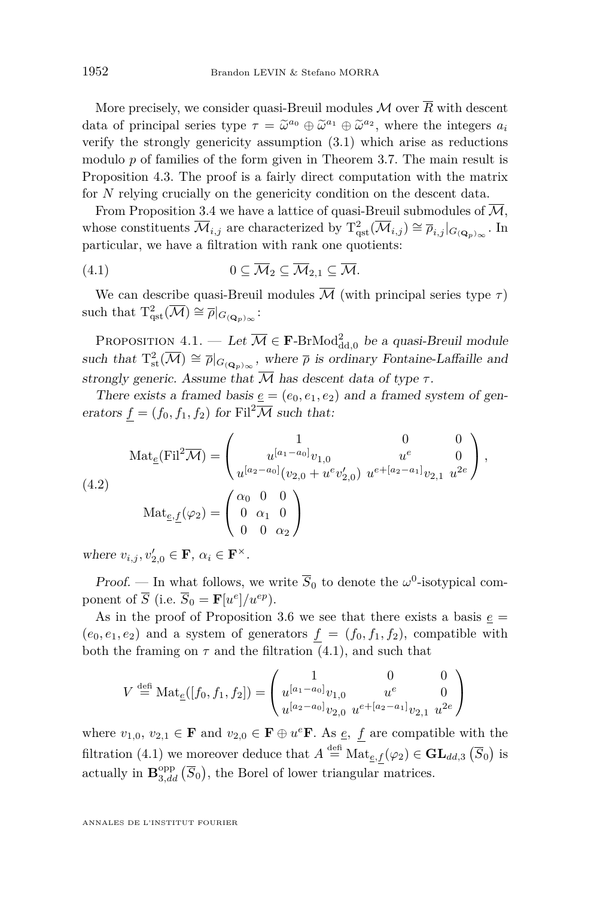More precisely, we consider quasi-Breuil modules $\mathcal{M}$ over $\overline{R}$ with descent data of principal series type $\tau = \widetilde{\omega}^{a_0} \oplus \widetilde{\omega}^{a_1} \oplus \widetilde{\omega}^{a_2}$, where the integers $a_i$ verify the strongly genericity assumption (3.1) which arise as reductions modulo $p$ of families of the form given in Theorem 3.7. The main result is Proposition 4.3. The proof is a fairly direct computation with the matrix for $N$ relying crucially on the genericity condition on the descent data.

From Proposition 3.4 we have a lattice of quasi-Breuil submodules of $\overline{\mathcal{M}}$, whose constituents $\overline{\mathcal{M}}_{i,j}$ are characterized by $\mathrm{T}^2_{\mathrm{qst}}(\overline{\mathcal{M}}_{i,j}) \cong \overline{\rho}_{i,j}|_{G_{(\mathbf{Q}_p)_\infty}}$. In particular, we have a filtration with rank one quotients:

$$0 \subseteq \overline{\mathcal{M}}_2 \subseteq \overline{\mathcal{M}}_{2,1} \subseteq \overline{\mathcal{M}}. \tag{4.1}$$

We can describe quasi-Breuil modules $\overline{\mathcal{M}}$ (with principal series type $\tau$) such that $\mathrm{T}^2_{\mathrm{qst}}(\overline{\mathcal{M}}) \cong \overline{\rho}|_{G_{(\mathbf{Q}_p)_\infty}}$:

Proposition 4.1. — *Let $\overline{\mathcal{M}} \in \mathbf{F}\text{-}\mathrm{BrMod}^2_{\mathrm{dd},0}$ be a quasi-Breuil module such that $\mathrm{T}^2_{\mathrm{st}}(\overline{\mathcal{M}}) \cong \overline{\rho}|_{G_{(\mathbf{Q}_p)_\infty}}$, where $\overline{\rho}$ is ordinary Fontaine-Laffaille and strongly generic. Assume that $\overline{\mathcal{M}}$ has descent data of type $\tau$.*

*There exists a framed basis $\underline{e} = (e_0, e_1, e_2)$ and a framed system of generators $\underline{f} = (f_0, f_1, f_2)$ for $\mathrm{Fil}^2\overline{\mathcal{M}}$ such that:*

$$\begin{aligned}
\mathrm{Mat}_{\underline{e}}(\mathrm{Fil}^2\overline{\mathcal{M}}) &= \begin{pmatrix} 1 & 0 & 0 \\ u^{[a_1-a_0]}v_{1,0} & u^e & 0 \\ u^{[a_2-a_0]}(v_{2,0} + u^e v'_{2,0}) & u^{e+[a_2-a_1]}v_{2,1} & u^{2e} \end{pmatrix}, \\
\mathrm{Mat}_{\underline{e},\underline{f}}(\varphi_2) &= \begin{pmatrix} \alpha_0 & 0 & 0 \\ 0 & \alpha_1 & 0 \\ 0 & 0 & \alpha_2 \end{pmatrix}
\end{aligned} \tag{4.2}$$

*where $v_{i,j}, v'_{2,0} \in \mathbf{F}$, $\alpha_i \in \mathbf{F}^\times$.*

*Proof.* — In what follows, we write $\overline{S}_0$ to denote the $\omega^0$-isotypical component of $\overline{S}$ (i.e. $\overline{S}_0 = \mathbf{F}[u^e]/u^{ep}$).

As in the proof of Proposition 3.6 we see that there exists a basis $\underline{e} = (e_0, e_1, e_2)$ and a system of generators $\underline{f} = (f_0, f_1, f_2)$, compatible with both the framing on $\tau$ and the filtration (4.1), and such that

$$V \stackrel{\text{defi}}{=} \mathrm{Mat}_{\underline{e}}([f_0, f_1, f_2]) = \begin{pmatrix} 1 & 0 & 0 \\ u^{[a_1-a_0]}v_{1,0} & u^e & 0 \\ u^{[a_2-a_0]}v_{2,0} & u^{e+[a_2-a_1]}v_{2,1} & u^{2e} \end{pmatrix}$$

where $v_{1,0}$, $v_{2,1} \in \mathbf{F}$ and $v_{2,0} \in \mathbf{F} \oplus u^e\mathbf{F}$. As $\underline{e}$, $\underline{f}$ are compatible with the filtration (4.1) we moreover deduce that $A \stackrel{\text{defi}}{=} \mathrm{Mat}_{\underline{e},\underline{f}}(\varphi_2) \in \mathbf{GL}_{dd,3}\left(\overline{S}_0\right)$ is actually in $\mathbf{B}^{\mathrm{opp}}_{3,dd}\left(\overline{S}_0\right)$, the Borel of lower triangular matrices.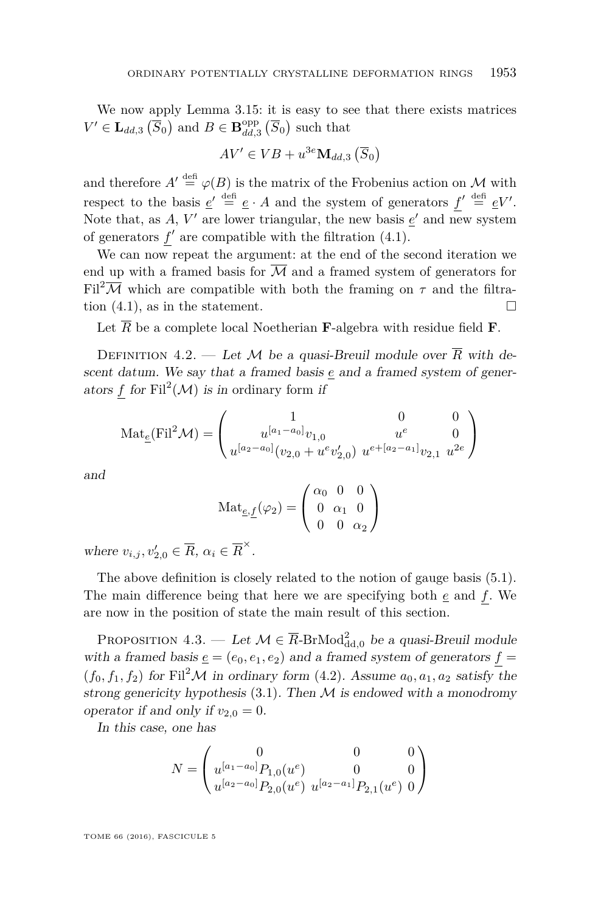We now apply Lemma 3.15: it is easy to see that there exists matrices $V' \in \mathbf{L}_{dd,3}\left(\overline{S}_0\right)$ and $B \in \mathbf{B}^{\mathrm{opp}}_{dd,3}\left(\overline{S}_0\right)$ such that

$$AV' \in VB + u^{3e}\mathbf{M}_{dd,3}\left(\overline{S}_0\right)$$

and therefore $A' \overset{\mathrm{defi}}{=} \varphi(B)$ is the matrix of the Frobenius action on $\mathcal{M}$ with respect to the basis $\underline{e}' \overset{\mathrm{defi}}{=} \underline{e} \cdot A$ and the system of generators $\underline{f}' \overset{\mathrm{defi}}{=} \underline{e}V'$. Note that, as $A$, $V'$ are lower triangular, the new basis $\underline{e}'$ and new system of generators $\underline{f}'$ are compatible with the filtration (4.1).

We can now repeat the argument: at the end of the second iteration we end up with a framed basis for $\overline{\mathcal{M}}$ and a framed system of generators for $\mathrm{Fil}^2\overline{\mathcal{M}}$ which are compatible with both the framing on $\tau$ and the filtration (4.1), as in the statement. $\square$

Let $\overline{R}$ be a complete local Noetherian $\mathbf{F}$-algebra with residue field $\mathbf{F}$.

Definition 4.2. — *Let $\mathcal{M}$ be a quasi-Breuil module over $\overline{R}$ with descent datum. We say that a framed basis $\underline{e}$ and a framed system of generators $\underline{f}$ for $\mathrm{Fil}^2(\mathcal{M})$ is in* ordinary form *if*

$$\mathrm{Mat}_{\underline{e}}(\mathrm{Fil}^2\mathcal{M}) = \begin{pmatrix} 1 & 0 & 0 \\ u^{[a_1-a_0]}v_{1,0} & u^e & 0 \\ u^{[a_2-a_0]}(v_{2,0}+u^e v'_{2,0}) & u^{e+[a_2-a_1]}v_{2,1} & u^{2e} \end{pmatrix}$$

*and*

$$\mathrm{Mat}_{\underline{e},\underline{f}}(\varphi_2) = \begin{pmatrix} \alpha_0 & 0 & 0 \\ 0 & \alpha_1 & 0 \\ 0 & 0 & \alpha_2 \end{pmatrix}$$

*where $v_{i,j}, v'_{2,0} \in \overline{R}$, $\alpha_i \in \overline{R}^{\times}$.*

The above definition is closely related to the notion of gauge basis (5.1). The main difference being that here we are specifying both $\underline{e}$ and $\underline{f}$. We are now in the position of state the main result of this section.

Proposition 4.3. — *Let $\mathcal{M} \in \overline{R}\text{-}\mathrm{BrMod}^2_{\mathrm{dd},0}$ be a quasi-Breuil module with a framed basis $\underline{e} = (e_0, e_1, e_2)$ and a framed system of generators $\underline{f} = (f_0, f_1, f_2)$ for $\mathrm{Fil}^2\mathcal{M}$ in ordinary form (4.2). Assume $a_0, a_1, a_2$ satisfy the strong genericity hypothesis (3.1). Then $\mathcal{M}$ is endowed with a monodromy operator if and only if $v_{2,0} = 0$.*

*In this case, one has*

$$N = \begin{pmatrix} 0 & 0 & 0 \\ u^{[a_1-a_0]}P_{1,0}(u^e) & 0 & 0 \\ u^{[a_2-a_0]}P_{2,0}(u^e) & u^{[a_2-a_1]}P_{2,1}(u^e) & 0 \end{pmatrix}$$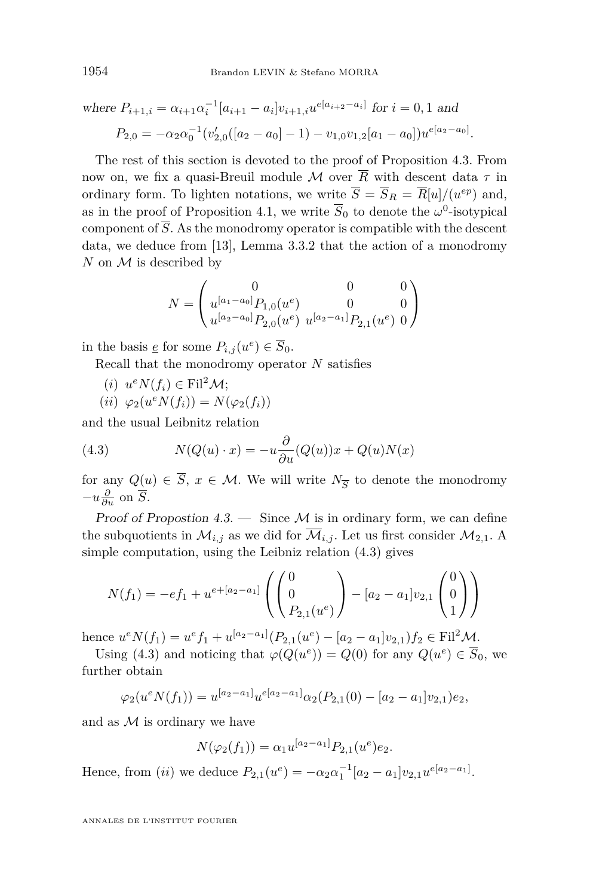*where* $P_{i+1,i} = \alpha_{i+1}\alpha_i^{-1}[a_{i+1}-a_i]v_{i+1,i}u^{e[a_{i+2}-a_i]}$ *for* $i=0,1$ *and*

$$P_{2,0} = -\alpha_2\alpha_0^{-1}(v'_{2,0}([a_2-a_0]-1) - v_{1,0}v_{1,2}[a_1-a_0])u^{e[a_2-a_0]}.$$

The rest of this section is devoted to the proof of Proposition 4.3. From now on, we fix a quasi-Breuil module $\mathcal{M}$ over $\overline{R}$ with descent data $\tau$ in ordinary form. To lighten notations, we write $\overline{S} = \overline{S}_R = \overline{R}[u]/(u^{ep})$ and, as in the proof of Proposition 4.1, we write $\overline{S}_0$ to denote the $\omega^0$-isotypical component of $\overline{S}$. As the monodromy operator is compatible with the descent data, we deduce from [13], Lemma 3.3.2 that the action of a monodromy $N$ on $\mathcal{M}$ is described by

$$N = \begin{pmatrix} 0 & 0 & 0 \\ u^{[a_1-a_0]}P_{1,0}(u^e) & 0 & 0 \\ u^{[a_2-a_0]}P_{2,0}(u^e) & u^{[a_2-a_1]}P_{2,1}(u^e) & 0 \end{pmatrix}$$

in the basis $\underline{e}$ for some $P_{i,j}(u^e) \in \overline{S}_0$.

Recall that the monodromy operator $N$ satisfies

(*i*) $u^e N(f_i) \in \mathrm{Fil}^2\mathcal{M}$;

(*ii*) $\varphi_2(u^e N(f_i)) = N(\varphi_2(f_i))$

and the usual Leibnitz relation

$$N(Q(u)\cdot x) = -u\frac{\partial}{\partial u}(Q(u))x + Q(u)N(x) \tag{4.3}$$

for any $Q(u) \in \overline{S}$, $x \in \mathcal{M}$. We will write $N_{\overline{S}}$ to denote the monodromy $-u\frac{\partial}{\partial u}$ on $\overline{S}$.

*Proof of Propostion 4.3.* — Since $\mathcal{M}$ is in ordinary form, we can define the subquotients in $\mathcal{M}_{i,j}$ as we did for $\overline{\mathcal{M}}_{i,j}$. Let us first consider $\mathcal{M}_{2,1}$. A simple computation, using the Leibniz relation (4.3) gives

$$N(f_1) = -ef_1 + u^{e+[a_2-a_1]}\left(\begin{pmatrix} 0 \\ 0 \\ P_{2,1}(u^e) \end{pmatrix} - [a_2-a_1]v_{2,1}\begin{pmatrix} 0 \\ 0 \\ 1 \end{pmatrix}\right)$$

hence $u^e N(f_1) = u^e f_1 + u^{[a_2-a_1]}(P_{2,1}(u^e) - [a_2-a_1]v_{2,1})f_2 \in \mathrm{Fil}^2\mathcal{M}$.

Using (4.3) and noticing that $\varphi(Q(u^e)) = Q(0)$ for any $Q(u^e) \in \overline{S}_0$, we further obtain

$$\varphi_2(u^e N(f_1)) = u^{[a_2-a_1]}u^{e[a_2-a_1]}\alpha_2(P_{2,1}(0) - [a_2-a_1]v_{2,1})e_2,$$

and as $\mathcal{M}$ is ordinary we have

$$N(\varphi_2(f_1)) = \alpha_1 u^{[a_2-a_1]}P_{2,1}(u^e)e_2.$$

Hence, from (*ii*) we deduce $P_{2,1}(u^e) = -\alpha_2\alpha_1^{-1}[a_2-a_1]v_{2,1}u^{e[a_2-a_1]}$.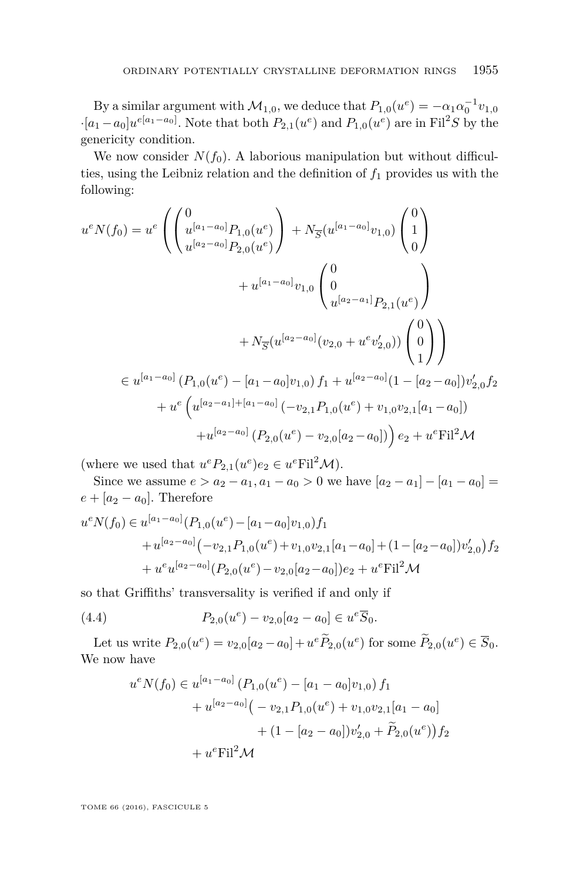By a similar argument with $\mathcal{M}_{1,0}$, we deduce that $P_{1,0}(u^e) = -\alpha_1\alpha_0^{-1}v_{1,0} \cdot [a_1 - a_0]u^{e[a_1-a_0]}$. Note that both $P_{2,1}(u^e)$ and $P_{1,0}(u^e)$ are in $\mathrm{Fil}^2 S$ by the genericity condition.

We now consider $N(f_0)$. A laborious manipulation but without difficulties, using the Leibniz relation and the definition of $f_1$ provides us with the following:

$$
\begin{aligned}
u^e N(f_0) = u^e \Bigg( &\begin{pmatrix} 0 \\ u^{[a_1-a_0]}P_{1,0}(u^e) \\ u^{[a_2-a_0]}P_{2,0}(u^e) \end{pmatrix} + N_{\overline{S}}(u^{[a_1-a_0]}v_{1,0}) \begin{pmatrix} 0 \\ 1 \\ 0 \end{pmatrix} \\
&+ u^{[a_1-a_0]}v_{1,0} \begin{pmatrix} 0 \\ 0 \\ u^{[a_2-a_1]}P_{2,1}(u^e) \end{pmatrix} \\
&+ N_{\overline{S}}(u^{[a_2-a_0]}(v_{2,0} + u^e v'_{2,0})) \begin{pmatrix} 0 \\ 0 \\ 1 \end{pmatrix} \Bigg) \\
\in u^{[a_1-a_0]} &\left(P_{1,0}(u^e) - [a_1 - a_0]v_{1,0}\right) f_1 + u^{[a_2-a_0]}(1 - [a_2 - a_0])v'_{2,0} f_2 \\
&+ u^e \Big( u^{[a_2-a_1]+[a_1-a_0]} \left(-v_{2,1}P_{1,0}(u^e) + v_{1,0}v_{2,1}[a_1 - a_0]\right) \\
&\quad + u^{[a_2-a_0]} \left(P_{2,0}(u^e) - v_{2,0}[a_2 - a_0]\right) \Big) e_2 + u^e \mathrm{Fil}^2 \mathcal{M}
\end{aligned}
$$

(where we used that $u^e P_{2,1}(u^e) e_2 \in u^e \mathrm{Fil}^2 \mathcal{M}$).

Since we assume $e > a_2 - a_1, a_1 - a_0 > 0$ we have $[a_2 - a_1] - [a_1 - a_0] = e + [a_2 - a_0]$. Therefore

$$
\begin{aligned}
u^e N(f_0) \in\ &u^{[a_1-a_0]}(P_{1,0}(u^e) - [a_1 - a_0]v_{1,0}) f_1 \\
&+ u^{[a_2-a_0]}\big(-v_{2,1}P_{1,0}(u^e) + v_{1,0}v_{2,1}[a_1 - a_0] + (1 - [a_2 - a_0])v'_{2,0}\big) f_2 \\
&+ u^e u^{[a_2-a_0]}(P_{2,0}(u^e) - v_{2,0}[a_2 - a_0]) e_2 + u^e \mathrm{Fil}^2 \mathcal{M}
\end{aligned}
$$

so that Griffiths' transversality is verified if and only if

$$
P_{2,0}(u^e) - v_{2,0}[a_2 - a_0] \in u^e \overline{S}_0. \tag{4.4}
$$

Let us write $P_{2,0}(u^e) = v_{2,0}[a_2 - a_0] + u^e \widetilde{P}_{2,0}(u^e)$ for some $\widetilde{P}_{2,0}(u^e) \in \overline{S}_0$. We now have

$$
\begin{aligned}
u^e N(f_0) \in\ &u^{[a_1-a_0]} \left(P_{1,0}(u^e) - [a_1 - a_0]v_{1,0}\right) f_1 \\
&+ u^{[a_2-a_0]}\big( - v_{2,1}P_{1,0}(u^e) + v_{1,0}v_{2,1}[a_1 - a_0] \\
&\qquad + (1 - [a_2 - a_0])v'_{2,0} + \widetilde{P}_{2,0}(u^e)\big) f_2 \\
&+ u^e \mathrm{Fil}^2 \mathcal{M}
\end{aligned}
$$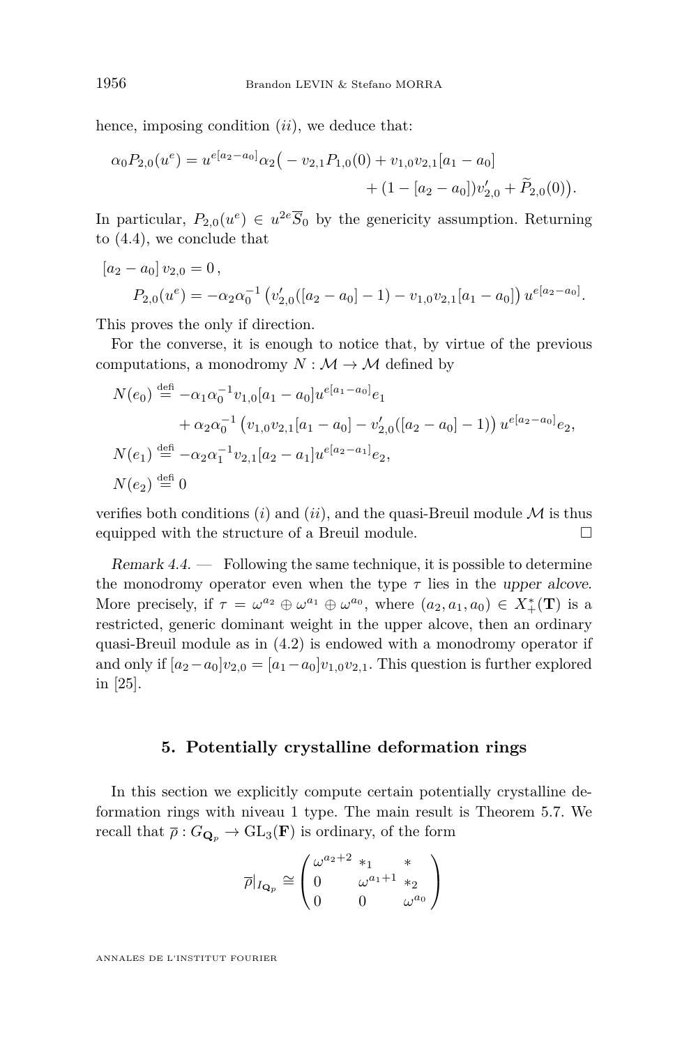hence, imposing condition $(ii)$, we deduce that:

$$\alpha_0 P_{2,0}(u^e) = u^{e[a_2-a_0]}\alpha_2\big(-v_{2,1}P_{1,0}(0) + v_{1,0}v_{2,1}[a_1-a_0] + (1-[a_2-a_0])v'_{2,0} + \widetilde{P}_{2,0}(0)\big).$$

In particular, $P_{2,0}(u^e) \in u^{2e}\overline{S}_0$ by the genericity assumption. Returning to (4.4), we conclude that

$$[a_2-a_0]\, v_{2,0} = 0\,,$$
$$P_{2,0}(u^e) = -\alpha_2\alpha_0^{-1}\left(v'_{2,0}([a_2-a_0]-1) - v_{1,0}v_{2,1}[a_1-a_0]\right)u^{e[a_2-a_0]}.$$

This proves the only if direction.

For the converse, it is enough to notice that, by virtue of the previous computations, a monodromy $N : \mathcal{M} \to \mathcal{M}$ defined by

$$N(e_0) \overset{\text{defi}}{=} -\alpha_1\alpha_0^{-1}v_{1,0}[a_1-a_0]u^{e[a_1-a_0]}e_1 + \alpha_2\alpha_0^{-1}\left(v_{1,0}v_{2,1}[a_1-a_0] - v'_{2,0}([a_2-a_0]-1)\right)u^{e[a_2-a_0]}e_2,$$
$$N(e_1) \overset{\text{defi}}{=} -\alpha_2\alpha_1^{-1}v_{2,1}[a_2-a_1]u^{e[a_2-a_1]}e_2,$$
$$N(e_2) \overset{\text{defi}}{=} 0$$

verifies both conditions $(i)$ and $(ii)$, and the quasi-Breuil module $\mathcal{M}$ is thus equipped with the structure of a Breuil module. □

*Remark 4.4.* — Following the same technique, it is possible to determine the monodromy operator even when the type $\tau$ lies in the *upper alcove*. More precisely, if $\tau = \omega^{a_2} \oplus \omega^{a_1} \oplus \omega^{a_0}$, where $(a_2, a_1, a_0) \in X^*_+(\mathbf{T})$ is a restricted, generic dominant weight in the upper alcove, then an ordinary quasi-Breuil module as in (4.2) is endowed with a monodromy operator if and only if $[a_2-a_0]v_{2,0} = [a_1-a_0]v_{1,0}v_{2,1}$. This question is further explored in [25].

## 5. Potentially crystalline deformation rings

In this section we explicitly compute certain potentially crystalline deformation rings with niveau 1 type. The main result is Theorem 5.7. We recall that $\overline{\rho} : G_{\mathbf{Q}_p} \to \mathrm{GL}_3(\mathbf{F})$ is ordinary, of the form

$$\overline{\rho}|_{I_{\mathbf{Q}_p}} \cong \begin{pmatrix} \omega^{a_2+2} & *_1 & * \\ 0 & \omega^{a_1+1} & *_2 \\ 0 & 0 & \omega^{a_0} \end{pmatrix}$$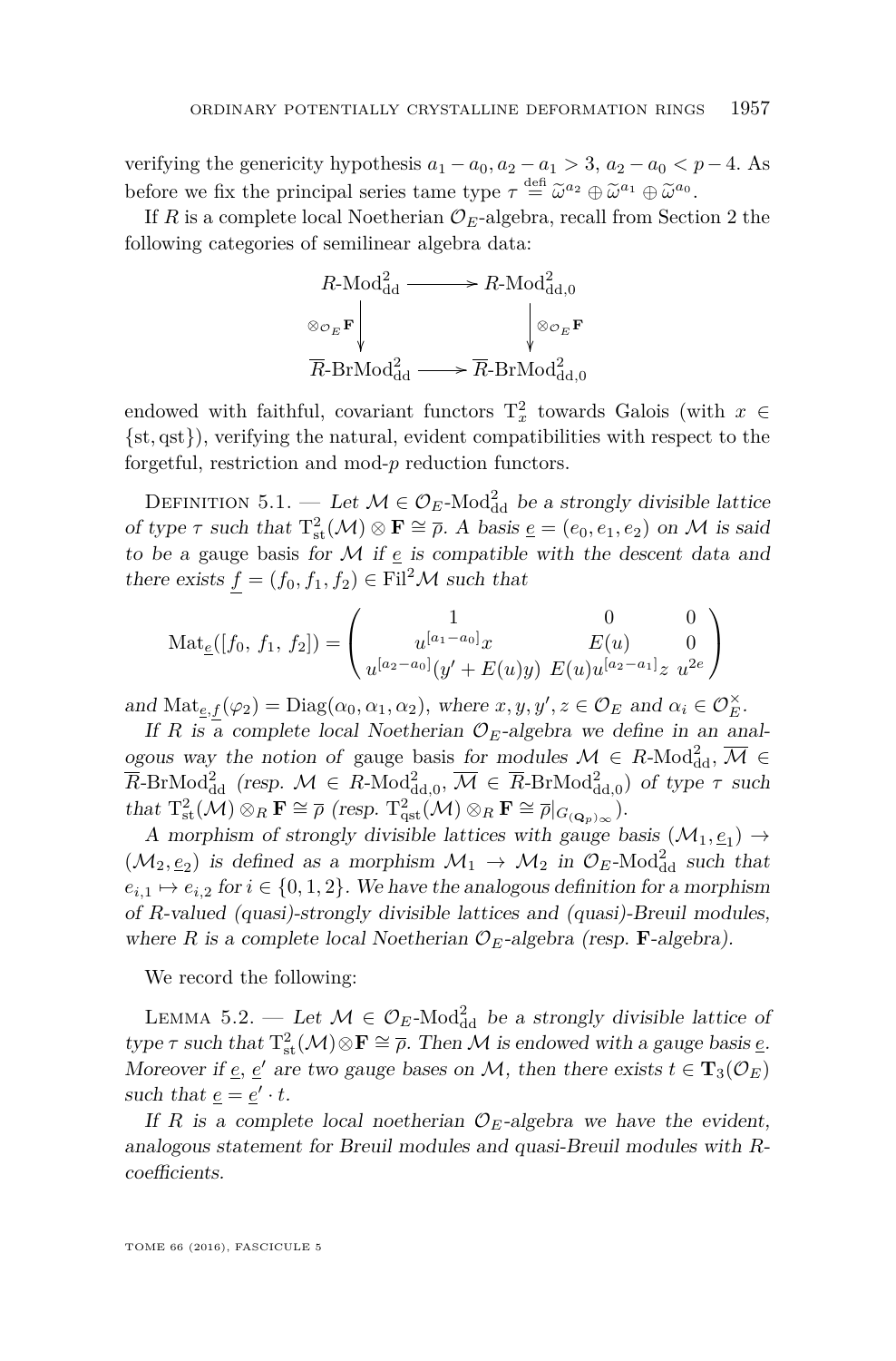verifying the genericity hypothesis $a_1 - a_0, a_2 - a_1 > 3$, $a_2 - a_0 < p - 4$. As before we fix the principal series tame type $\tau \overset{\text{défi}}{=} \widetilde{\omega}^{a_2} \oplus \widetilde{\omega}^{a_1} \oplus \widetilde{\omega}^{a_0}$.

If $R$ is a complete local Noetherian $\mathcal{O}_E$-algebra, recall from Section 2 the following categories of semilinear algebra data:

$$\begin{array}{ccc} R\text{-Mod}^2_{\text{dd}} & \longrightarrow & R\text{-Mod}^2_{\text{dd},0} \\ \downarrow {\scriptstyle \otimes_{\mathcal{O}_E}\mathbf{F}} & & \downarrow {\scriptstyle \otimes_{\mathcal{O}_E}\mathbf{F}} \\ \overline{R}\text{-BrMod}^2_{\text{dd}} & \longrightarrow & \overline{R}\text{-BrMod}^2_{\text{dd},0} \end{array}$$

endowed with faithful, covariant functors $\mathrm{T}^2_x$ towards Galois (with $x \in \{\text{st}, \text{qst}\}$), verifying the natural, evident compatibilities with respect to the forgetful, restriction and mod-$p$ reduction functors.

Definition 5.1. — *Let $\mathcal{M} \in \mathcal{O}_E\text{-Mod}^2_{\text{dd}}$ be a strongly divisible lattice of type $\tau$ such that $\mathrm{T}^2_{\text{st}}(\mathcal{M}) \otimes \mathbf{F} \cong \overline{\rho}$. A basis $\underline{e} = (e_0, e_1, e_2)$ on $\mathcal{M}$ is said to be a* gauge basis *for $\mathcal{M}$ if $\underline{e}$ is compatible with the descent data and there exists $\underline{f} = (f_0, f_1, f_2) \in \mathrm{Fil}^2\mathcal{M}$ such that*

$$\mathrm{Mat}_{\underline{e}}([f_0,\, f_1,\, f_2]) = \begin{pmatrix} 1 & 0 & 0 \\ u^{[a_1-a_0]}x & E(u) & 0 \\ u^{[a_2-a_0]}(y' + E(u)y) & E(u)u^{[a_2-a_1]}z & u^{2e} \end{pmatrix}$$

*and $\mathrm{Mat}_{\underline{e},\underline{f}}(\varphi_2) = \mathrm{Diag}(\alpha_0, \alpha_1, \alpha_2)$, where $x, y, y', z \in \mathcal{O}_E$ and $\alpha_i \in \mathcal{O}_E^\times$.*

*If $R$ is a complete local Noetherian $\mathcal{O}_E$-algebra we define in an analogous way the notion of* gauge basis *for modules $\mathcal{M} \in R\text{-Mod}^2_{\text{dd}}$, $\overline{\mathcal{M}} \in \overline{R}\text{-BrMod}^2_{\text{dd}}$ (resp. $\mathcal{M} \in R\text{-Mod}^2_{\text{dd},0}$, $\overline{\mathcal{M}} \in \overline{R}\text{-BrMod}^2_{\text{dd},0}$) of type $\tau$ such that $\mathrm{T}^2_{\text{st}}(\mathcal{M}) \otimes_R \mathbf{F} \cong \overline{\rho}$ (resp. $\mathrm{T}^2_{\text{qst}}(\mathcal{M}) \otimes_R \mathbf{F} \cong \overline{\rho}|_{G_{(\mathbf{Q}_p)_\infty}}$).*

*A morphism of strongly divisible lattices with gauge basis $(\mathcal{M}_1, \underline{e}_1) \to (\mathcal{M}_2, \underline{e}_2)$ is defined as a morphism $\mathcal{M}_1 \to \mathcal{M}_2$ in $\mathcal{O}_E\text{-Mod}^2_{\text{dd}}$ such that $e_{i,1} \mapsto e_{i,2}$ for $i \in \{0, 1, 2\}$. We have the analogous definition for a morphism of $R$-valued (quasi)-strongly divisible lattices and (quasi)-Breuil modules, where $R$ is a complete local Noetherian $\mathcal{O}_E$-algebra (resp. $\mathbf{F}$-algebra).*

We record the following:

Lemma 5.2. — *Let $\mathcal{M} \in \mathcal{O}_E\text{-Mod}^2_{\text{dd}}$ be a strongly divisible lattice of type $\tau$ such that $\mathrm{T}^2_{\text{st}}(\mathcal{M}) \otimes \mathbf{F} \cong \overline{\rho}$. Then $\mathcal{M}$ is endowed with a gauge basis $\underline{e}$. Moreover if $\underline{e}$, $\underline{e}'$ are two gauge bases on $\mathcal{M}$, then there exists $t \in \mathbf{T}_3(\mathcal{O}_E)$ such that $\underline{e} = \underline{e}' \cdot t$.*

*If $R$ is a complete local noetherian $\mathcal{O}_E$-algebra we have the evident, analogous statement for Breuil modules and quasi-Breuil modules with $R$-coefficients.*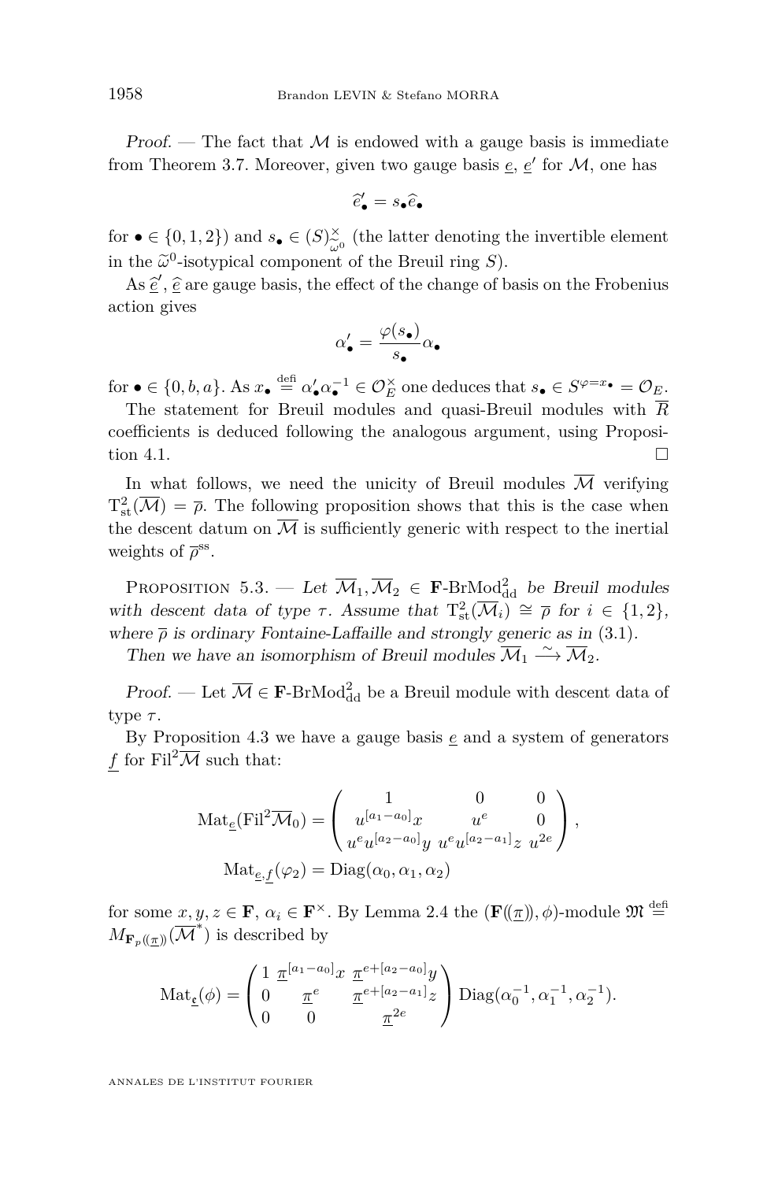*Proof.* — The fact that $\mathcal{M}$ is endowed with a gauge basis is immediate from Theorem 3.7. Moreover, given two gauge basis $\underline{e}$, $\underline{e}'$ for $\mathcal{M}$, one has

$$\widehat{e}'_\bullet = s_\bullet \widehat{e}_\bullet$$

for $\bullet \in \{0,1,2\}$) and $s_\bullet \in (S)^\times_{\widetilde{\omega}^0}$ (the latter denoting the invertible element in the $\widetilde{\omega}^0$-isotypical component of the Breuil ring $S$).

As $\widehat{\underline{e}}'$, $\widehat{\underline{e}}$ are gauge basis, the effect of the change of basis on the Frobenius action gives

$$\alpha'_\bullet = \frac{\varphi(s_\bullet)}{s_\bullet}\alpha_\bullet$$

for $\bullet \in \{0,b,a\}$. As $x_\bullet \overset{\text{defi}}{=} \alpha'_\bullet\alpha_\bullet^{-1} \in \mathcal{O}_E^\times$ one deduces that $s_\bullet \in S^{\varphi = x_\bullet} = \mathcal{O}_E$.

The statement for Breuil modules and quasi-Breuil modules with $\overline{R}$ coefficients is deduced following the analogous argument, using Proposition 4.1. □

In what follows, we need the unicity of Breuil modules $\overline{\mathcal{M}}$ verifying $\mathrm{T}^2_{\mathrm{st}}(\overline{\mathcal{M}}) = \overline{\rho}$. The following proposition shows that this is the case when the descent datum on $\overline{\mathcal{M}}$ is sufficiently generic with respect to the inertial weights of $\overline{\rho}^{\mathrm{ss}}$.

Proposition 5.3. — *Let $\overline{\mathcal{M}}_1, \overline{\mathcal{M}}_2 \in \mathbf{F}\text{-}\mathrm{BrMod}^2_{\mathrm{dd}}$ be Breuil modules with descent data of type $\tau$. Assume that $\mathrm{T}^2_{\mathrm{st}}(\overline{\mathcal{M}}_i) \cong \overline{\rho}$ for $i \in \{1,2\}$, where $\overline{\rho}$ is ordinary Fontaine-Laffaille and strongly generic as in* (3.1)*.*

*Then we have an isomorphism of Breuil modules $\overline{\mathcal{M}}_1 \xrightarrow{\sim} \overline{\mathcal{M}}_2$.*

*Proof.* — Let $\overline{\mathcal{M}} \in \mathbf{F}\text{-}\mathrm{BrMod}^2_{\mathrm{dd}}$ be a Breuil module with descent data of type $\tau$.

By Proposition 4.3 we have a gauge basis $\underline{e}$ and a system of generators $\underline{f}$ for $\mathrm{Fil}^2\overline{\mathcal{M}}$ such that:

$$\mathrm{Mat}_{\underline{e}}(\mathrm{Fil}^2\overline{\mathcal{M}}_0) = \begin{pmatrix} 1 & 0 & 0 \\ u^{[a_1-a_0]}x & u^e & 0 \\ u^e u^{[a_2-a_0]}y & u^e u^{[a_2-a_1]}z & u^{2e} \end{pmatrix},$$

$$\mathrm{Mat}_{\underline{e},\underline{f}}(\varphi_2) = \mathrm{Diag}(\alpha_0,\alpha_1,\alpha_2)$$

for some $x,y,z \in \mathbf{F}$, $\alpha_i \in \mathbf{F}^\times$. By Lemma 2.4 the $(\mathbf{F}(\!(\underline{\pi})\!),\phi)$-module $\mathfrak{M} \overset{\text{defi}}{=} M_{\mathbf{F}_p(\!(\underline{\pi})\!)}(\overline{\mathcal{M}}^*)$ is described by

$$\mathrm{Mat}_{\underline{\mathfrak{e}}}(\phi) = \begin{pmatrix} 1 & \underline{\pi}^{[a_1-a_0]}x & \underline{\pi}^{e+[a_2-a_0]}y \\ 0 & \underline{\pi}^e & \underline{\pi}^{e+[a_2-a_1]}z \\ 0 & 0 & \underline{\pi}^{2e} \end{pmatrix} \mathrm{Diag}(\alpha_0^{-1},\alpha_1^{-1},\alpha_2^{-1}).$$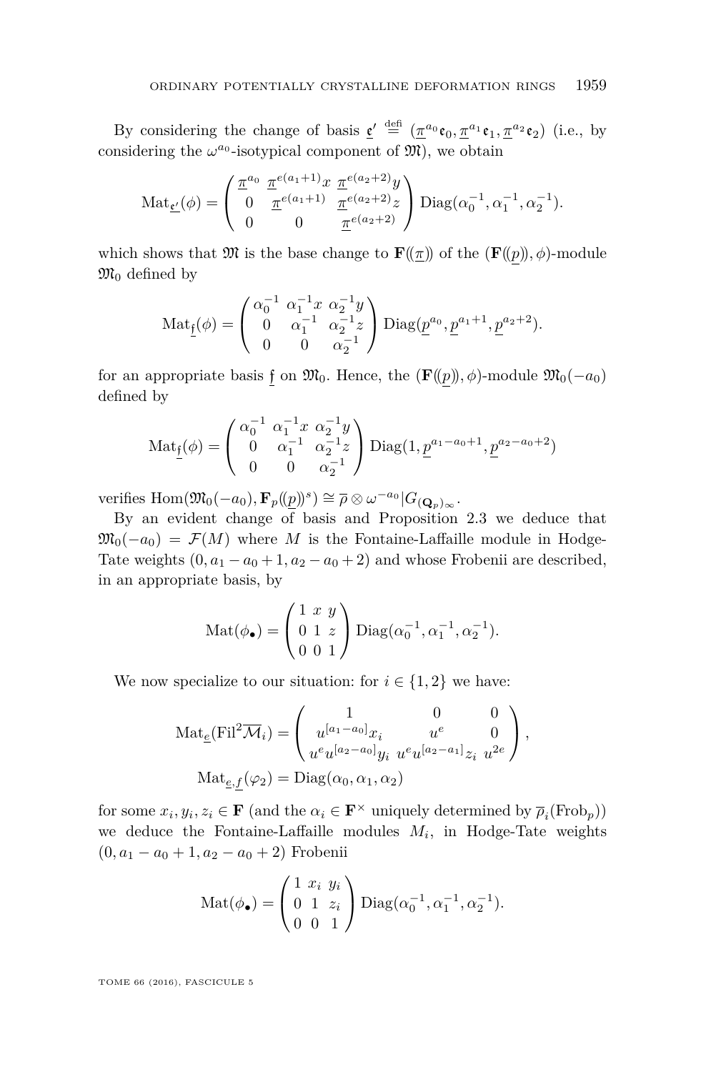By considering the change of basis $\underline{\mathfrak{e}}' \overset{\text{defi}}{=} (\underline{\pi}^{a_0}\mathfrak{e}_0, \underline{\pi}^{a_1}\mathfrak{e}_1, \underline{\pi}^{a_2}\mathfrak{e}_2)$ (i.e., by considering the $\omega^{a_0}$-isotypical component of $\mathfrak{M}$), we obtain

$$\mathrm{Mat}_{\underline{\mathfrak{e}}'}(\phi) = \begin{pmatrix} \underline{\pi}^{a_0} & \underline{\pi}^{e(a_1+1)}x & \underline{\pi}^{e(a_2+2)}y \\ 0 & \underline{\pi}^{e(a_1+1)} & \underline{\pi}^{e(a_2+2)}z \\ 0 & 0 & \underline{\pi}^{e(a_2+2)} \end{pmatrix} \mathrm{Diag}(\alpha_0^{-1}, \alpha_1^{-1}, \alpha_2^{-1}).$$

which shows that $\mathfrak{M}$ is the base change to $\mathbf{F}(\!(\underline{\pi})\!)$ of the $(\mathbf{F}(\!(\underline{p})\!), \phi)$-module $\mathfrak{M}_0$ defined by

$$\mathrm{Mat}_{\underline{\mathfrak{f}}}(\phi) = \begin{pmatrix} \alpha_0^{-1} & \alpha_1^{-1}x & \alpha_2^{-1}y \\ 0 & \alpha_1^{-1} & \alpha_2^{-1}z \\ 0 & 0 & \alpha_2^{-1} \end{pmatrix} \mathrm{Diag}(\underline{p}^{a_0}, \underline{p}^{a_1+1}, \underline{p}^{a_2+2}).$$

for an appropriate basis $\underline{\mathfrak{f}}$ on $\mathfrak{M}_0$. Hence, the $(\mathbf{F}(\!(\underline{p})\!), \phi)$-module $\mathfrak{M}_0(-a_0)$ defined by

$$\mathrm{Mat}_{\underline{\mathfrak{f}}}(\phi) = \begin{pmatrix} \alpha_0^{-1} & \alpha_1^{-1}x & \alpha_2^{-1}y \\ 0 & \alpha_1^{-1} & \alpha_2^{-1}z \\ 0 & 0 & \alpha_2^{-1} \end{pmatrix} \mathrm{Diag}(1, \underline{p}^{a_1-a_0+1}, \underline{p}^{a_2-a_0+2})$$

verifies $\mathrm{Hom}(\mathfrak{M}_0(-a_0), \mathbf{F}_p(\!(\underline{p})\!)^s) \cong \overline{\rho} \otimes \omega^{-a_0}|G_{(\mathbf{Q}_p)_\infty}$.

By an evident change of basis and Proposition 2.3 we deduce that $\mathfrak{M}_0(-a_0) = \mathcal{F}(M)$ where $M$ is the Fontaine-Laffaille module in Hodge-Tate weights $(0, a_1 - a_0 + 1, a_2 - a_0 + 2)$ and whose Frobenii are described, in an appropriate basis, by

$$\mathrm{Mat}(\phi_\bullet) = \begin{pmatrix} 1 & x & y \\ 0 & 1 & z \\ 0 & 0 & 1 \end{pmatrix} \mathrm{Diag}(\alpha_0^{-1}, \alpha_1^{-1}, \alpha_2^{-1}).$$

We now specialize to our situation: for $i \in \{1, 2\}$ we have:

$$\mathrm{Mat}_{\underline{e}}(\mathrm{Fil}^2\overline{\mathcal{M}}_i) = \begin{pmatrix} 1 & 0 & 0 \\ u^{[a_1-a_0]}x_i & u^e & 0 \\ u^e u^{[a_2-a_0]}y_i & u^e u^{[a_2-a_1]}z_i & u^{2e} \end{pmatrix},$$
$$\mathrm{Mat}_{\underline{e},\underline{f}}(\varphi_2) = \mathrm{Diag}(\alpha_0, \alpha_1, \alpha_2)$$

for some $x_i, y_i, z_i \in \mathbf{F}$ (and the $\alpha_i \in \mathbf{F}^\times$ uniquely determined by $\overline{\rho}_i(\mathrm{Frob}_p)$) we deduce the Fontaine-Laffaille modules $M_i$, in Hodge-Tate weights $(0, a_1 - a_0 + 1, a_2 - a_0 + 2)$ Frobenii

$$\mathrm{Mat}(\phi_\bullet) = \begin{pmatrix} 1 & x_i & y_i \\ 0 & 1 & z_i \\ 0 & 0 & 1 \end{pmatrix} \mathrm{Diag}(\alpha_0^{-1}, \alpha_1^{-1}, \alpha_2^{-1}).$$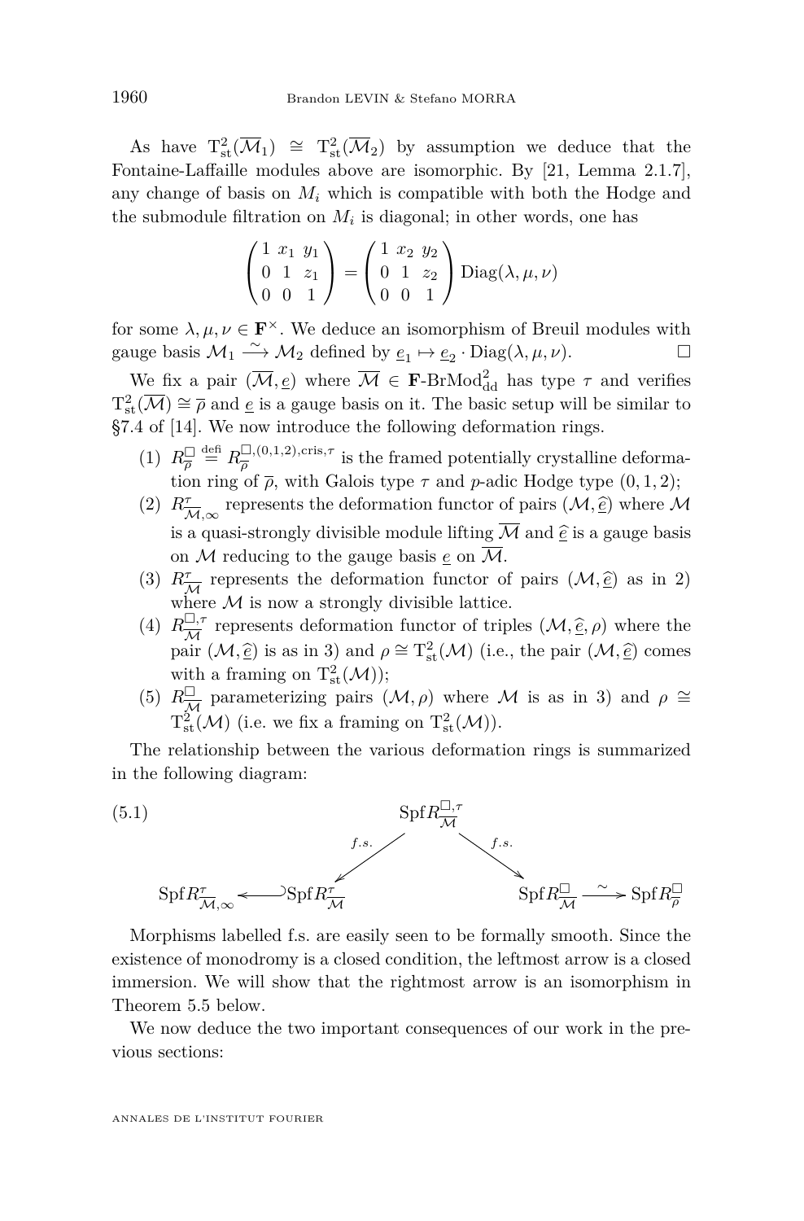As have $\mathrm{T}^2_{\mathrm{st}}(\overline{\mathcal{M}}_1) \cong \mathrm{T}^2_{\mathrm{st}}(\overline{\mathcal{M}}_2)$ by assumption we deduce that the Fontaine-Laffaille modules above are isomorphic. By [21, Lemma 2.1.7], any change of basis on $M_i$ which is compatible with both the Hodge and the submodule filtration on $M_i$ is diagonal; in other words, one has

$$\begin{pmatrix} 1 & x_1 & y_1 \\ 0 & 1 & z_1 \\ 0 & 0 & 1 \end{pmatrix} = \begin{pmatrix} 1 & x_2 & y_2 \\ 0 & 1 & z_2 \\ 0 & 0 & 1 \end{pmatrix} \mathrm{Diag}(\lambda, \mu, \nu)$$

for some $\lambda, \mu, \nu \in \mathbf{F}^\times$. We deduce an isomorphism of Breuil modules with gauge basis $\mathcal{M}_1 \xrightarrow{\sim} \mathcal{M}_2$ defined by $\underline{e}_1 \mapsto \underline{e}_2 \cdot \mathrm{Diag}(\lambda, \mu, \nu)$. □

We fix a pair $(\overline{\mathcal{M}}, \underline{e})$ where $\overline{\mathcal{M}} \in \mathbf{F}\text{-BrMod}^2_{\mathrm{dd}}$ has type $\tau$ and verifies $\mathrm{T}^2_{\mathrm{st}}(\overline{\mathcal{M}}) \cong \overline{\rho}$ and $\underline{e}$ is a gauge basis on it. The basic setup will be similar to §7.4 of [14]. We now introduce the following deformation rings.

1. $R^{\square}_{\overline{\rho}} \overset{\text{defi}}{=} R^{\square,(0,1,2),\mathrm{cris},\tau}_{\overline{\rho}}$ is the framed potentially crystalline deformation ring of $\overline{\rho}$, with Galois type $\tau$ and $p$-adic Hodge type $(0,1,2)$;
2. $R^{\tau}_{\overline{\mathcal{M}},\infty}$ represents the deformation functor of pairs $(\mathcal{M}, \widehat{\underline{e}})$ where $\mathcal{M}$ is a quasi-strongly divisible module lifting $\overline{\mathcal{M}}$ and $\widehat{\underline{e}}$ is a gauge basis on $\mathcal{M}$ reducing to the gauge basis $\underline{e}$ on $\overline{\mathcal{M}}$.
3. $R^{\tau}_{\overline{\mathcal{M}}}$ represents the deformation functor of pairs $(\mathcal{M}, \widehat{\underline{e}})$ as in 2) where $\mathcal{M}$ is now a strongly divisible lattice.
4. $R^{\square,\tau}_{\overline{\mathcal{M}}}$ represents deformation functor of triples $(\mathcal{M}, \widehat{\underline{e}}, \rho)$ where the pair $(\mathcal{M}, \widehat{\underline{e}})$ is as in 3) and $\rho \cong \mathrm{T}^2_{\mathrm{st}}(\mathcal{M})$ (i.e., the pair $(\mathcal{M}, \widehat{\underline{e}})$ comes with a framing on $\mathrm{T}^2_{\mathrm{st}}(\mathcal{M})$);
5. $R^{\square}_{\overline{\mathcal{M}}}$ parameterizing pairs $(\mathcal{M}, \rho)$ where $\mathcal{M}$ is as in 3) and $\rho \cong \mathrm{T}^2_{\mathrm{st}}(\mathcal{M})$ (i.e. we fix a framing on $\mathrm{T}^2_{\mathrm{st}}(\mathcal{M})$).

The relationship between the various deformation rings is summarized in the following diagram:

$$\begin{array}{ccccc} & & \mathrm{Spf} R^{\square,\tau}_{\overline{\mathcal{M}}} & & \\ & \swarrow^{f.s.} & & \searrow^{f.s.} & \\ \mathrm{Spf} R^{\tau}_{\overline{\mathcal{M}},\infty} \hookleftarrow \mathrm{Spf} R^{\tau}_{\overline{\mathcal{M}}} & & & & \mathrm{Spf} R^{\square}_{\overline{\mathcal{M}}} \xrightarrow{\sim} \mathrm{Spf} R^{\square}_{\overline{\rho}} \end{array} \tag{5.1}$$

Morphisms labelled f.s. are easily seen to be formally smooth. Since the existence of monodromy is a closed condition, the leftmost arrow is a closed immersion. We will show that the rightmost arrow is an isomorphism in Theorem 5.5 below.

We now deduce the two important consequences of our work in the previous sections: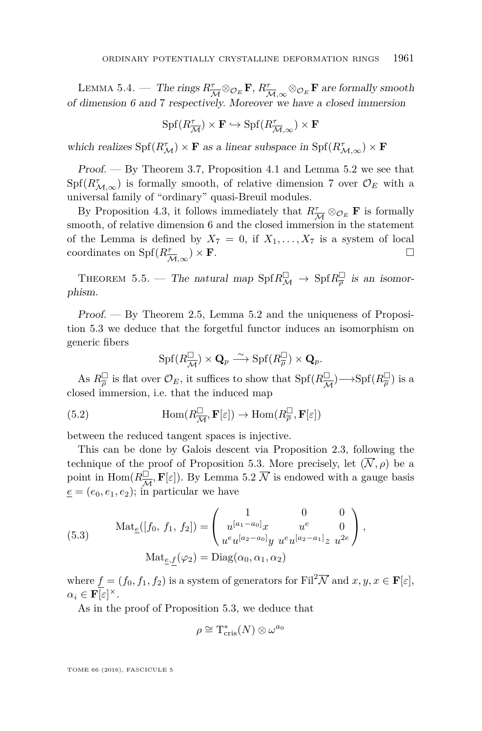Lemma 5.4. — *The rings $R^{\tau}_{\overline{\mathcal{M}}}\otimes_{\mathcal{O}_E}\mathbf{F}$, $R^{\tau}_{\overline{\mathcal{M}},\infty}\otimes_{\mathcal{O}_E}\mathbf{F}$ are formally smooth of dimension 6 and 7 respectively. Moreover we have a closed immersion*

$$\mathrm{Spf}(R^{\tau}_{\overline{\mathcal{M}}})\times\mathbf{F}\hookrightarrow\mathrm{Spf}(R^{\tau}_{\overline{\mathcal{M}},\infty})\times\mathbf{F}$$

*which realizes $\mathrm{Spf}(R^{\tau}_{\mathcal{M}})\times\mathbf{F}$ as a linear subspace in $\mathrm{Spf}(R^{\tau}_{\mathcal{M},\infty})\times\mathbf{F}$*

*Proof.* — By Theorem 3.7, Proposition 4.1 and Lemma 5.2 we see that $\mathrm{Spf}(R^{\tau}_{\mathcal{M},\infty})$ is formally smooth, of relative dimension 7 over $\mathcal{O}_E$ with a universal family of "ordinary" quasi-Breuil modules.

By Proposition 4.3, it follows immediately that $R^{\tau}_{\overline{\mathcal{M}}}\otimes_{\mathcal{O}_E}\mathbf{F}$ is formally smooth, of relative dimension 6 and the closed immersion in the statement of the Lemma is defined by $X_7=0$, if $X_1,\ldots,X_7$ is a system of local coordinates on $\mathrm{Spf}(R^{\tau}_{\overline{\mathcal{M}},\infty})\times\mathbf{F}$. □

Theorem 5.5. — *The natural map $\mathrm{Spf}R^{\square}_{\mathcal{M}}\to\mathrm{Spf}R^{\square}_{\overline{\rho}}$ is an isomorphism.*

*Proof.* — By Theorem 2.5, Lemma 5.2 and the uniqueness of Proposition 5.3 we deduce that the forgetful functor induces an isomorphism on generic fibers

$$\mathrm{Spf}(R^{\square}_{\overline{\mathcal{M}}})\times\mathbf{Q}_p\xrightarrow{\sim}\mathrm{Spf}(R^{\square}_{\overline{\rho}})\times\mathbf{Q}_p.$$

As $R^{\square}_{\overline{\rho}}$ is flat over $\mathcal{O}_E$, it suffices to show that $\mathrm{Spf}(R^{\square}_{\overline{\mathcal{M}}})\longrightarrow\mathrm{Spf}(R^{\square}_{\overline{\rho}})$ is a closed immersion, i.e. that the induced map

$$\mathrm{Hom}(R^{\square}_{\overline{\mathcal{M}}},\mathbf{F}[\varepsilon])\to\mathrm{Hom}(R^{\square}_{\overline{\rho}},\mathbf{F}[\varepsilon]) \tag{5.2}$$

between the reduced tangent spaces is injective.

This can be done by Galois descent via Proposition 2.3, following the technique of the proof of Proposition 5.3. More precisely, let $(\overline{\mathcal{N}},\rho)$ be a point in $\mathrm{Hom}(R^{\square}_{\overline{\mathcal{M}}},\mathbf{F}[\varepsilon])$. By Lemma 5.2 $\overline{\mathcal{N}}$ is endowed with a gauge basis $\underline{e}=(e_0,e_1,e_2)$; in particular we have

$$\begin{aligned}\mathrm{Mat}_{\underline{e}}([f_0,\ f_1,\ f_2])&=\begin{pmatrix}1&0&0\\ u^{[a_1-a_0]}x&u^e&0\\ u^eu^{[a_2-a_0]}y&u^eu^{[a_2-a_1]}z&u^{2e}\end{pmatrix},\\ \mathrm{Mat}_{\underline{e},\underline{f}}(\varphi_2)&=\mathrm{Diag}(\alpha_0,\alpha_1,\alpha_2)\end{aligned} \tag{5.3}$$

where $\underline{f}=(f_0,f_1,f_2)$ is a system of generators for $\mathrm{Fil}^2\overline{\mathcal{N}}$ and $x,y,x\in\mathbf{F}[\varepsilon]$, $\alpha_i\in\mathbf{F}[\varepsilon]^{\times}$.

As in the proof of Proposition 5.3, we deduce that

$$\rho\cong\mathrm{T}^*_{\mathrm{cris}}(N)\otimes\omega^{a_0}$$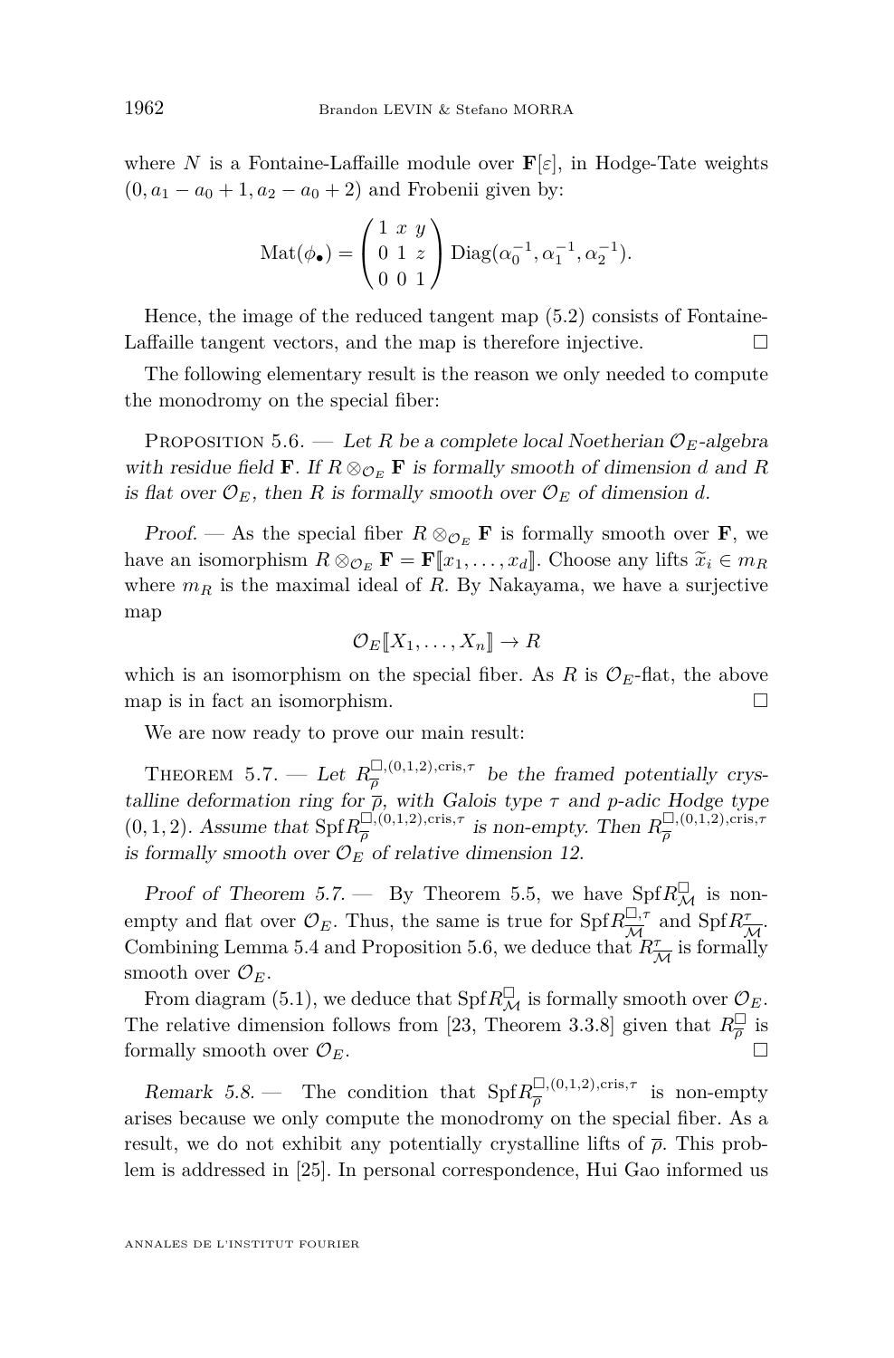where $N$ is a Fontaine-Laffaille module over $\mathbf{F}[\varepsilon]$, in Hodge-Tate weights $(0, a_1 - a_0 + 1, a_2 - a_0 + 2)$ and Frobenii given by:

$$\mathrm{Mat}(\phi_\bullet) = \begin{pmatrix} 1 & x & y \\ 0 & 1 & z \\ 0 & 0 & 1 \end{pmatrix} \mathrm{Diag}(\alpha_0^{-1}, \alpha_1^{-1}, \alpha_2^{-1}).$$

Hence, the image of the reduced tangent map (5.2) consists of Fontaine-Laffaille tangent vectors, and the map is therefore injective. □

The following elementary result is the reason we only needed to compute the monodromy on the special fiber:

Proposition 5.6. — *Let $R$ be a complete local Noetherian $\mathcal{O}_E$-algebra with residue field $\mathbf{F}$. If $R \otimes_{\mathcal{O}_E} \mathbf{F}$ is formally smooth of dimension $d$ and $R$ is flat over $\mathcal{O}_E$, then $R$ is formally smooth over $\mathcal{O}_E$ of dimension $d$.*

*Proof.* — As the special fiber $R \otimes_{\mathcal{O}_E} \mathbf{F}$ is formally smooth over $\mathbf{F}$, we have an isomorphism $R \otimes_{\mathcal{O}_E} \mathbf{F} = \mathbf{F}[\![x_1, \ldots, x_d]\!]$. Choose any lifts $\widetilde{x}_i \in m_R$ where $m_R$ is the maximal ideal of $R$. By Nakayama, we have a surjective map

$$\mathcal{O}_E[\![X_1, \ldots, X_n]\!] \to R$$

which is an isomorphism on the special fiber. As $R$ is $\mathcal{O}_E$-flat, the above map is in fact an isomorphism. □

We are now ready to prove our main result:

Theorem 5.7. — *Let $R_{\overline{\rho}}^{\square,(0,1,2),\mathrm{cris},\tau}$ be the framed potentially crystalline deformation ring for $\overline{\rho}$, with Galois type $\tau$ and $p$-adic Hodge type $(0,1,2)$. Assume that $\mathrm{Spf} R_{\overline{\rho}}^{\square,(0,1,2),\mathrm{cris},\tau}$ is non-empty. Then $R_{\overline{\rho}}^{\square,(0,1,2),\mathrm{cris},\tau}$ is formally smooth over $\mathcal{O}_E$ of relative dimension 12.*

*Proof of Theorem 5.7.* — By Theorem 5.5, we have $\mathrm{Spf} R_{\mathcal{M}}^{\square}$ is non-empty and flat over $\mathcal{O}_E$. Thus, the same is true for $\mathrm{Spf} R_{\overline{\mathcal{M}}}^{\square,\tau}$ and $\mathrm{Spf} R_{\overline{\mathcal{M}}}^{\tau}$. Combining Lemma 5.4 and Proposition 5.6, we deduce that $R_{\overline{\mathcal{M}}}^{\tau}$ is formally smooth over $\mathcal{O}_E$.

From diagram (5.1), we deduce that $\mathrm{Spf} R_{\mathcal{M}}^{\square}$ is formally smooth over $\mathcal{O}_E$. The relative dimension follows from [23, Theorem 3.3.8] given that $R_{\overline{\rho}}^{\square}$ is formally smooth over $\mathcal{O}_E$. □

*Remark 5.8.* — The condition that $\mathrm{Spf} R_{\overline{\rho}}^{\square,(0,1,2),\mathrm{cris},\tau}$ is non-empty arises because we only compute the monodromy on the special fiber. As a result, we do not exhibit any potentially crystalline lifts of $\overline{\rho}$. This problem is addressed in [25]. In personal correspondence, Hui Gao informed us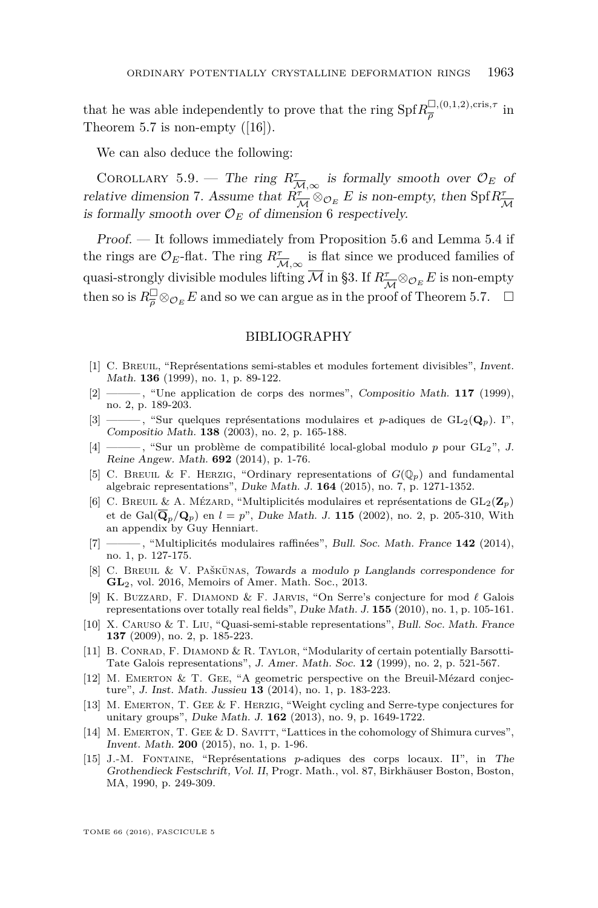that he was able independently to prove that the ring $\operatorname{Spf} R_{\overline{\rho}}^{\square,(0,1,2),\mathrm{cris},\tau}$ in Theorem 5.7 is non-empty ([16]).

We can also deduce the following:

Corollary 5.9. — *The ring $R^{\tau}_{\overline{\mathcal{M}},\infty}$ is formally smooth over $\mathcal{O}_E$ of relative dimension 7. Assume that $R^{\tau}_{\overline{\mathcal{M}}} \otimes_{\mathcal{O}_E} E$ is non-empty, then $\operatorname{Spf} R^{\tau}_{\overline{\mathcal{M}}}$ is formally smooth over $\mathcal{O}_E$ of dimension 6 respectively.*

*Proof.* — It follows immediately from Proposition 5.6 and Lemma 5.4 if the rings are $\mathcal{O}_E$-flat. The ring $R^{\tau}_{\overline{\mathcal{M}},\infty}$ is flat since we produced families of quasi-strongly divisible modules lifting $\overline{\mathcal{M}}$ in §3. If $R^{\tau}_{\overline{\mathcal{M}}} \otimes_{\mathcal{O}_E} E$ is non-empty then so is $R^{\square}_{\overline{\rho}} \otimes_{\mathcal{O}_E} E$ and so we can argue as in the proof of Theorem 5.7. □

## BIBLIOGRAPHY

[1] C. Breuil, "Représentations semi-stables et modules fortement divisibles", *Invent. Math.* **136** (1999), no. 1, p. 89-122.

[2] ———, "Une application de corps des normes", *Compositio Math.* **117** (1999), no. 2, p. 189-203.

[3] ———, "Sur quelques représentations modulaires et $p$-adiques de $\mathrm{GL}_2(\mathbf{Q}_p)$. I", *Compositio Math.* **138** (2003), no. 2, p. 165-188.

[4] ———, "Sur un problème de compatibilité local-global modulo $p$ pour $\mathrm{GL}_2$", *J. Reine Angew. Math.* **692** (2014), p. 1-76.

[5] C. Breuil & F. Herzig, "Ordinary representations of $G(\mathbb{Q}_p)$ and fundamental algebraic representations", *Duke Math. J.* **164** (2015), no. 7, p. 1271-1352.

[6] C. Breuil & A. Mézard, "Multiplicités modulaires et représentations de $\mathrm{GL}_2(\mathbf{Z}_p)$ et de $\mathrm{Gal}(\overline{\mathbf{Q}}_p/\mathbf{Q}_p)$ en $l = p$", *Duke Math. J.* **115** (2002), no. 2, p. 205-310, With an appendix by Guy Henniart.

[7] ———, "Multiplicités modulaires raffinées", *Bull. Soc. Math. France* **142** (2014), no. 1, p. 127-175.

[8] C. Breuil & V. Paškūnas, *Towards a modulo p Langlands correspondence for* $\mathbf{GL}_2$, vol. 2016, Memoirs of Amer. Math. Soc., 2013.

[9] K. Buzzard, F. Diamond & F. Jarvis, "On Serre's conjecture for mod $\ell$ Galois representations over totally real fields", *Duke Math. J.* **155** (2010), no. 1, p. 105-161.

[10] X. Caruso & T. Liu, "Quasi-semi-stable representations", *Bull. Soc. Math. France* **137** (2009), no. 2, p. 185-223.

[11] B. Conrad, F. Diamond & R. Taylor, "Modularity of certain potentially Barsotti-Tate Galois representations", *J. Amer. Math. Soc.* **12** (1999), no. 2, p. 521-567.

[12] M. Emerton & T. Gee, "A geometric perspective on the Breuil-Mézard conjecture", *J. Inst. Math. Jussieu* **13** (2014), no. 1, p. 183-223.

[13] M. Emerton, T. Gee & F. Herzig, "Weight cycling and Serre-type conjectures for unitary groups", *Duke Math. J.* **162** (2013), no. 9, p. 1649-1722.

[14] M. Emerton, T. Gee & D. Savitt, "Lattices in the cohomology of Shimura curves", *Invent. Math.* **200** (2015), no. 1, p. 1-96.

[15] J.-M. Fontaine, "Représentations $p$-adiques des corps locaux. II", in *The Grothendieck Festschrift, Vol. II*, Progr. Math., vol. 87, Birkhäuser Boston, Boston, MA, 1990, p. 249-309.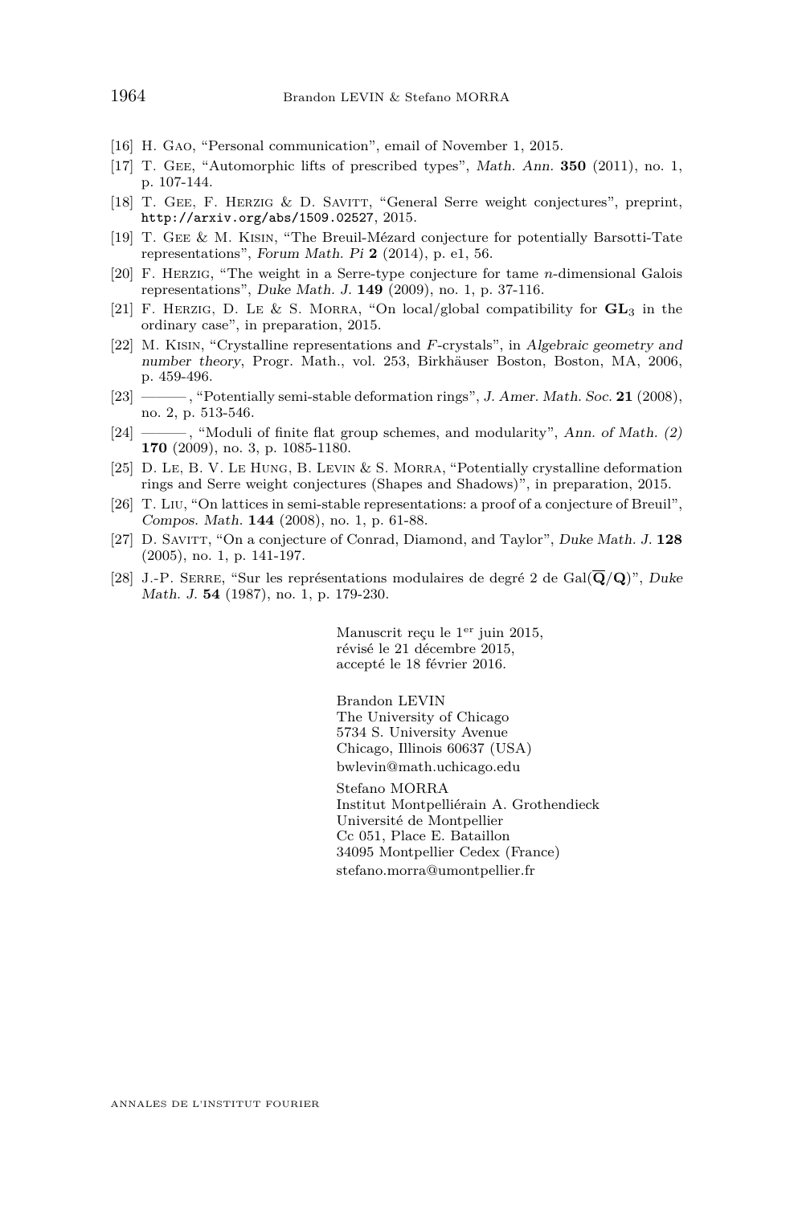[16] H. Gao, "Personal communication", email of November 1, 2015.

[17] T. Gee, "Automorphic lifts of prescribed types", *Math. Ann.* **350** (2011), no. 1, p. 107-144.

[18] T. Gee, F. Herzig & D. Savitt, "General Serre weight conjectures", preprint, http://arxiv.org/abs/1509.02527, 2015.

[19] T. Gee & M. Kisin, "The Breuil-Mézard conjecture for potentially Barsotti-Tate representations", *Forum Math. Pi* **2** (2014), p. e1, 56.

[20] F. Herzig, "The weight in a Serre-type conjecture for tame $n$-dimensional Galois representations", *Duke Math. J.* **149** (2009), no. 1, p. 37-116.

[21] F. Herzig, D. Le & S. Morra, "On local/global compatibility for $\mathbf{GL}_3$ in the ordinary case", in preparation, 2015.

[22] M. Kisin, "Crystalline representations and $F$-crystals", in *Algebraic geometry and number theory*, Progr. Math., vol. 253, Birkhäuser Boston, Boston, MA, 2006, p. 459-496.

[23] ———, "Potentially semi-stable deformation rings", *J. Amer. Math. Soc.* **21** (2008), no. 2, p. 513-546.

[24] ———, "Moduli of finite flat group schemes, and modularity", *Ann. of Math. (2)* **170** (2009), no. 3, p. 1085-1180.

[25] D. Le, B. V. Le Hung, B. Levin & S. Morra, "Potentially crystalline deformation rings and Serre weight conjectures (Shapes and Shadows)", in preparation, 2015.

[26] T. Liu, "On lattices in semi-stable representations: a proof of a conjecture of Breuil", *Compos. Math.* **144** (2008), no. 1, p. 61-88.

[27] D. Savitt, "On a conjecture of Conrad, Diamond, and Taylor", *Duke Math. J.* **128** (2005), no. 1, p. 141-197.

[28] J.-P. Serre, "Sur les représentations modulaires de degré 2 de $\mathrm{Gal}(\overline{\mathbf{Q}}/\mathbf{Q})$", *Duke Math. J.* **54** (1987), no. 1, p. 179-230.

Manuscrit reçu le 1er juin 2015,
révisé le 21 décembre 2015,
accepté le 18 février 2016.

Brandon LEVIN
The University of Chicago
5734 S. University Avenue
Chicago, Illinois 60637 (USA)
bwlevin@math.uchicago.edu

Stefano MORRA
Institut Montpelliérain A. Grothendieck
Université de Montpellier
Cc 051, Place E. Bataillon
34095 Montpellier Cedex (France)
stefano.morra@umontpellier.fr